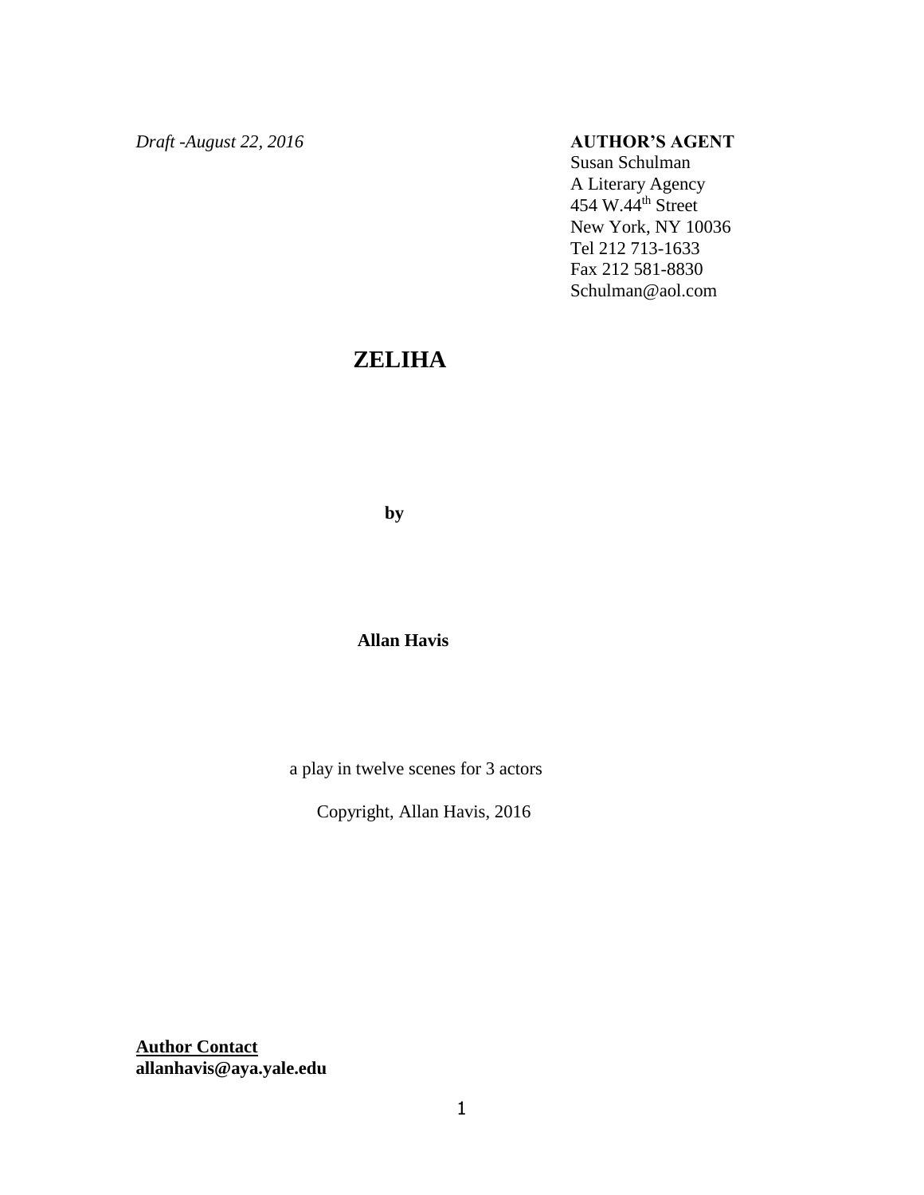*Draft -August 22, 2016*

**AUTHOR'S AGENT**
Susan Schulman
A Literary Agency
454 W.44th Street
New York, NY 10036
Tel 212 713-1633
Fax 212 581-8830
Schulman@aol.com

# ZELIHA

**by**

**Allan Havis**

a play in twelve scenes for 3 actors

Copyright, Allan Havis, 2016

**Author Contact**
**allanhavis@aya.yale.edu**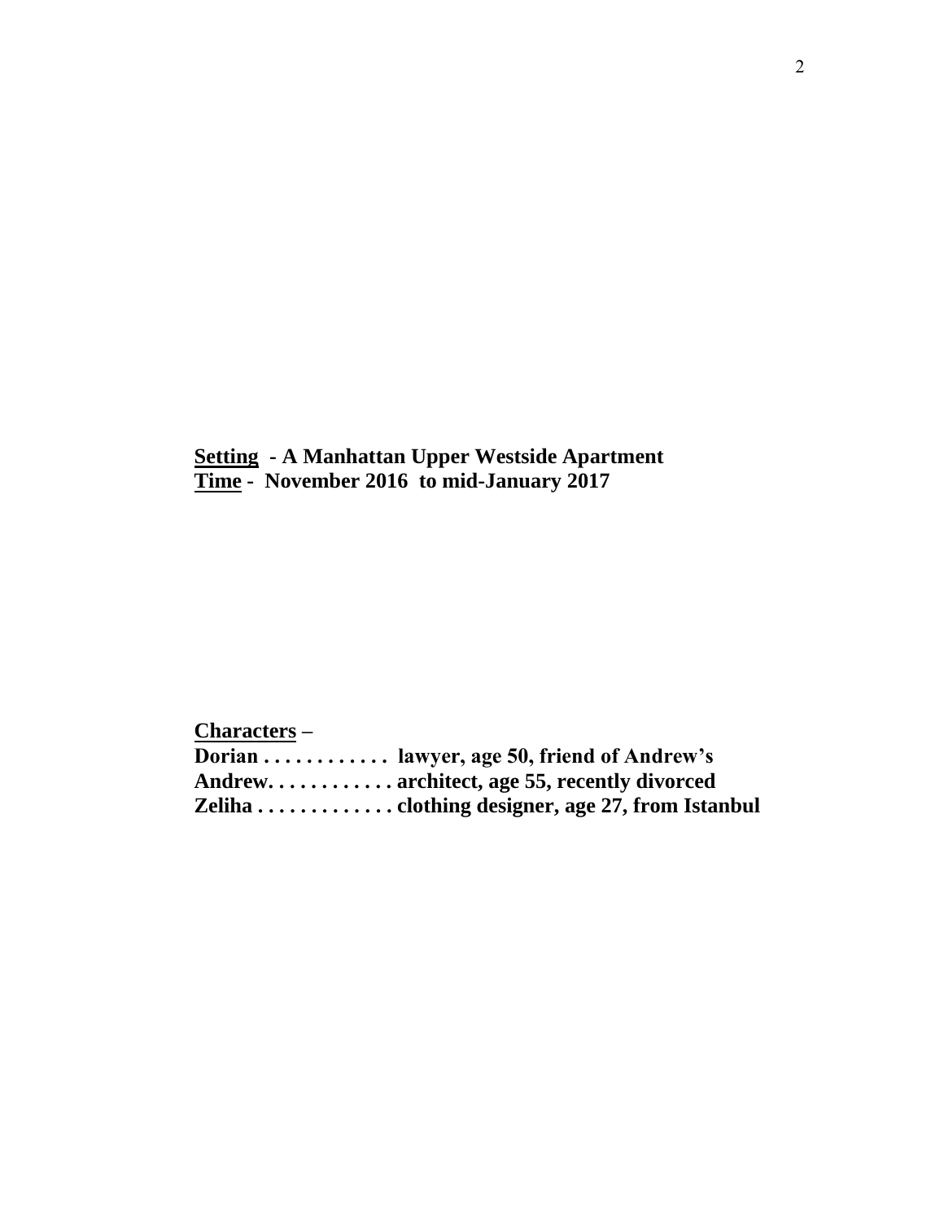**<u>Setting</u> - A Manhattan Upper Westside Apartment**
**<u>Time</u> - November 2016 to mid-January 2017**

**<u>Characters</u> –**
**Dorian . . . . . . . . . . . . lawyer, age 50, friend of Andrew's**
**Andrew. . . . . . . . . . . . architect, age 55, recently divorced**
**Zeliha . . . . . . . . . . . . . clothing designer, age 27, from Istanbul**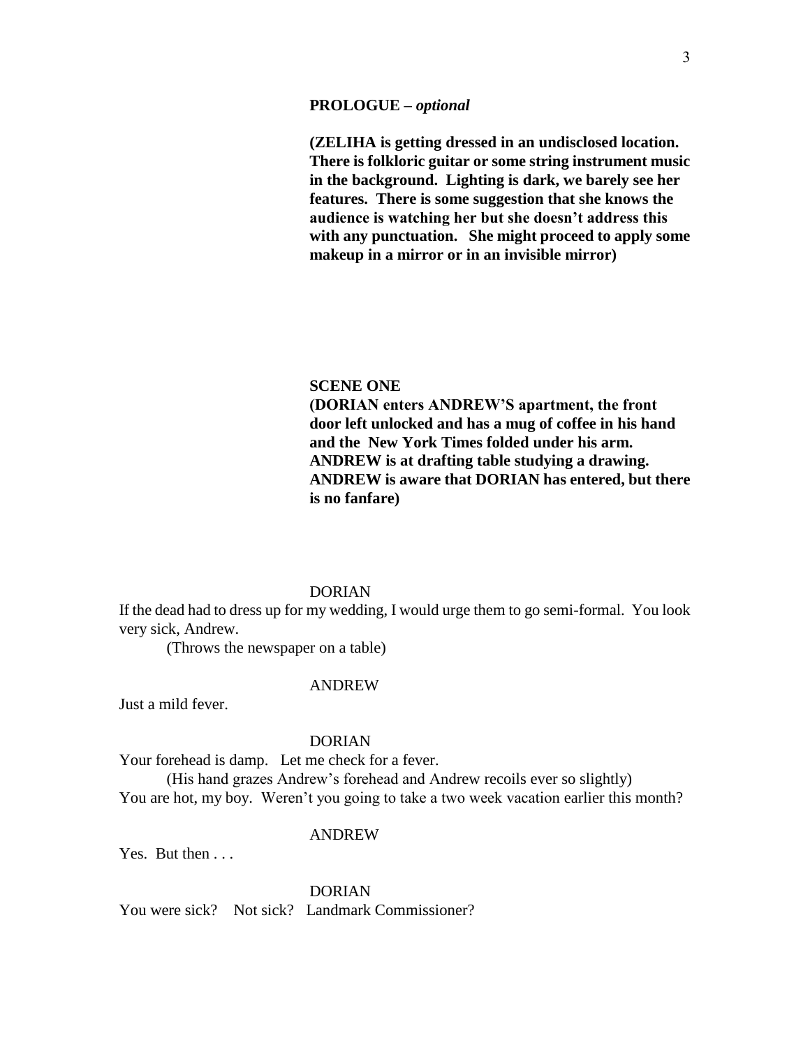**PROLOGUE –** ***optional***

**(ZELIHA is getting dressed in an undisclosed location. There is folkloric guitar or some string instrument music in the background. Lighting is dark, we barely see her features. There is some suggestion that she knows the audience is watching her but she doesn't address this with any punctuation. She might proceed to apply some makeup in a mirror or in an invisible mirror)**

**SCENE ONE**

**(DORIAN enters ANDREW'S apartment, the front door left unlocked and has a mug of coffee in his hand and the New York Times folded under his arm. ANDREW is at drafting table studying a drawing. ANDREW is aware that DORIAN has entered, but there is no fanfare)**

DORIAN

If the dead had to dress up for my wedding, I would urge them to go semi-formal. You look very sick, Andrew.

(Throws the newspaper on a table)

ANDREW

Just a mild fever.

DORIAN

Your forehead is damp. Let me check for a fever.

(His hand grazes Andrew's forehead and Andrew recoils ever so slightly)

You are hot, my boy. Weren't you going to take a two week vacation earlier this month?

ANDREW

Yes. But then . . .

DORIAN

You were sick? Not sick? Landmark Commissioner?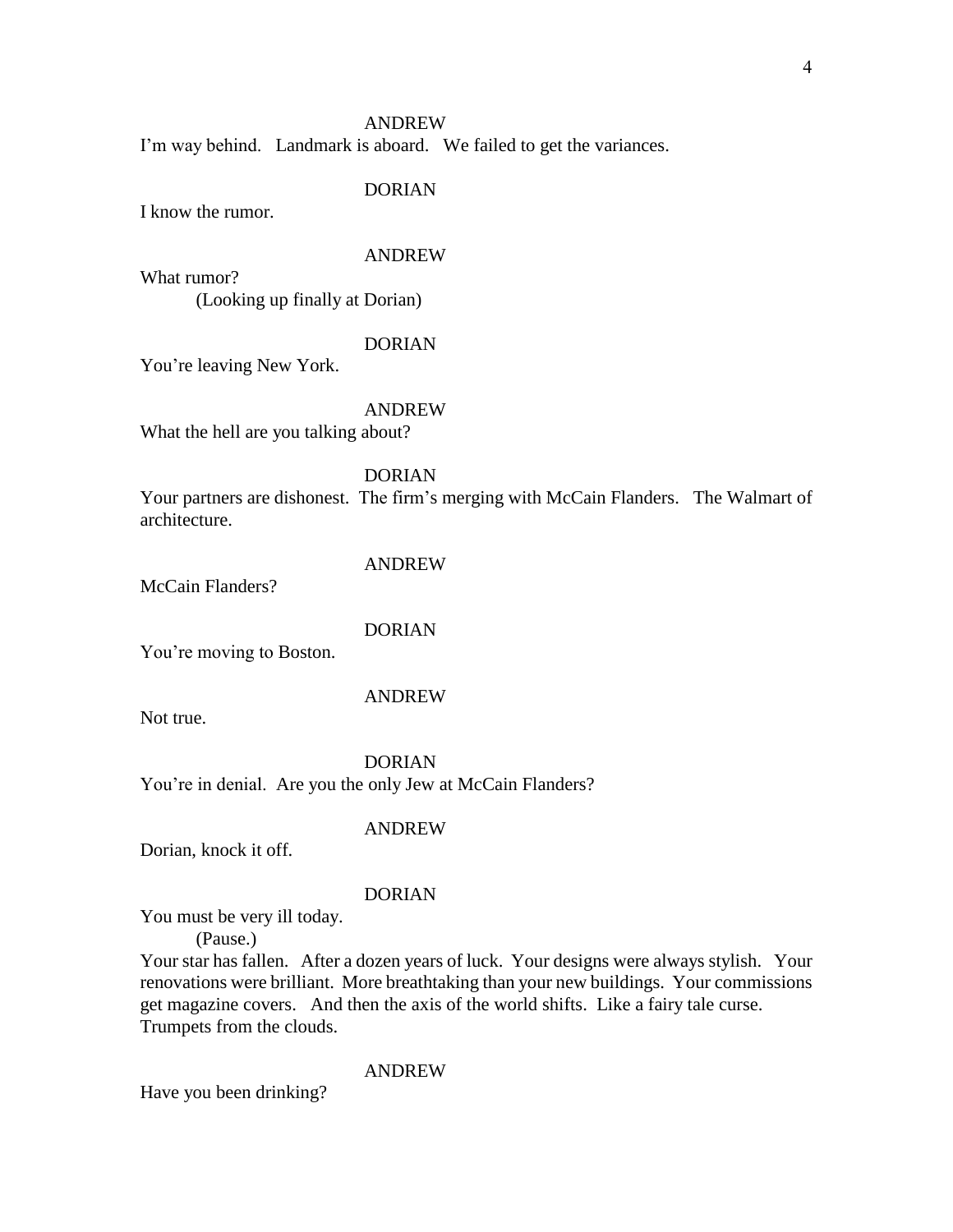ANDREW

I'm way behind. Landmark is aboard. We failed to get the variances.

DORIAN

I know the rumor.

ANDREW

What rumor?

(Looking up finally at Dorian)

DORIAN

You're leaving New York.

ANDREW

What the hell are you talking about?

DORIAN

Your partners are dishonest. The firm's merging with McCain Flanders. The Walmart of architecture.

ANDREW

McCain Flanders?

DORIAN

You're moving to Boston.

ANDREW

Not true.

DORIAN

You're in denial. Are you the only Jew at McCain Flanders?

ANDREW

Dorian, knock it off.

DORIAN

You must be very ill today.

(Pause.)

Your star has fallen. After a dozen years of luck. Your designs were always stylish. Your renovations were brilliant. More breathtaking than your new buildings. Your commissions get magazine covers. And then the axis of the world shifts. Like a fairy tale curse. Trumpets from the clouds.

ANDREW

Have you been drinking?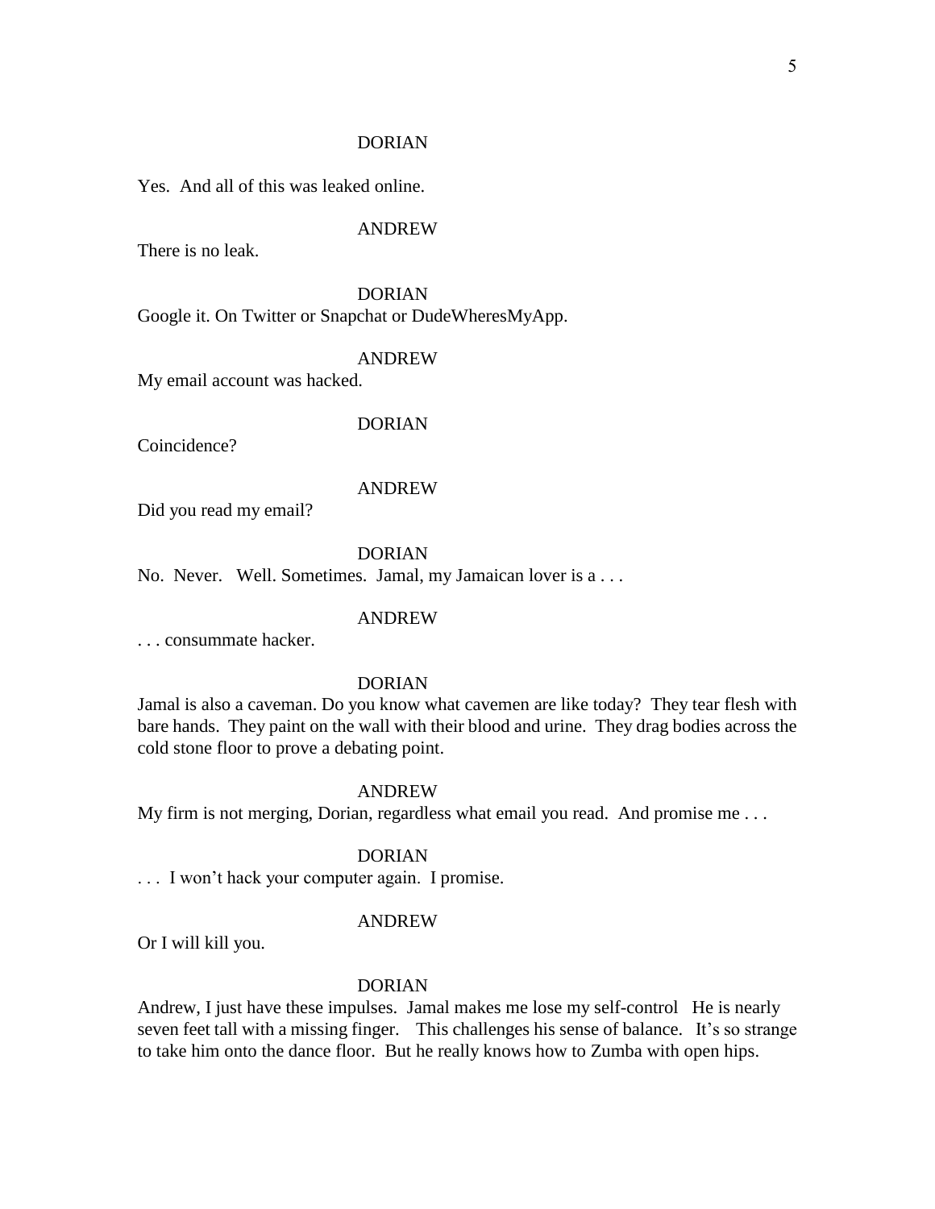DORIAN

Yes. And all of this was leaked online.

ANDREW

There is no leak.

DORIAN

Google it. On Twitter or Snapchat or DudeWheresMyApp.

ANDREW

My email account was hacked.

DORIAN

Coincidence?

ANDREW

Did you read my email?

DORIAN

No. Never. Well. Sometimes. Jamal, my Jamaican lover is a . . .

ANDREW

. . . consummate hacker.

DORIAN

Jamal is also a caveman. Do you know what cavemen are like today? They tear flesh with bare hands. They paint on the wall with their blood and urine. They drag bodies across the cold stone floor to prove a debating point.

ANDREW

My firm is not merging, Dorian, regardless what email you read. And promise me . . .

DORIAN

. . . I won't hack your computer again. I promise.

ANDREW

Or I will kill you.

DORIAN

Andrew, I just have these impulses. Jamal makes me lose my self-control He is nearly seven feet tall with a missing finger. This challenges his sense of balance. It's so strange to take him onto the dance floor. But he really knows how to Zumba with open hips.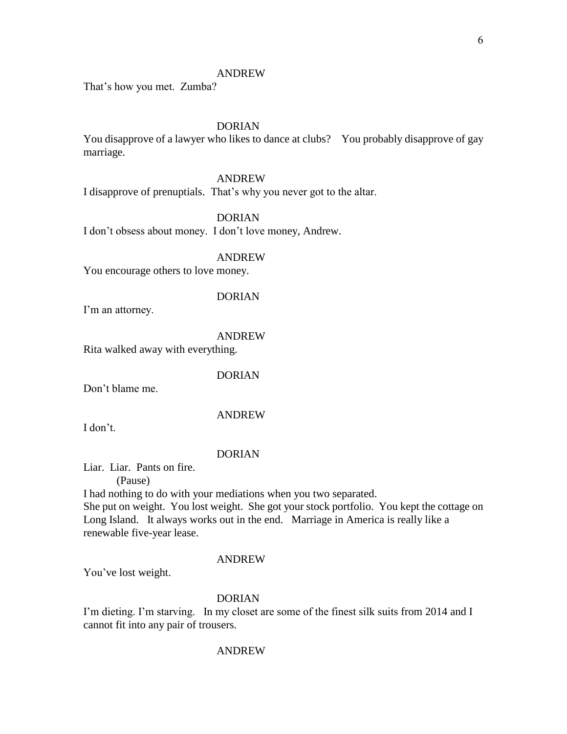ANDREW

That's how you met. Zumba?

DORIAN

You disapprove of a lawyer who likes to dance at clubs? You probably disapprove of gay marriage.

ANDREW

I disapprove of prenuptials. That's why you never got to the altar.

DORIAN

I don't obsess about money. I don't love money, Andrew.

ANDREW

You encourage others to love money.

DORIAN

I'm an attorney.

ANDREW

Rita walked away with everything.

DORIAN

Don't blame me.

ANDREW

I don't.

DORIAN

Liar. Liar. Pants on fire.

(Pause)

I had nothing to do with your mediations when you two separated.
She put on weight. You lost weight. She got your stock portfolio. You kept the cottage on Long Island. It always works out in the end. Marriage in America is really like a renewable five-year lease.

ANDREW

You've lost weight.

DORIAN

I'm dieting. I'm starving. In my closet are some of the finest silk suits from 2014 and I cannot fit into any pair of trousers.

ANDREW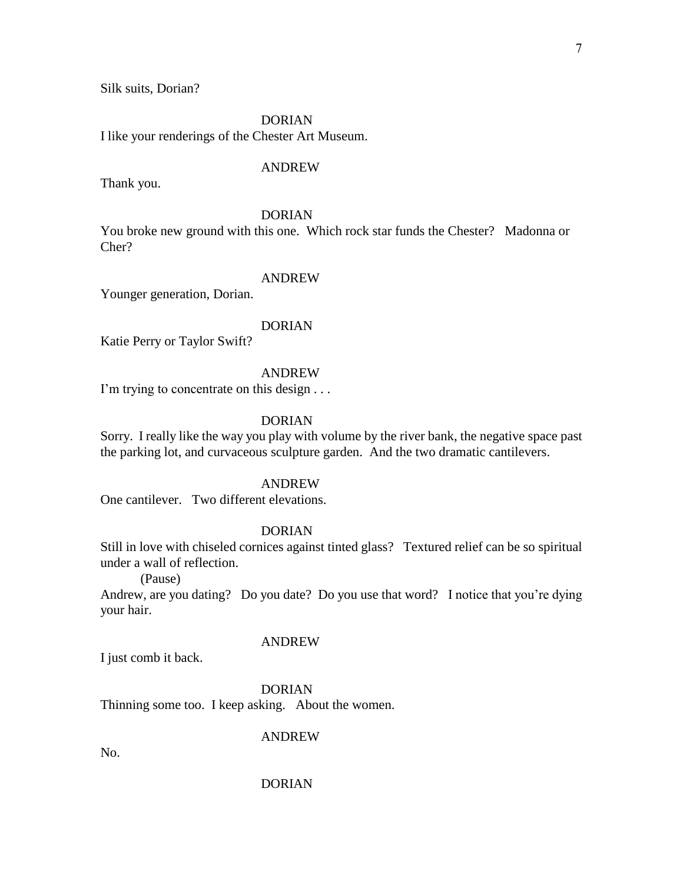Silk suits, Dorian?

DORIAN

I like your renderings of the Chester Art Museum.

ANDREW

Thank you.

DORIAN

You broke new ground with this one. Which rock star funds the Chester? Madonna or Cher?

ANDREW

Younger generation, Dorian.

DORIAN

Katie Perry or Taylor Swift?

ANDREW

I'm trying to concentrate on this design . . .

DORIAN

Sorry. I really like the way you play with volume by the river bank, the negative space past the parking lot, and curvaceous sculpture garden. And the two dramatic cantilevers.

ANDREW

One cantilever. Two different elevations.

DORIAN

Still in love with chiseled cornices against tinted glass? Textured relief can be so spiritual under a wall of reflection.

(Pause)

Andrew, are you dating? Do you date? Do you use that word? I notice that you're dying your hair.

ANDREW

I just comb it back.

DORIAN

Thinning some too. I keep asking. About the women.

ANDREW

No.

DORIAN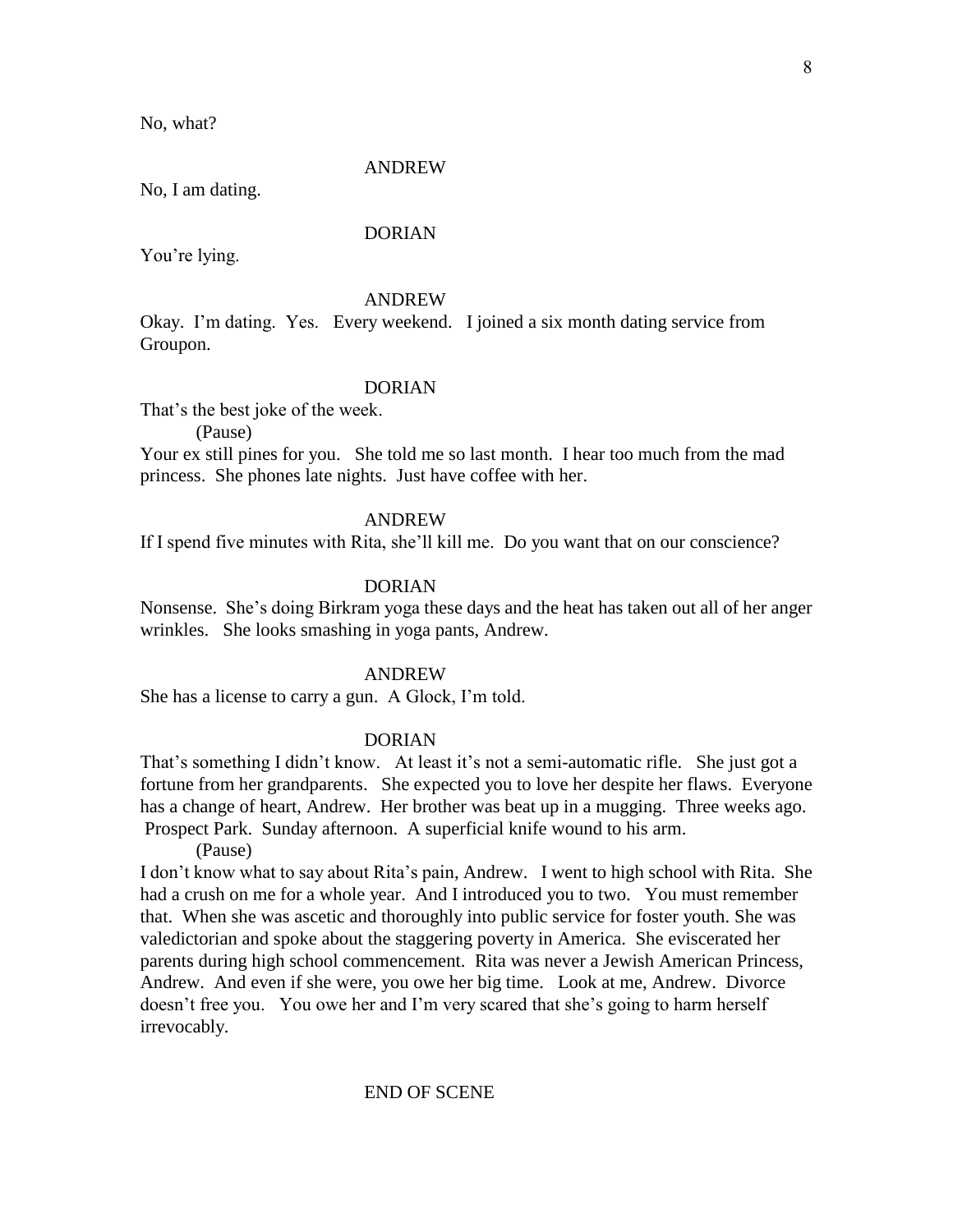No, what?

ANDREW

No, I am dating.

DORIAN

You're lying.

ANDREW

Okay. I'm dating. Yes. Every weekend. I joined a six month dating service from Groupon.

DORIAN

That's the best joke of the week.

(Pause)

Your ex still pines for you. She told me so last month. I hear too much from the mad princess. She phones late nights. Just have coffee with her.

ANDREW

If I spend five minutes with Rita, she'll kill me. Do you want that on our conscience?

DORIAN

Nonsense. She's doing Birkram yoga these days and the heat has taken out all of her anger wrinkles. She looks smashing in yoga pants, Andrew.

ANDREW

She has a license to carry a gun. A Glock, I'm told.

DORIAN

That's something I didn't know. At least it's not a semi-automatic rifle. She just got a fortune from her grandparents. She expected you to love her despite her flaws. Everyone has a change of heart, Andrew. Her brother was beat up in a mugging. Three weeks ago. Prospect Park. Sunday afternoon. A superficial knife wound to his arm.

(Pause)

I don't know what to say about Rita's pain, Andrew. I went to high school with Rita. She had a crush on me for a whole year. And I introduced you to two. You must remember that. When she was ascetic and thoroughly into public service for foster youth. She was valedictorian and spoke about the staggering poverty in America. She eviscerated her parents during high school commencement. Rita was never a Jewish American Princess, Andrew. And even if she were, you owe her big time. Look at me, Andrew. Divorce doesn't free you. You owe her and I'm very scared that she's going to harm herself irrevocably.

END OF SCENE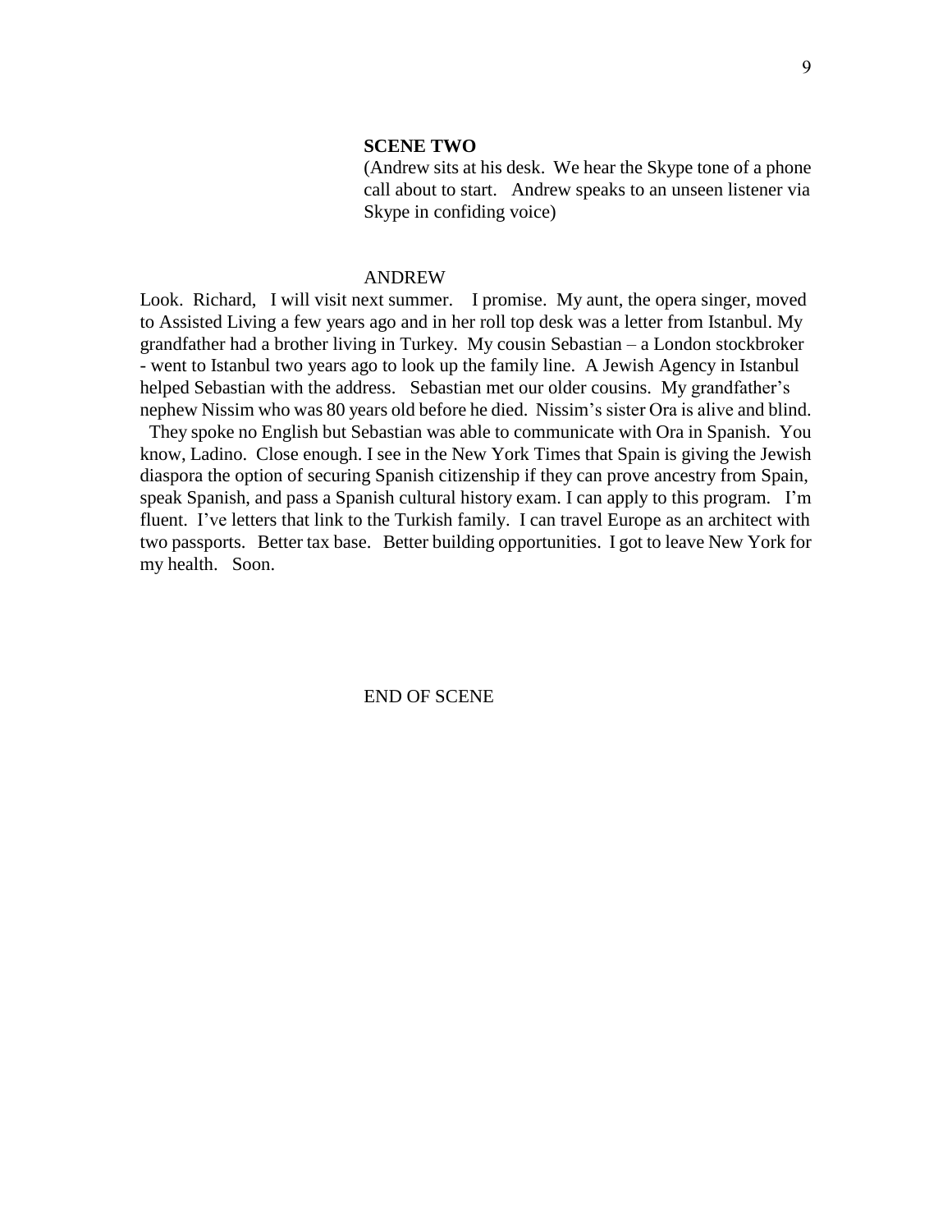**SCENE TWO**

(Andrew sits at his desk. We hear the Skype tone of a phone call about to start. Andrew speaks to an unseen listener via Skype in confiding voice)

ANDREW

Look. Richard, I will visit next summer. I promise. My aunt, the opera singer, moved to Assisted Living a few years ago and in her roll top desk was a letter from Istanbul. My grandfather had a brother living in Turkey. My cousin Sebastian – a London stockbroker - went to Istanbul two years ago to look up the family line. A Jewish Agency in Istanbul helped Sebastian with the address. Sebastian met our older cousins. My grandfather's nephew Nissim who was 80 years old before he died. Nissim's sister Ora is alive and blind. They spoke no English but Sebastian was able to communicate with Ora in Spanish. You know, Ladino. Close enough. I see in the New York Times that Spain is giving the Jewish diaspora the option of securing Spanish citizenship if they can prove ancestry from Spain, speak Spanish, and pass a Spanish cultural history exam. I can apply to this program. I'm fluent. I've letters that link to the Turkish family. I can travel Europe as an architect with two passports. Better tax base. Better building opportunities. I got to leave New York for my health. Soon.

END OF SCENE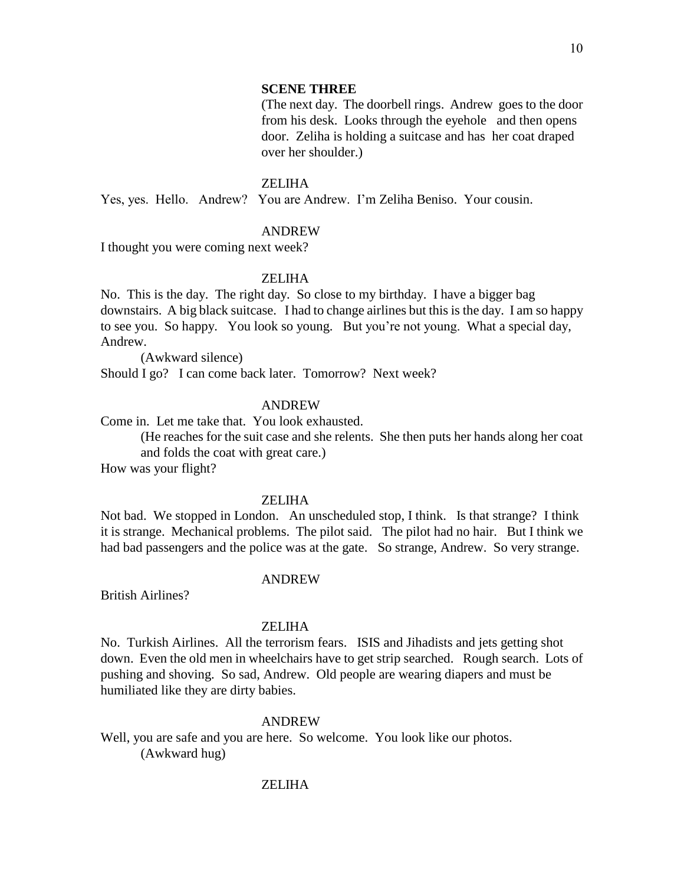**SCENE THREE**

(The next day. The doorbell rings. Andrew goes to the door from his desk. Looks through the eyehole and then opens door. Zeliha is holding a suitcase and has her coat draped over her shoulder.)

ZELIHA

Yes, yes. Hello. Andrew? You are Andrew. I'm Zeliha Beniso. Your cousin.

ANDREW

I thought you were coming next week?

ZELIHA

No. This is the day. The right day. So close to my birthday. I have a bigger bag downstairs. A big black suitcase. I had to change airlines but this is the day. I am so happy to see you. So happy. You look so young. But you're not young. What a special day, Andrew.

(Awkward silence)

Should I go? I can come back later. Tomorrow? Next week?

ANDREW

Come in. Let me take that. You look exhausted.

(He reaches for the suit case and she relents. She then puts her hands along her coat and folds the coat with great care.)

How was your flight?

ZELIHA

Not bad. We stopped in London. An unscheduled stop, I think. Is that strange? I think it is strange. Mechanical problems. The pilot said. The pilot had no hair. But I think we had bad passengers and the police was at the gate. So strange, Andrew. So very strange.

ANDREW

British Airlines?

ZELIHA

No. Turkish Airlines. All the terrorism fears. ISIS and Jihadists and jets getting shot down. Even the old men in wheelchairs have to get strip searched. Rough search. Lots of pushing and shoving. So sad, Andrew. Old people are wearing diapers and must be humiliated like they are dirty babies.

ANDREW

Well, you are safe and you are here. So welcome. You look like our photos.

(Awkward hug)

ZELIHA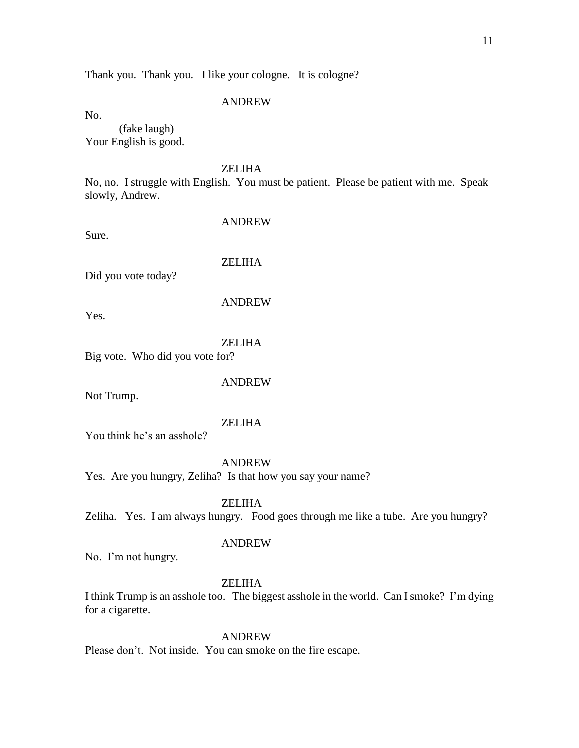Thank you. Thank you. I like your cologne. It is cologne?

ANDREW

No.

(fake laugh)

Your English is good.

ZELIHA

No, no. I struggle with English. You must be patient. Please be patient with me. Speak slowly, Andrew.

ANDREW

Sure.

ZELIHA

Did you vote today?

ANDREW

Yes.

ZELIHA

Big vote. Who did you vote for?

ANDREW

Not Trump.

ZELIHA

You think he's an asshole?

ANDREW

Yes. Are you hungry, Zeliha? Is that how you say your name?

ZELIHA

Zeliha. Yes. I am always hungry. Food goes through me like a tube. Are you hungry?

ANDREW

No. I'm not hungry.

ZELIHA

I think Trump is an asshole too. The biggest asshole in the world. Can I smoke? I'm dying for a cigarette.

ANDREW

Please don't. Not inside. You can smoke on the fire escape.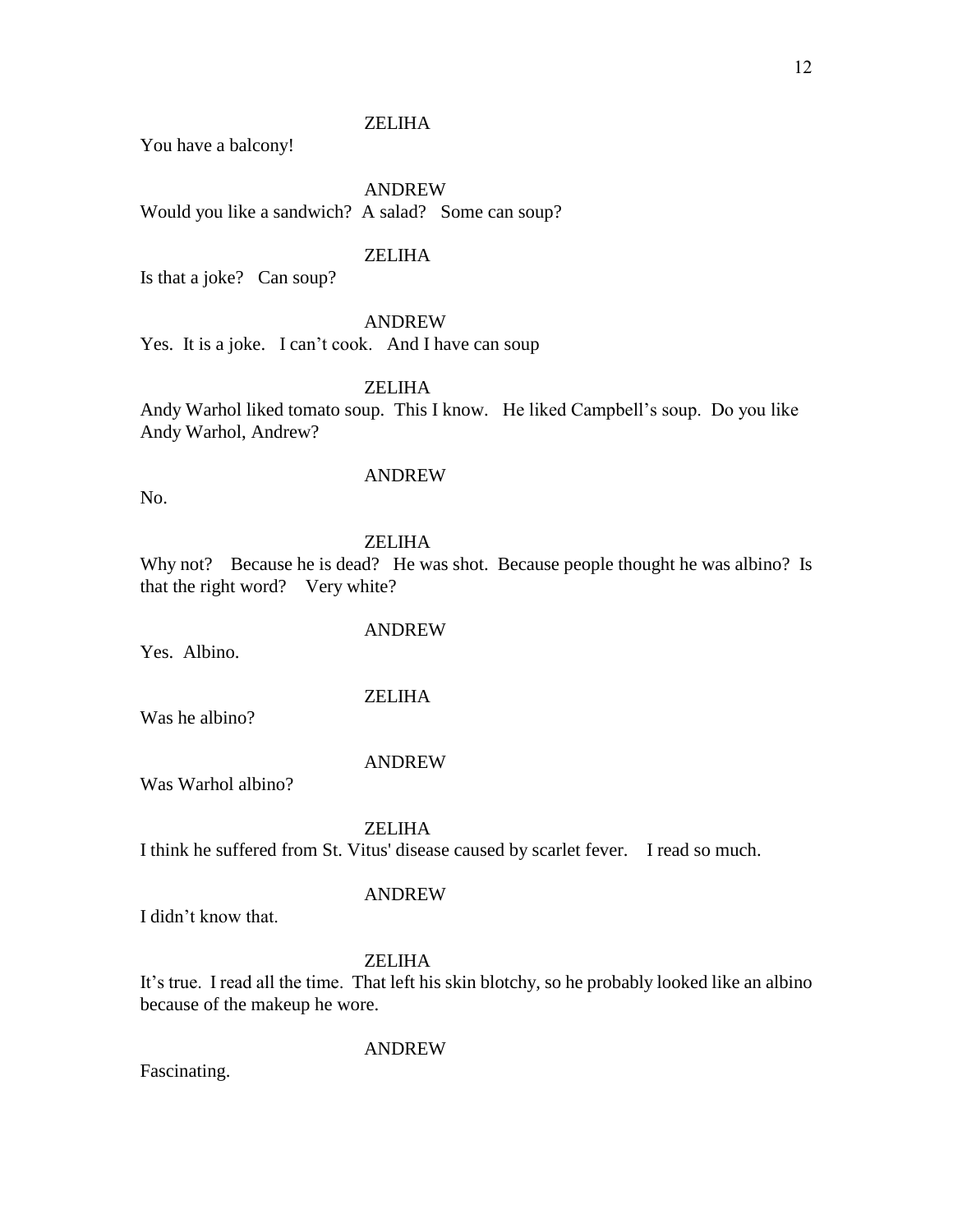ZELIHA

You have a balcony!

ANDREW

Would you like a sandwich? A salad? Some can soup?

ZELIHA

Is that a joke? Can soup?

ANDREW

Yes. It is a joke. I can't cook. And I have can soup

ZELIHA

Andy Warhol liked tomato soup. This I know. He liked Campbell's soup. Do you like Andy Warhol, Andrew?

ANDREW

No.

ZELIHA

Why not? Because he is dead? He was shot. Because people thought he was albino? Is that the right word? Very white?

ANDREW

Yes. Albino.

ZELIHA

Was he albino?

ANDREW

Was Warhol albino?

ZELIHA

I think he suffered from St. Vitus' disease caused by scarlet fever. I read so much.

ANDREW

I didn't know that.

ZELIHA

It's true. I read all the time. That left his skin blotchy, so he probably looked like an albino because of the makeup he wore.

ANDREW

Fascinating.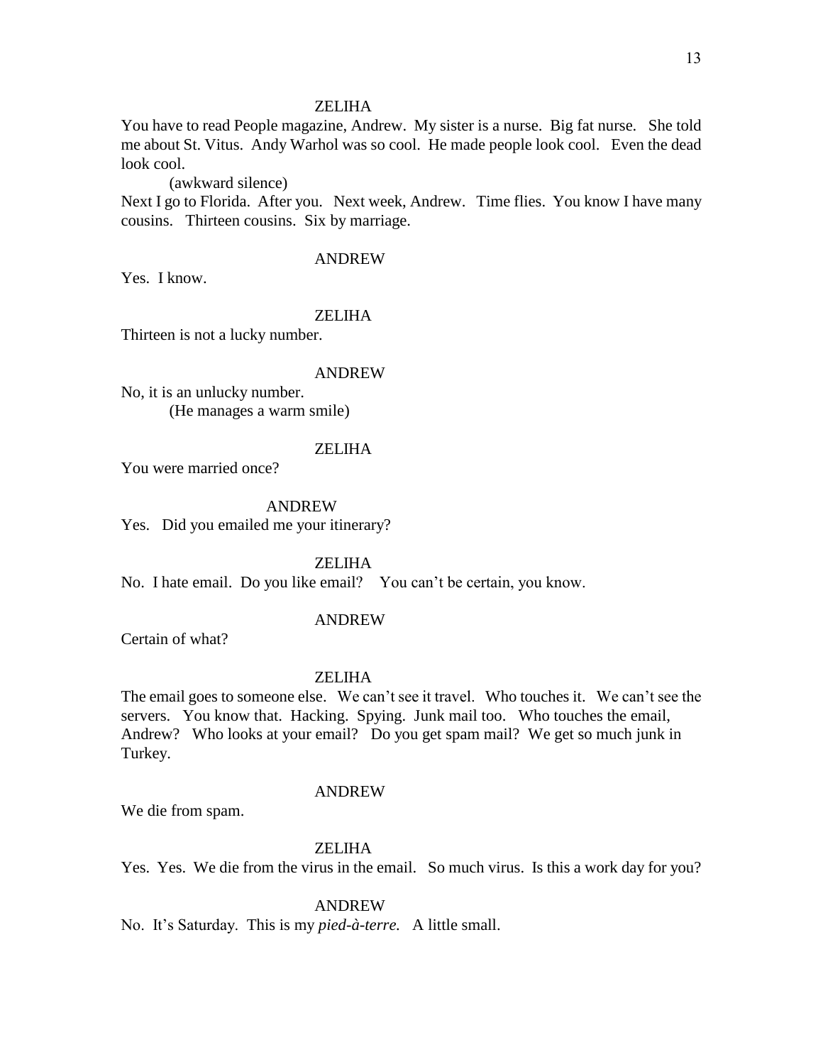ZELIHA

You have to read People magazine, Andrew. My sister is a nurse. Big fat nurse. She told me about St. Vitus. Andy Warhol was so cool. He made people look cool. Even the dead look cool.

(awkward silence)

Next I go to Florida. After you. Next week, Andrew. Time flies. You know I have many cousins. Thirteen cousins. Six by marriage.

ANDREW

Yes. I know.

ZELIHA

Thirteen is not a lucky number.

ANDREW

No, it is an unlucky number.

(He manages a warm smile)

ZELIHA

You were married once?

ANDREW

Yes. Did you emailed me your itinerary?

ZELIHA

No. I hate email. Do you like email? You can't be certain, you know.

ANDREW

Certain of what?

ZELIHA

The email goes to someone else. We can't see it travel. Who touches it. We can't see the servers. You know that. Hacking. Spying. Junk mail too. Who touches the email, Andrew? Who looks at your email? Do you get spam mail? We get so much junk in Turkey.

ANDREW

We die from spam.

ZELIHA

Yes. Yes. We die from the virus in the email. So much virus. Is this a work day for you?

ANDREW

No. It's Saturday. This is my *pied-à-terre.* A little small.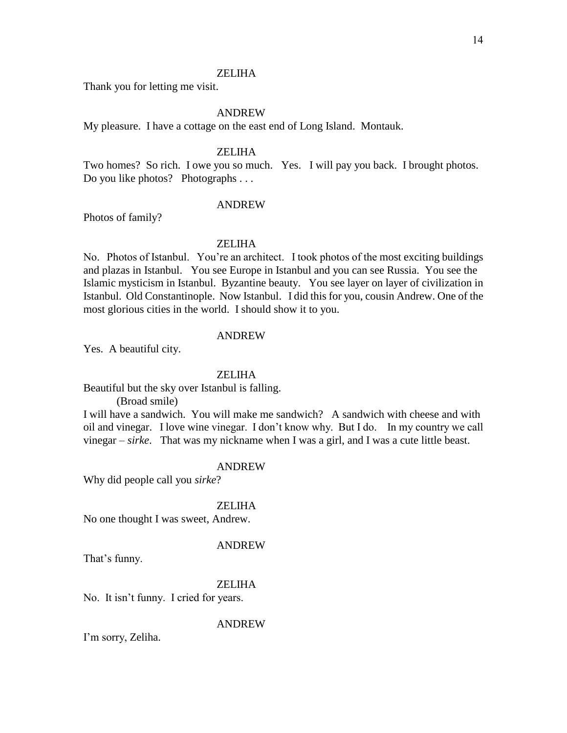ZELIHA

Thank you for letting me visit.

ANDREW

My pleasure. I have a cottage on the east end of Long Island. Montauk.

ZELIHA

Two homes? So rich. I owe you so much. Yes. I will pay you back. I brought photos. Do you like photos? Photographs . . .

ANDREW

Photos of family?

ZELIHA

No. Photos of Istanbul. You're an architect. I took photos of the most exciting buildings and plazas in Istanbul. You see Europe in Istanbul and you can see Russia. You see the Islamic mysticism in Istanbul. Byzantine beauty. You see layer on layer of civilization in Istanbul. Old Constantinople. Now Istanbul. I did this for you, cousin Andrew. One of the most glorious cities in the world. I should show it to you.

ANDREW

Yes. A beautiful city.

ZELIHA

Beautiful but the sky over Istanbul is falling.

(Broad smile)

I will have a sandwich. You will make me sandwich? A sandwich with cheese and with oil and vinegar. I love wine vinegar. I don't know why. But I do. In my country we call vinegar – *sirke*. That was my nickname when I was a girl, and I was a cute little beast.

ANDREW

Why did people call you *sirke*?

ZELIHA

No one thought I was sweet, Andrew.

ANDREW

That's funny.

ZELIHA

No. It isn't funny. I cried for years.

ANDREW

I'm sorry, Zeliha.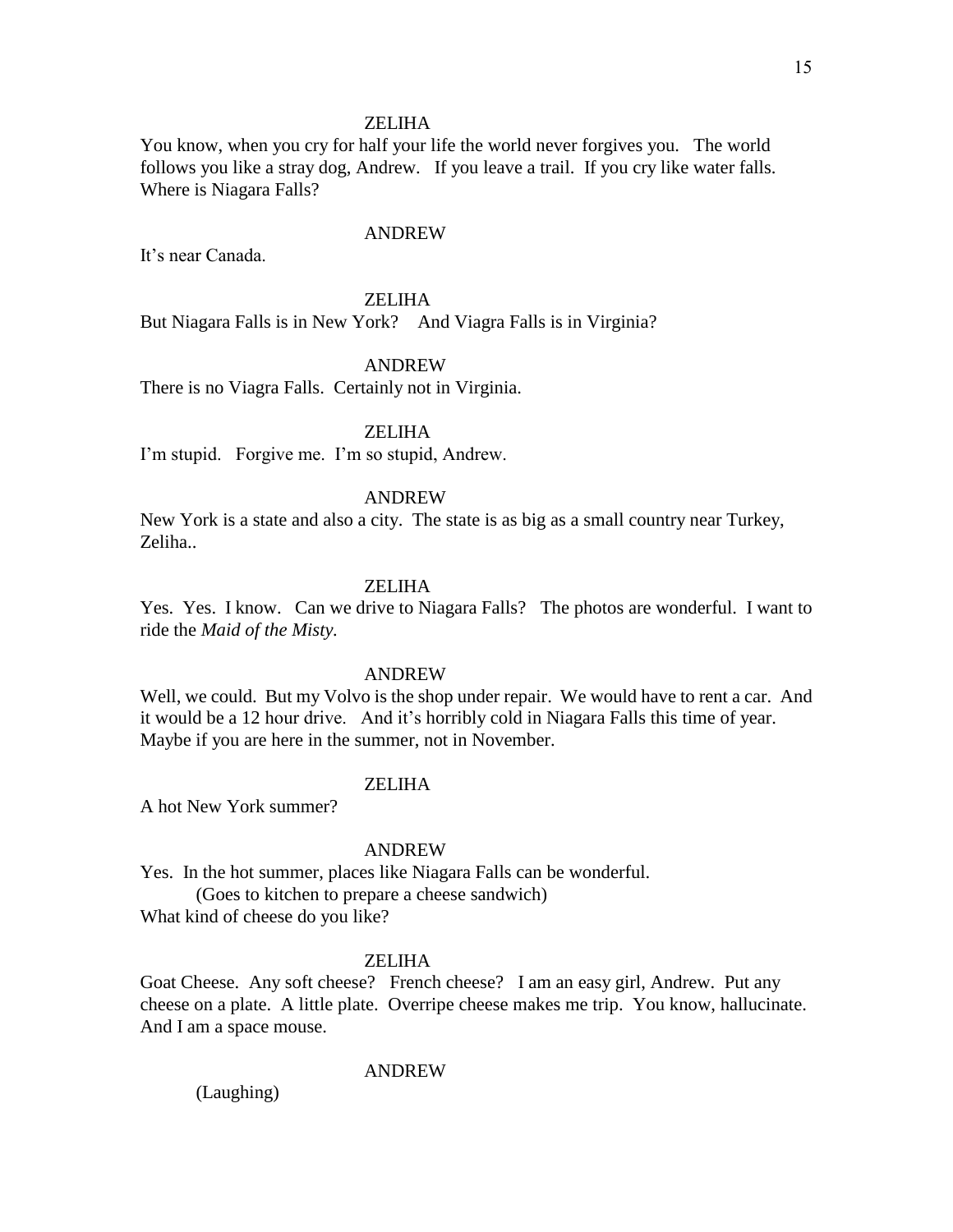ZELIHA

You know, when you cry for half your life the world never forgives you. The world follows you like a stray dog, Andrew. If you leave a trail. If you cry like water falls. Where is Niagara Falls?

ANDREW

It's near Canada.

ZELIHA

But Niagara Falls is in New York? And Viagra Falls is in Virginia?

ANDREW

There is no Viagra Falls. Certainly not in Virginia.

ZELIHA

I'm stupid. Forgive me. I'm so stupid, Andrew.

ANDREW

New York is a state and also a city. The state is as big as a small country near Turkey, Zeliha..

ZELIHA

Yes. Yes. I know. Can we drive to Niagara Falls? The photos are wonderful. I want to ride the *Maid of the Misty.*

ANDREW

Well, we could. But my Volvo is the shop under repair. We would have to rent a car. And it would be a 12 hour drive. And it's horribly cold in Niagara Falls this time of year. Maybe if you are here in the summer, not in November.

ZELIHA

A hot New York summer?

ANDREW

Yes. In the hot summer, places like Niagara Falls can be wonderful.

(Goes to kitchen to prepare a cheese sandwich)

What kind of cheese do you like?

ZELIHA

Goat Cheese. Any soft cheese? French cheese? I am an easy girl, Andrew. Put any cheese on a plate. A little plate. Overripe cheese makes me trip. You know, hallucinate. And I am a space mouse.

ANDREW

(Laughing)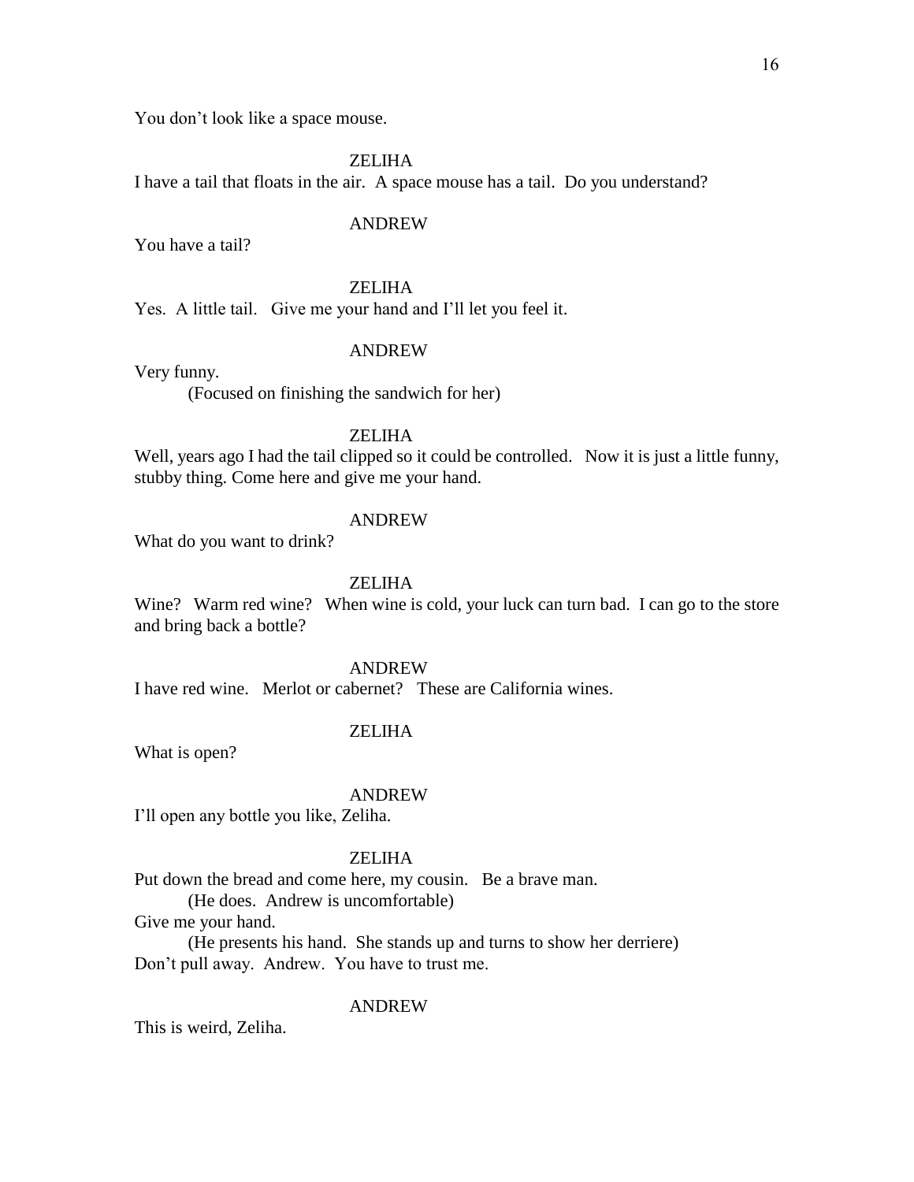You don't look like a space mouse.

ZELIHA

I have a tail that floats in the air.  A space mouse has a tail.  Do you understand?

ANDREW

You have a tail?

ZELIHA

Yes.  A little tail.   Give me your hand and I'll let you feel it.

ANDREW

Very funny.

(Focused on finishing the sandwich for her)

ZELIHA

Well, years ago I had the tail clipped so it could be controlled.   Now it is just a little funny, stubby thing. Come here and give me your hand.

ANDREW

What do you want to drink?

ZELIHA

Wine?   Warm red wine?   When wine is cold, your luck can turn bad.  I can go to the store and bring back a bottle?

ANDREW

I have red wine.   Merlot or cabernet?   These are California wines.

ZELIHA

What is open?

ANDREW

I'll open any bottle you like, Zeliha.

ZELIHA

Put down the bread and come here, my cousin.   Be a brave man.

(He does.  Andrew is uncomfortable)

Give me your hand.

(He presents his hand.  She stands up and turns to show her derriere)

Don't pull away.  Andrew.  You have to trust me.

ANDREW

This is weird, Zeliha.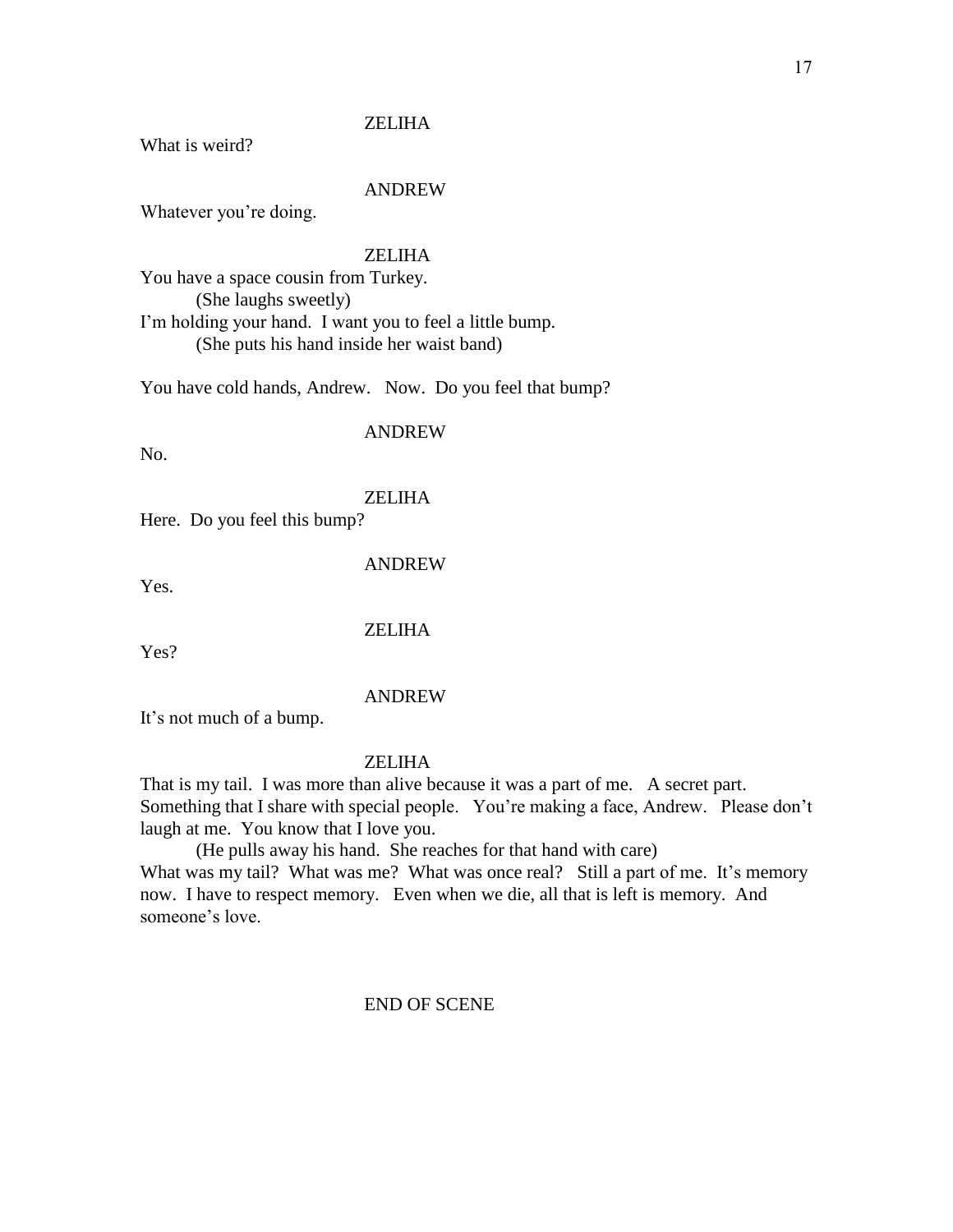ZELIHA

What is weird?

ANDREW

Whatever you're doing.

ZELIHA

You have a space cousin from Turkey.

(She laughs sweetly)

I'm holding your hand. I want you to feel a little bump.

(She puts his hand inside her waist band)

You have cold hands, Andrew. Now. Do you feel that bump?

ANDREW

No.

ZELIHA

Here. Do you feel this bump?

ANDREW

Yes.

ZELIHA

Yes?

ANDREW

It's not much of a bump.

ZELIHA

That is my tail. I was more than alive because it was a part of me. A secret part. Something that I share with special people. You're making a face, Andrew. Please don't laugh at me. You know that I love you.

(He pulls away his hand. She reaches for that hand with care)

What was my tail? What was me? What was once real? Still a part of me. It's memory now. I have to respect memory. Even when we die, all that is left is memory. And someone's love.

END OF SCENE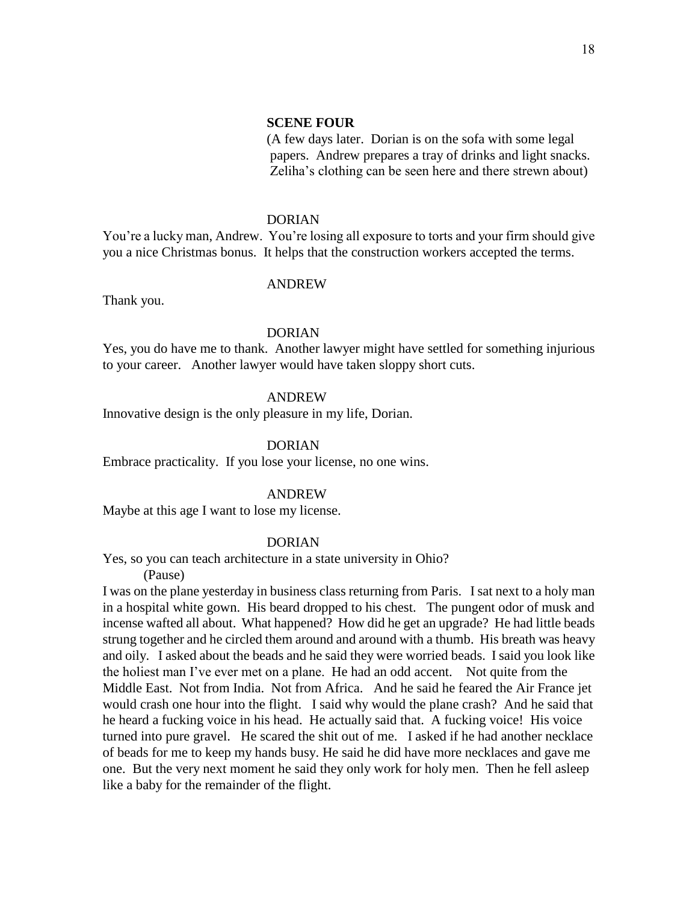**SCENE FOUR**

(A few days later. Dorian is on the sofa with some legal papers. Andrew prepares a tray of drinks and light snacks. Zeliha's clothing can be seen here and there strewn about)

DORIAN

You're a lucky man, Andrew. You're losing all exposure to torts and your firm should give you a nice Christmas bonus. It helps that the construction workers accepted the terms.

ANDREW

Thank you.

DORIAN

Yes, you do have me to thank. Another lawyer might have settled for something injurious to your career. Another lawyer would have taken sloppy short cuts.

ANDREW

Innovative design is the only pleasure in my life, Dorian.

DORIAN

Embrace practicality. If you lose your license, no one wins.

ANDREW

Maybe at this age I want to lose my license.

DORIAN

Yes, so you can teach architecture in a state university in Ohio?

(Pause)

I was on the plane yesterday in business class returning from Paris. I sat next to a holy man in a hospital white gown. His beard dropped to his chest. The pungent odor of musk and incense wafted all about. What happened? How did he get an upgrade? He had little beads strung together and he circled them around and around with a thumb. His breath was heavy and oily. I asked about the beads and he said they were worried beads. I said you look like the holiest man I've ever met on a plane. He had an odd accent. Not quite from the Middle East. Not from India. Not from Africa. And he said he feared the Air France jet would crash one hour into the flight. I said why would the plane crash? And he said that he heard a fucking voice in his head. He actually said that. A fucking voice! His voice turned into pure gravel. He scared the shit out of me. I asked if he had another necklace of beads for me to keep my hands busy. He said he did have more necklaces and gave me one. But the very next moment he said they only work for holy men. Then he fell asleep like a baby for the remainder of the flight.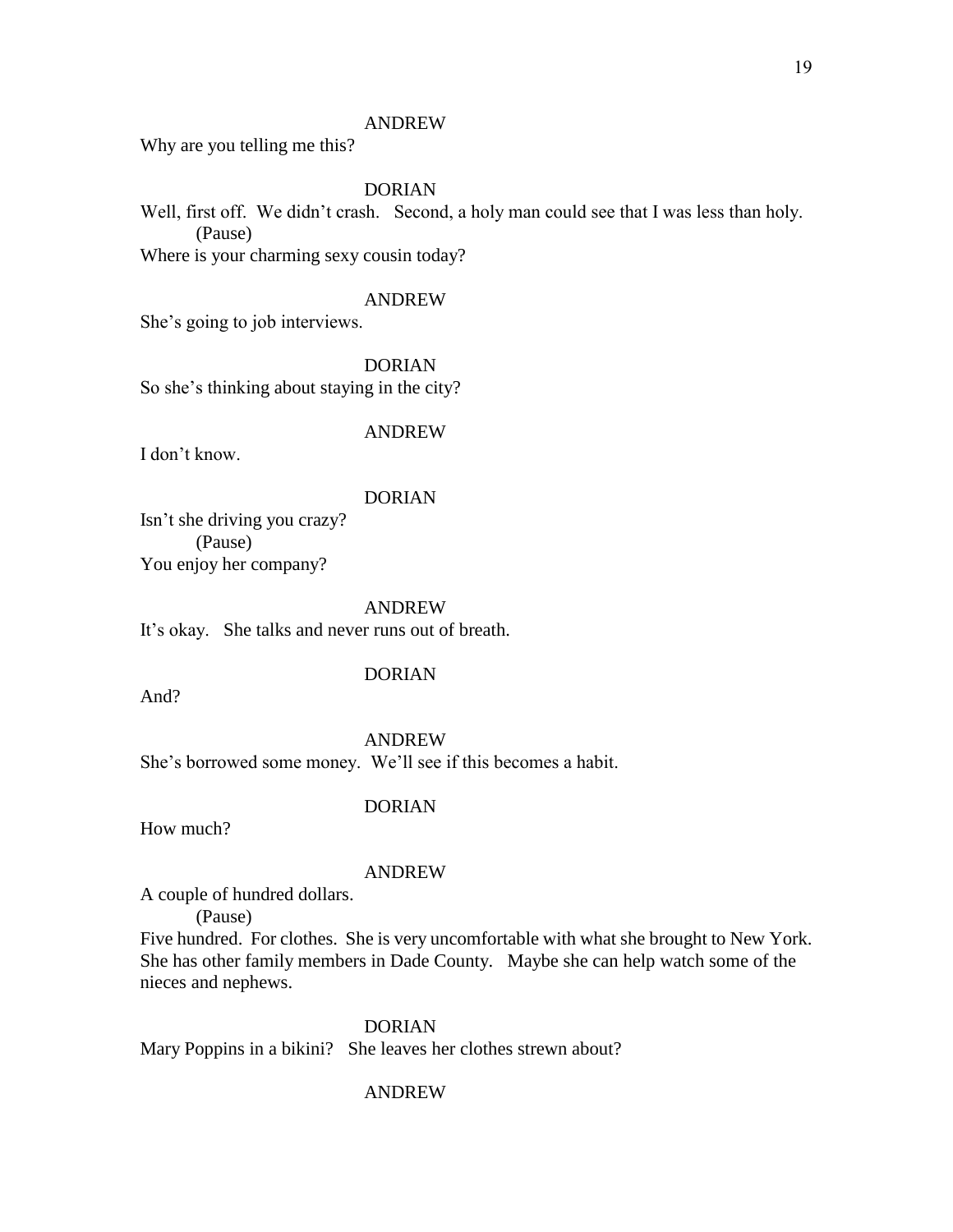ANDREW

Why are you telling me this?

DORIAN

Well, first off. We didn't crash. Second, a holy man could see that I was less than holy.

(Pause)

Where is your charming sexy cousin today?

ANDREW

She's going to job interviews.

DORIAN

So she's thinking about staying in the city?

ANDREW

I don't know.

DORIAN

Isn't she driving you crazy?

(Pause)

You enjoy her company?

ANDREW

It's okay. She talks and never runs out of breath.

DORIAN

And?

ANDREW

She's borrowed some money. We'll see if this becomes a habit.

DORIAN

How much?

ANDREW

A couple of hundred dollars.

(Pause)

Five hundred. For clothes. She is very uncomfortable with what she brought to New York. She has other family members in Dade County. Maybe she can help watch some of the nieces and nephews.

DORIAN

Mary Poppins in a bikini? She leaves her clothes strewn about?

ANDREW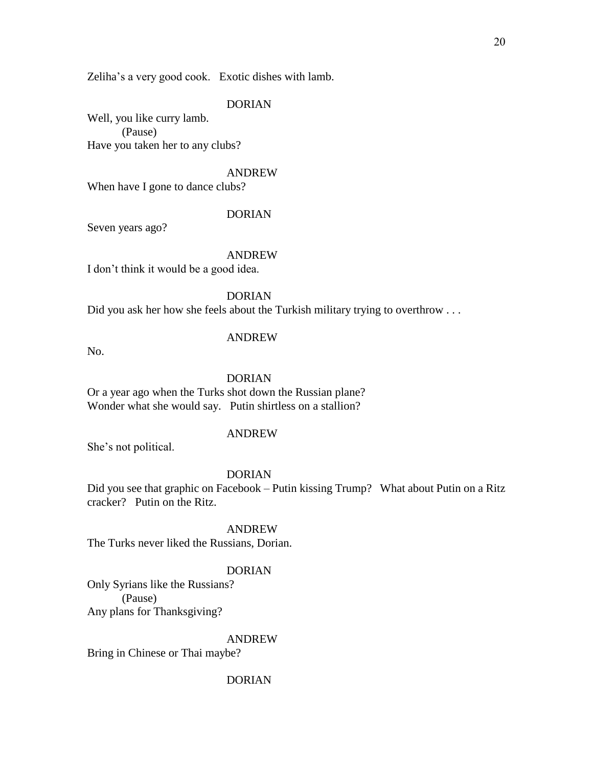Zeliha's a very good cook.   Exotic dishes with lamb.

DORIAN

Well, you like curry lamb.
(Pause)
Have you taken her to any clubs?

ANDREW

When have I gone to dance clubs?

DORIAN

Seven years ago?

ANDREW

I don't think it would be a good idea.

DORIAN

Did you ask her how she feels about the Turkish military trying to overthrow . . .

ANDREW

No.

DORIAN

Or a year ago when the Turks shot down the Russian plane?
Wonder what she would say.   Putin shirtless on a stallion?

ANDREW

She's not political.

DORIAN

Did you see that graphic on Facebook – Putin kissing Trump?   What about Putin on a Ritz cracker?   Putin on the Ritz.

ANDREW

The Turks never liked the Russians, Dorian.

DORIAN

Only Syrians like the Russians?
(Pause)
Any plans for Thanksgiving?

ANDREW

Bring in Chinese or Thai maybe?

DORIAN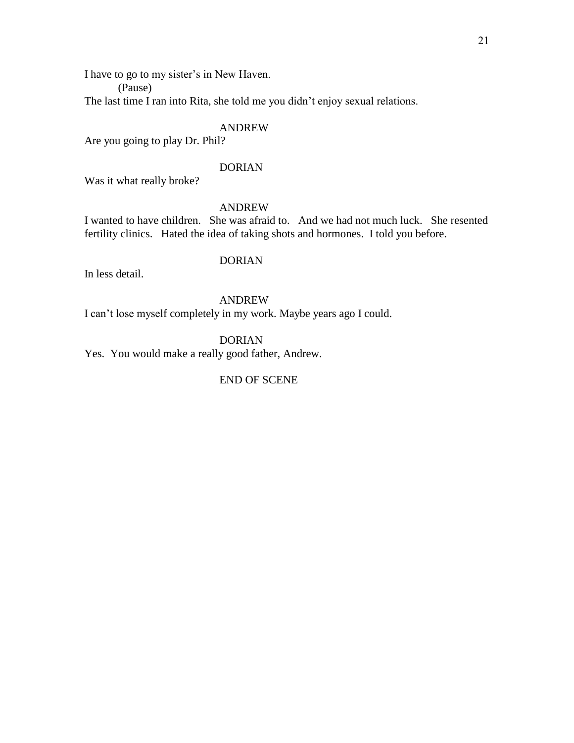I have to go to my sister's in New Haven.

(Pause)

The last time I ran into Rita, she told me you didn't enjoy sexual relations.

ANDREW

Are you going to play Dr. Phil?

DORIAN

Was it what really broke?

ANDREW

I wanted to have children. She was afraid to. And we had not much luck. She resented fertility clinics. Hated the idea of taking shots and hormones. I told you before.

DORIAN

In less detail.

ANDREW

I can't lose myself completely in my work. Maybe years ago I could.

DORIAN

Yes. You would make a really good father, Andrew.

END OF SCENE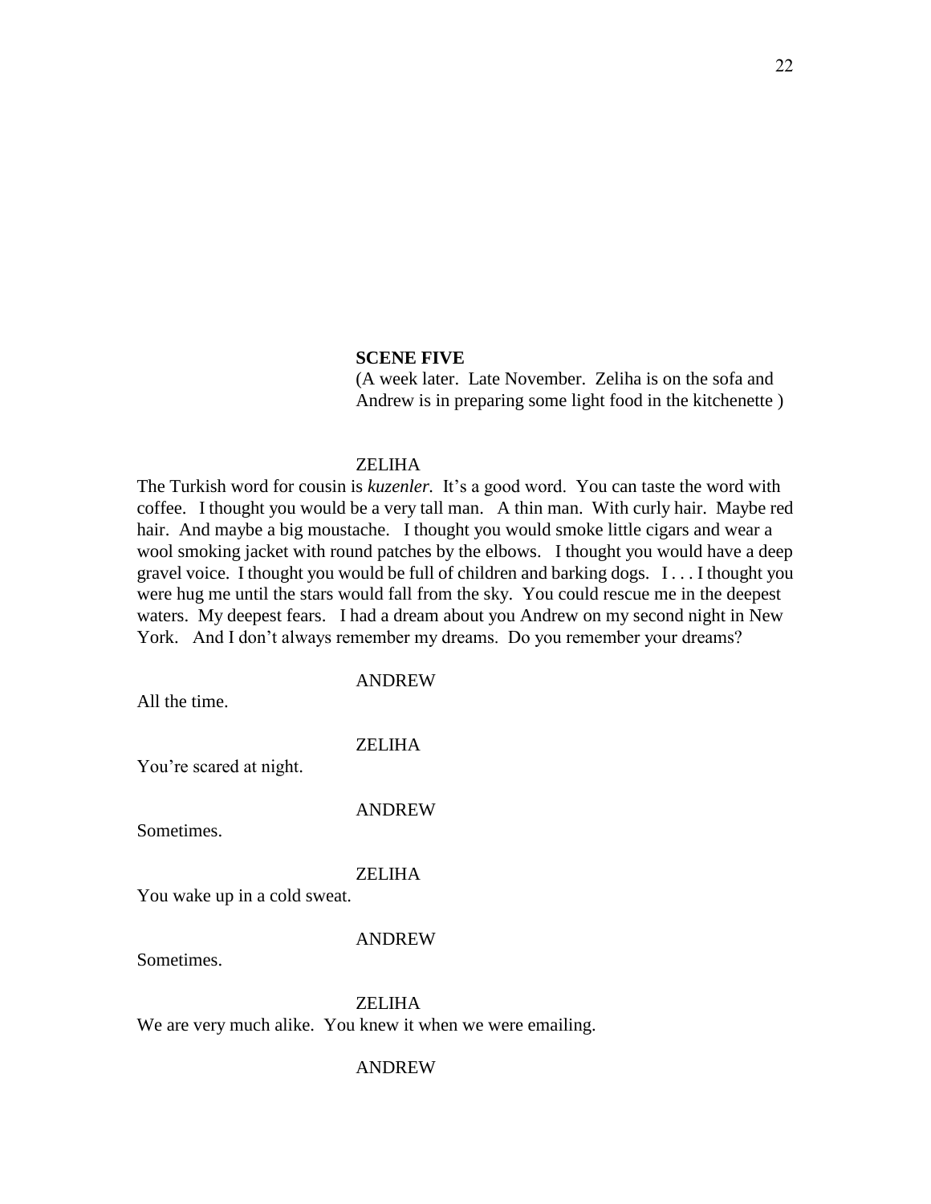**SCENE FIVE**

(A week later. Late November. Zeliha is on the sofa and Andrew is in preparing some light food in the kitchenette )

ZELIHA

The Turkish word for cousin is *kuzenler.* It's a good word. You can taste the word with coffee. I thought you would be a very tall man. A thin man. With curly hair. Maybe red hair. And maybe a big moustache. I thought you would smoke little cigars and wear a wool smoking jacket with round patches by the elbows. I thought you would have a deep gravel voice. I thought you would be full of children and barking dogs. I . . . I thought you were hug me until the stars would fall from the sky. You could rescue me in the deepest waters. My deepest fears. I had a dream about you Andrew on my second night in New York. And I don't always remember my dreams. Do you remember your dreams?

ANDREW

All the time.

ZELIHA

You're scared at night.

ANDREW

Sometimes.

ZELIHA

You wake up in a cold sweat.

ANDREW

Sometimes.

ZELIHA

We are very much alike. You knew it when we were emailing.

ANDREW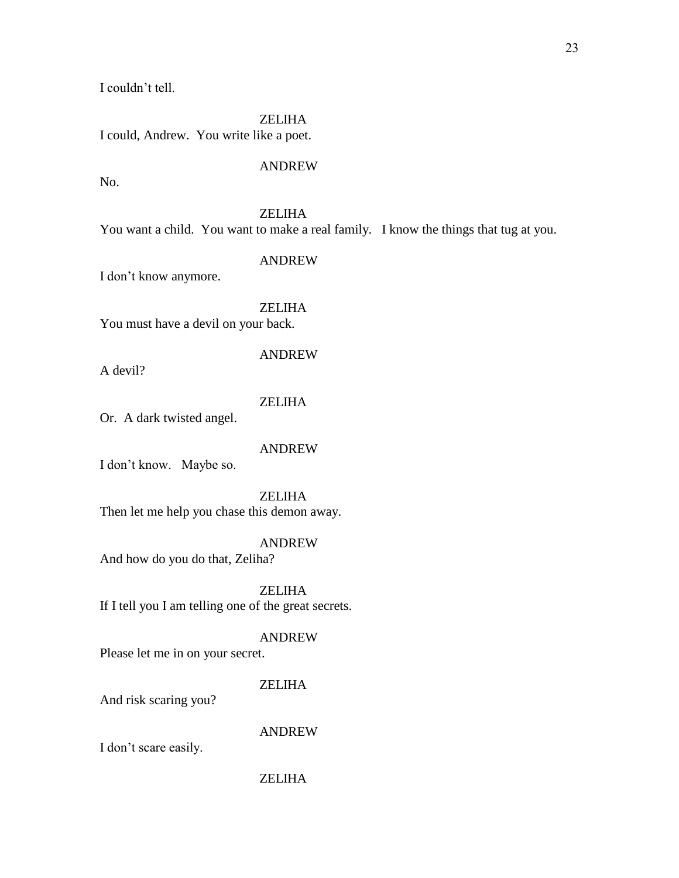I couldn't tell.

ZELIHA

I could, Andrew.  You write like a poet.

ANDREW

No.

ZELIHA

You want a child.  You want to make a real family.   I know the things that tug at you.

ANDREW

I don't know anymore.

ZELIHA

You must have a devil on your back.

ANDREW

A devil?

ZELIHA

Or.  A dark twisted angel.

ANDREW

I don't know.   Maybe so.

ZELIHA

Then let me help you chase this demon away.

ANDREW

And how do you do that, Zeliha?

ZELIHA

If I tell you I am telling one of the great secrets.

ANDREW

Please let me in on your secret.

ZELIHA

And risk scaring you?

ANDREW

I don't scare easily.

ZELIHA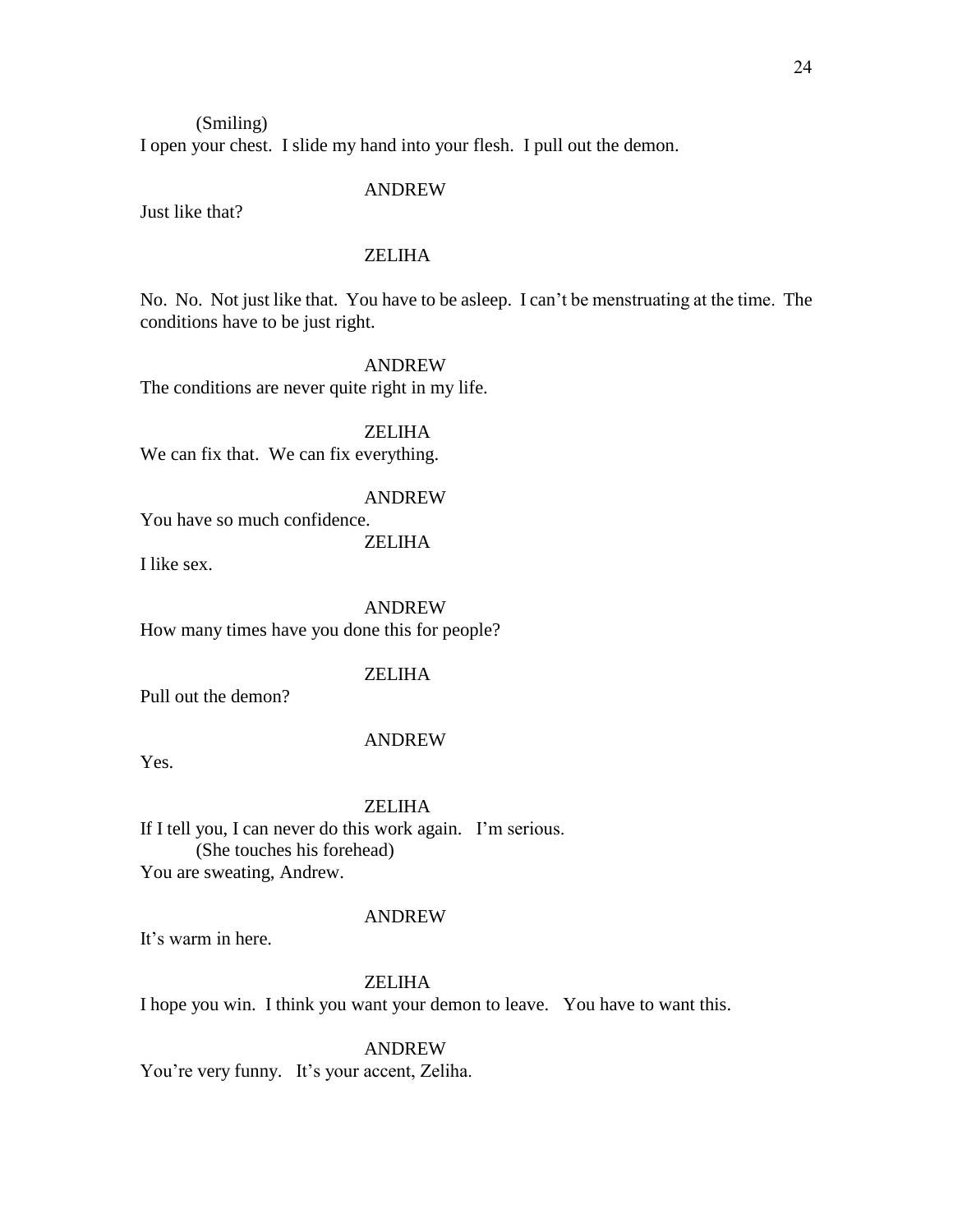(Smiling)

I open your chest. I slide my hand into your flesh. I pull out the demon.

ANDREW

Just like that?

ZELIHA

No. No. Not just like that. You have to be asleep. I can't be menstruating at the time. The conditions have to be just right.

ANDREW

The conditions are never quite right in my life.

ZELIHA

We can fix that. We can fix everything.

ANDREW

You have so much confidence.

ZELIHA

I like sex.

ANDREW

How many times have you done this for people?

ZELIHA

Pull out the demon?

ANDREW

Yes.

ZELIHA

If I tell you, I can never do this work again. I'm serious.

(She touches his forehead)

You are sweating, Andrew.

ANDREW

It's warm in here.

ZELIHA

I hope you win. I think you want your demon to leave. You have to want this.

ANDREW

You're very funny. It's your accent, Zeliha.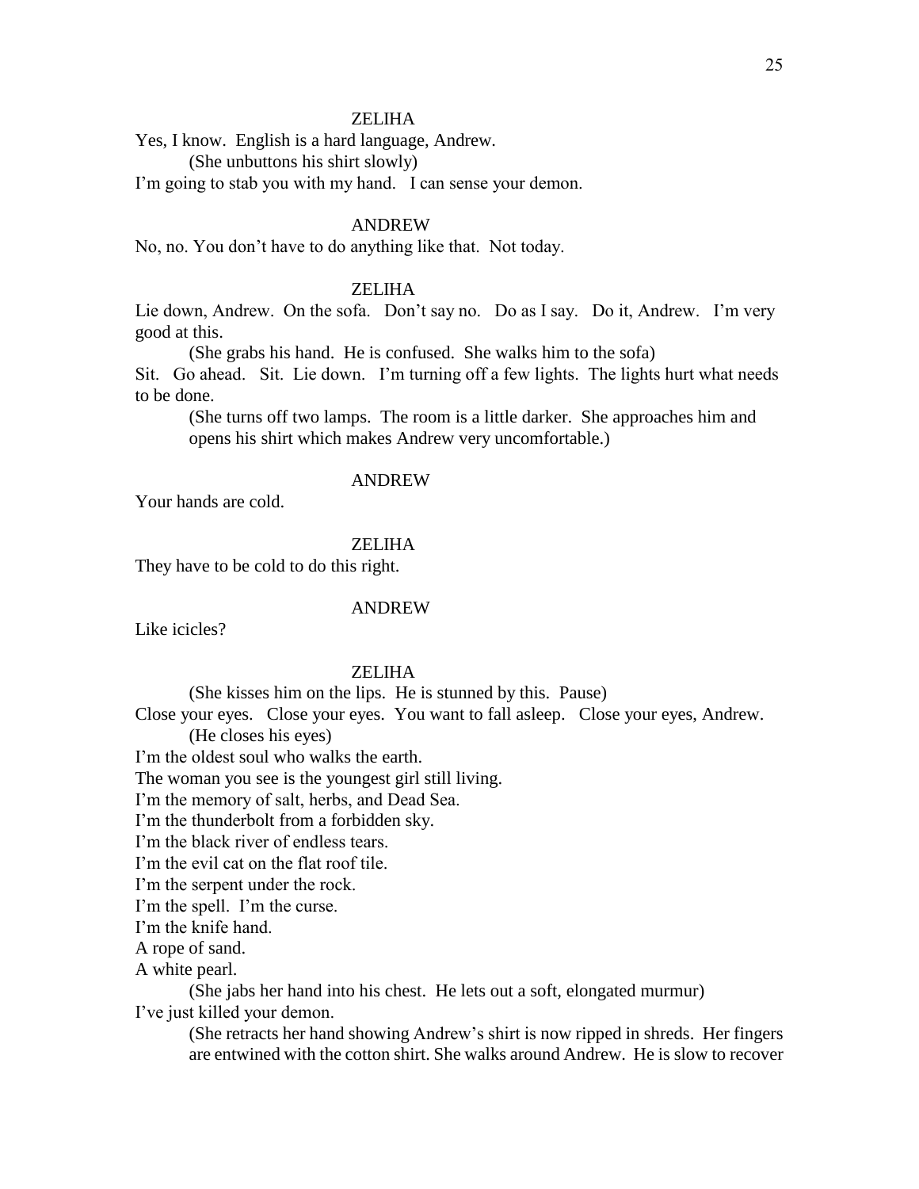ZELIHA

Yes, I know. English is a hard language, Andrew.

(She unbuttons his shirt slowly)

I'm going to stab you with my hand. I can sense your demon.

ANDREW

No, no. You don't have to do anything like that. Not today.

ZELIHA

Lie down, Andrew. On the sofa. Don't say no. Do as I say. Do it, Andrew. I'm very good at this.

(She grabs his hand. He is confused. She walks him to the sofa)

Sit. Go ahead. Sit. Lie down. I'm turning off a few lights. The lights hurt what needs to be done.

(She turns off two lamps. The room is a little darker. She approaches him and opens his shirt which makes Andrew very uncomfortable.)

ANDREW

Your hands are cold.

ZELIHA

They have to be cold to do this right.

ANDREW

Like icicles?

ZELIHA

(She kisses him on the lips. He is stunned by this. Pause)

Close your eyes. Close your eyes. You want to fall asleep. Close your eyes, Andrew.

(He closes his eyes)

I'm the oldest soul who walks the earth.
The woman you see is the youngest girl still living.
I'm the memory of salt, herbs, and Dead Sea.
I'm the thunderbolt from a forbidden sky.
I'm the black river of endless tears.
I'm the evil cat on the flat roof tile.
I'm the serpent under the rock.
I'm the spell. I'm the curse.
I'm the knife hand.
A rope of sand.
A white pearl.

(She jabs her hand into his chest. He lets out a soft, elongated murmur)

I've just killed your demon.

(She retracts her hand showing Andrew's shirt is now ripped in shreds. Her fingers are entwined with the cotton shirt. She walks around Andrew. He is slow to recover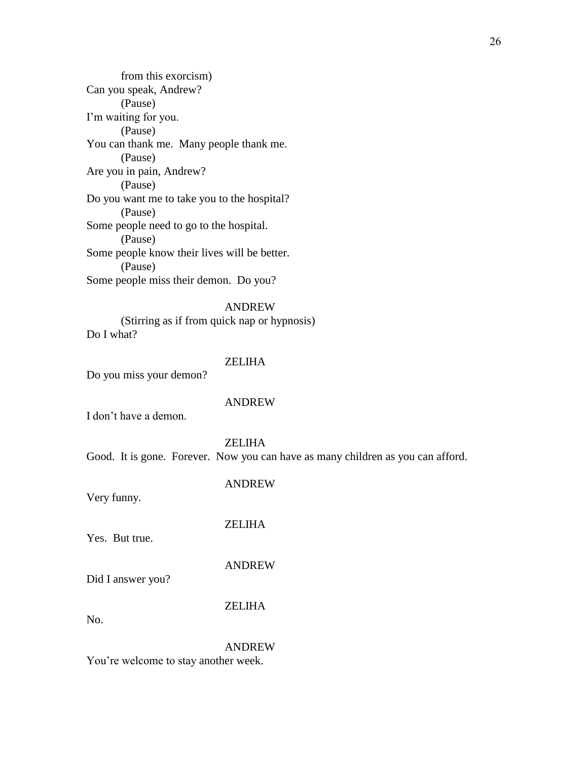from this exorcism)

Can you speak, Andrew?

(Pause)

I'm waiting for you.

(Pause)

You can thank me. Many people thank me.

(Pause)

Are you in pain, Andrew?

(Pause)

Do you want me to take you to the hospital?

(Pause)

Some people need to go to the hospital.

(Pause)

Some people know their lives will be better.

(Pause)

Some people miss their demon. Do you?

ANDREW

(Stirring as if from quick nap or hypnosis)

Do I what?

ZELIHA

Do you miss your demon?

ANDREW

I don't have a demon.

ZELIHA

Good. It is gone. Forever. Now you can have as many children as you can afford.

ANDREW

Very funny.

ZELIHA

Yes. But true.

ANDREW

Did I answer you?

ZELIHA

No.

ANDREW

You're welcome to stay another week.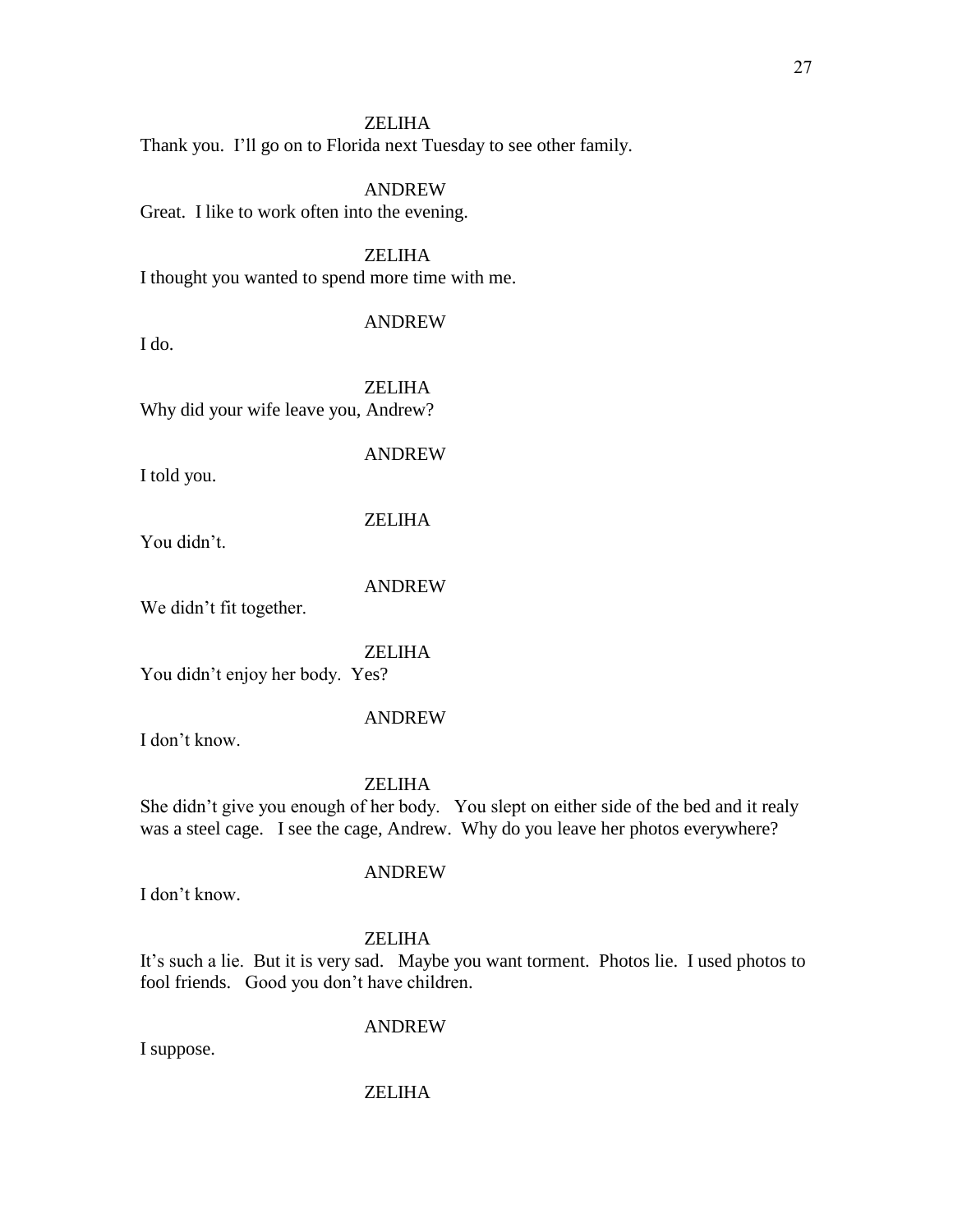ZELIHA

Thank you. I'll go on to Florida next Tuesday to see other family.

ANDREW

Great. I like to work often into the evening.

ZELIHA

I thought you wanted to spend more time with me.

ANDREW

I do.

ZELIHA

Why did your wife leave you, Andrew?

ANDREW

I told you.

ZELIHA

You didn't.

ANDREW

We didn't fit together.

ZELIHA

You didn't enjoy her body. Yes?

ANDREW

I don't know.

ZELIHA

She didn't give you enough of her body. You slept on either side of the bed and it realy was a steel cage. I see the cage, Andrew. Why do you leave her photos everywhere?

ANDREW

I don't know.

ZELIHA

It's such a lie. But it is very sad. Maybe you want torment. Photos lie. I used photos to fool friends. Good you don't have children.

ANDREW

I suppose.

ZELIHA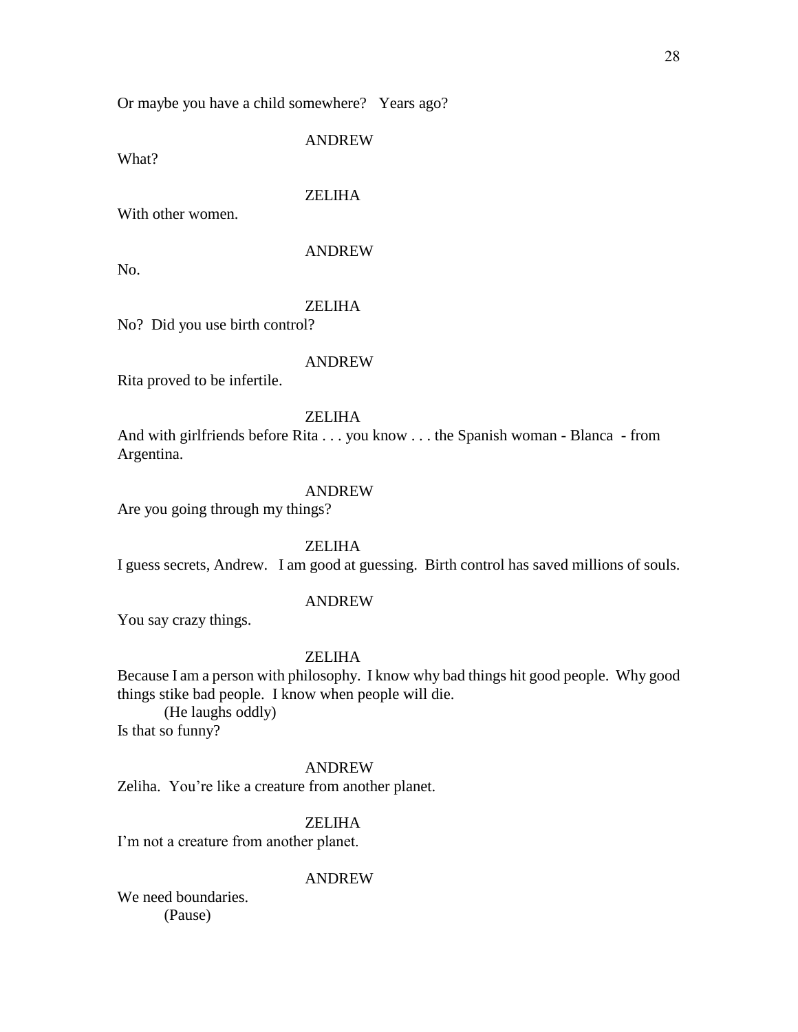Or maybe you have a child somewhere?   Years ago?

ANDREW

What?

ZELIHA

With other women.

ANDREW

No.

ZELIHA

No?  Did you use birth control?

ANDREW

Rita proved to be infertile.

ZELIHA

And with girlfriends before Rita . . . you know . . . the Spanish woman - Blanca  - from Argentina.

ANDREW

Are you going through my things?

ZELIHA

I guess secrets, Andrew.   I am good at guessing.  Birth control has saved millions of souls.

ANDREW

You say crazy things.

ZELIHA

Because I am a person with philosophy.  I know why bad things hit good people.  Why good things stike bad people.  I know when people will die.

(He laughs oddly)

Is that so funny?

ANDREW

Zeliha.  You're like a creature from another planet.

ZELIHA

I'm not a creature from another planet.

ANDREW

We need boundaries.

(Pause)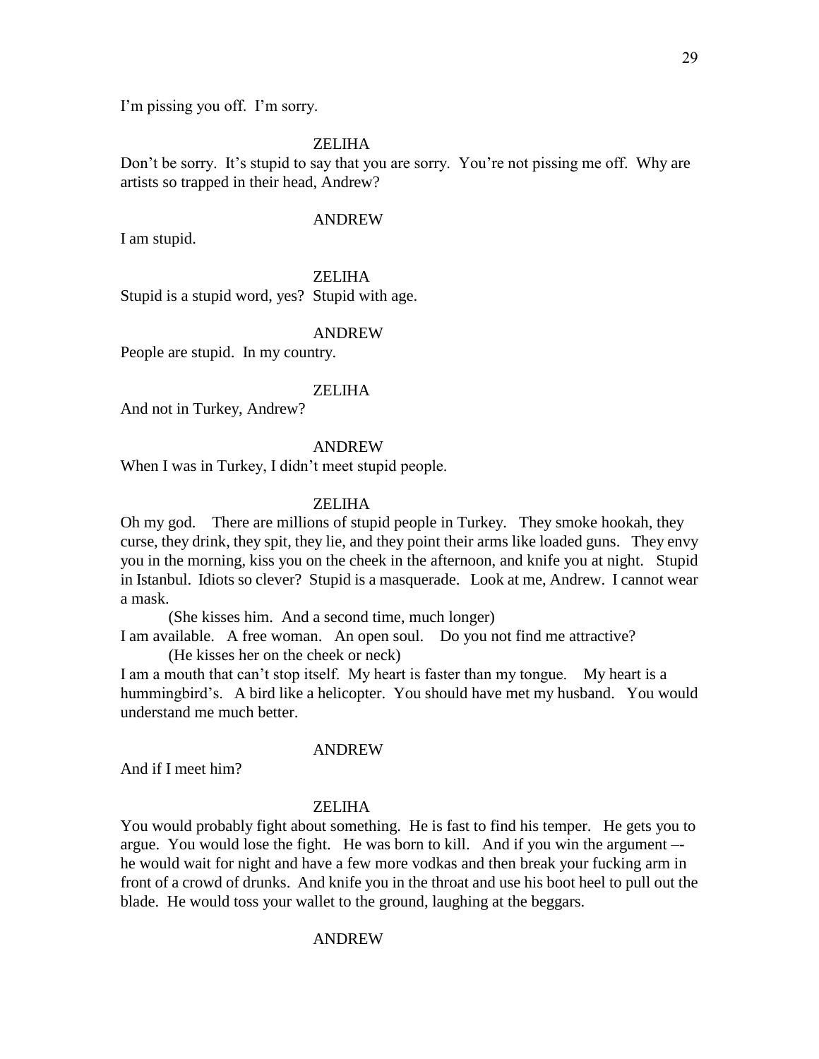I'm pissing you off. I'm sorry.

ZELIHA

Don't be sorry. It's stupid to say that you are sorry. You're not pissing me off. Why are artists so trapped in their head, Andrew?

ANDREW

I am stupid.

ZELIHA

Stupid is a stupid word, yes? Stupid with age.

ANDREW

People are stupid. In my country.

ZELIHA

And not in Turkey, Andrew?

ANDREW

When I was in Turkey, I didn't meet stupid people.

ZELIHA

Oh my god. There are millions of stupid people in Turkey. They smoke hookah, they curse, they drink, they spit, they lie, and they point their arms like loaded guns. They envy you in the morning, kiss you on the cheek in the afternoon, and knife you at night. Stupid in Istanbul. Idiots so clever? Stupid is a masquerade. Look at me, Andrew. I cannot wear a mask.

(She kisses him. And a second time, much longer)

I am available. A free woman. An open soul. Do you not find me attractive?

(He kisses her on the cheek or neck)

I am a mouth that can't stop itself. My heart is faster than my tongue. My heart is a hummingbird's. A bird like a helicopter. You should have met my husband. You would understand me much better.

ANDREW

And if I meet him?

ZELIHA

You would probably fight about something. He is fast to find his temper. He gets you to argue. You would lose the fight. He was born to kill. And if you win the argument –- he would wait for night and have a few more vodkas and then break your fucking arm in front of a crowd of drunks. And knife you in the throat and use his boot heel to pull out the blade. He would toss your wallet to the ground, laughing at the beggars.

ANDREW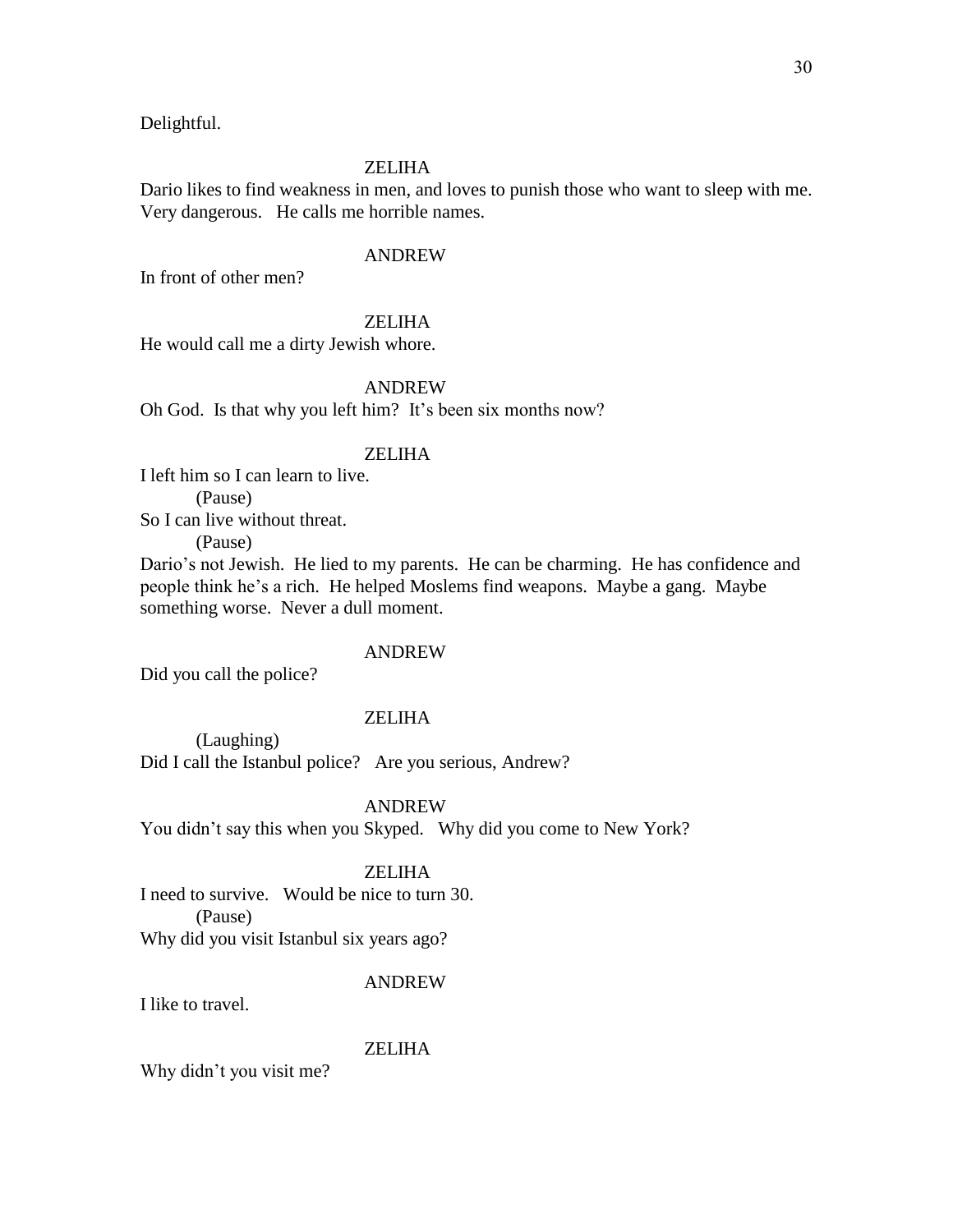Delightful.

ZELIHA

Dario likes to find weakness in men, and loves to punish those who want to sleep with me. Very dangerous. He calls me horrible names.

ANDREW

In front of other men?

ZELIHA

He would call me a dirty Jewish whore.

ANDREW

Oh God. Is that why you left him? It's been six months now?

ZELIHA

I left him so I can learn to live.

(Pause)

So I can live without threat.

(Pause)

Dario's not Jewish. He lied to my parents. He can be charming. He has confidence and people think he's a rich. He helped Moslems find weapons. Maybe a gang. Maybe something worse. Never a dull moment.

ANDREW

Did you call the police?

ZELIHA

(Laughing)

Did I call the Istanbul police? Are you serious, Andrew?

ANDREW

You didn't say this when you Skyped. Why did you come to New York?

ZELIHA

I need to survive. Would be nice to turn 30.

(Pause)

Why did you visit Istanbul six years ago?

ANDREW

I like to travel.

ZELIHA

Why didn't you visit me?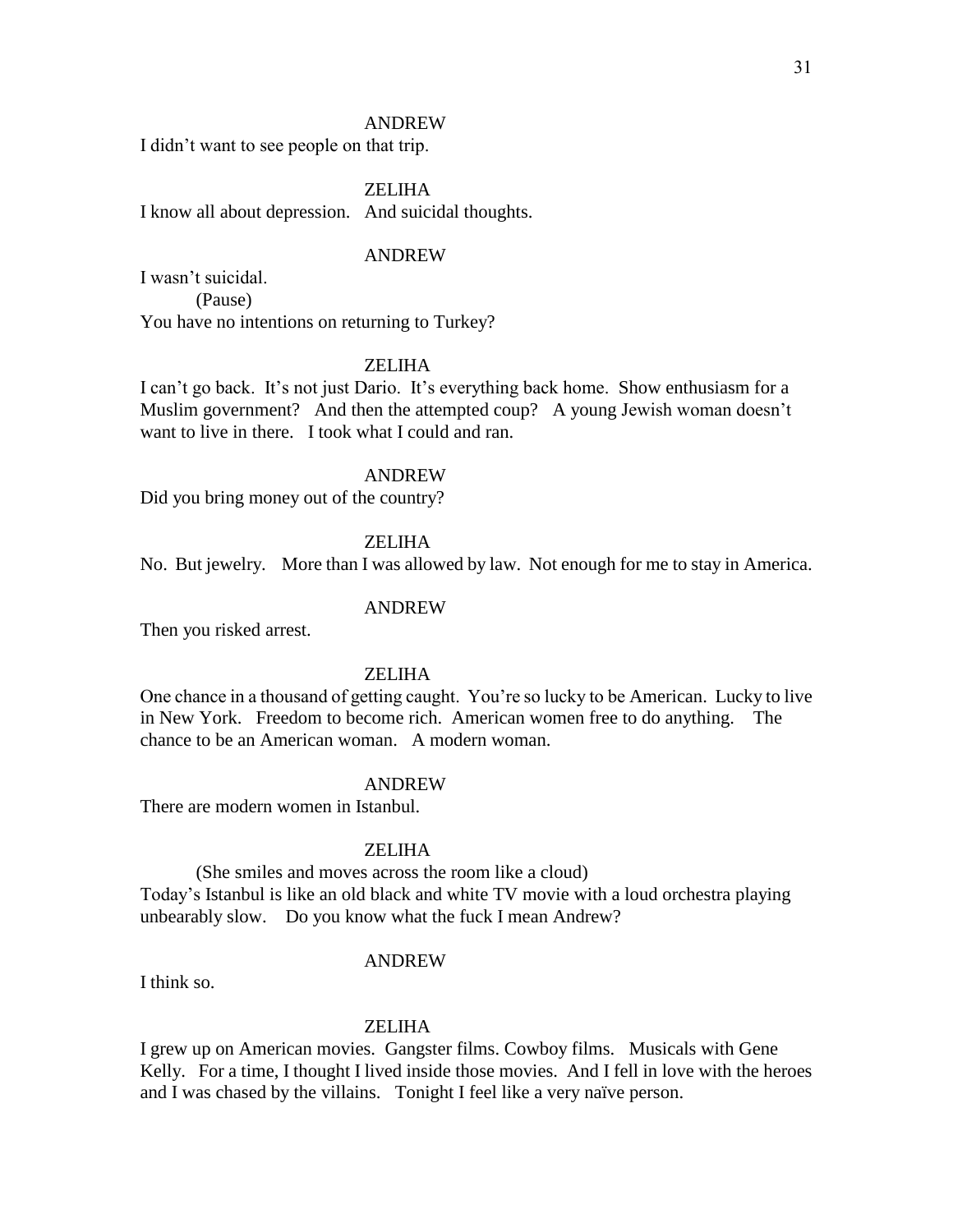ANDREW

I didn't want to see people on that trip.

ZELIHA

I know all about depression. And suicidal thoughts.

ANDREW

I wasn't suicidal.

(Pause)

You have no intentions on returning to Turkey?

ZELIHA

I can't go back. It's not just Dario. It's everything back home. Show enthusiasm for a Muslim government? And then the attempted coup? A young Jewish woman doesn't want to live in there. I took what I could and ran.

ANDREW

Did you bring money out of the country?

ZELIHA

No. But jewelry. More than I was allowed by law. Not enough for me to stay in America.

ANDREW

Then you risked arrest.

ZELIHA

One chance in a thousand of getting caught. You're so lucky to be American. Lucky to live in New York. Freedom to become rich. American women free to do anything. The chance to be an American woman. A modern woman.

ANDREW

There are modern women in Istanbul.

ZELIHA

(She smiles and moves across the room like a cloud)

Today's Istanbul is like an old black and white TV movie with a loud orchestra playing unbearably slow. Do you know what the fuck I mean Andrew?

ANDREW

I think so.

ZELIHA

I grew up on American movies. Gangster films. Cowboy films. Musicals with Gene Kelly. For a time, I thought I lived inside those movies. And I fell in love with the heroes and I was chased by the villains. Tonight I feel like a very naïve person.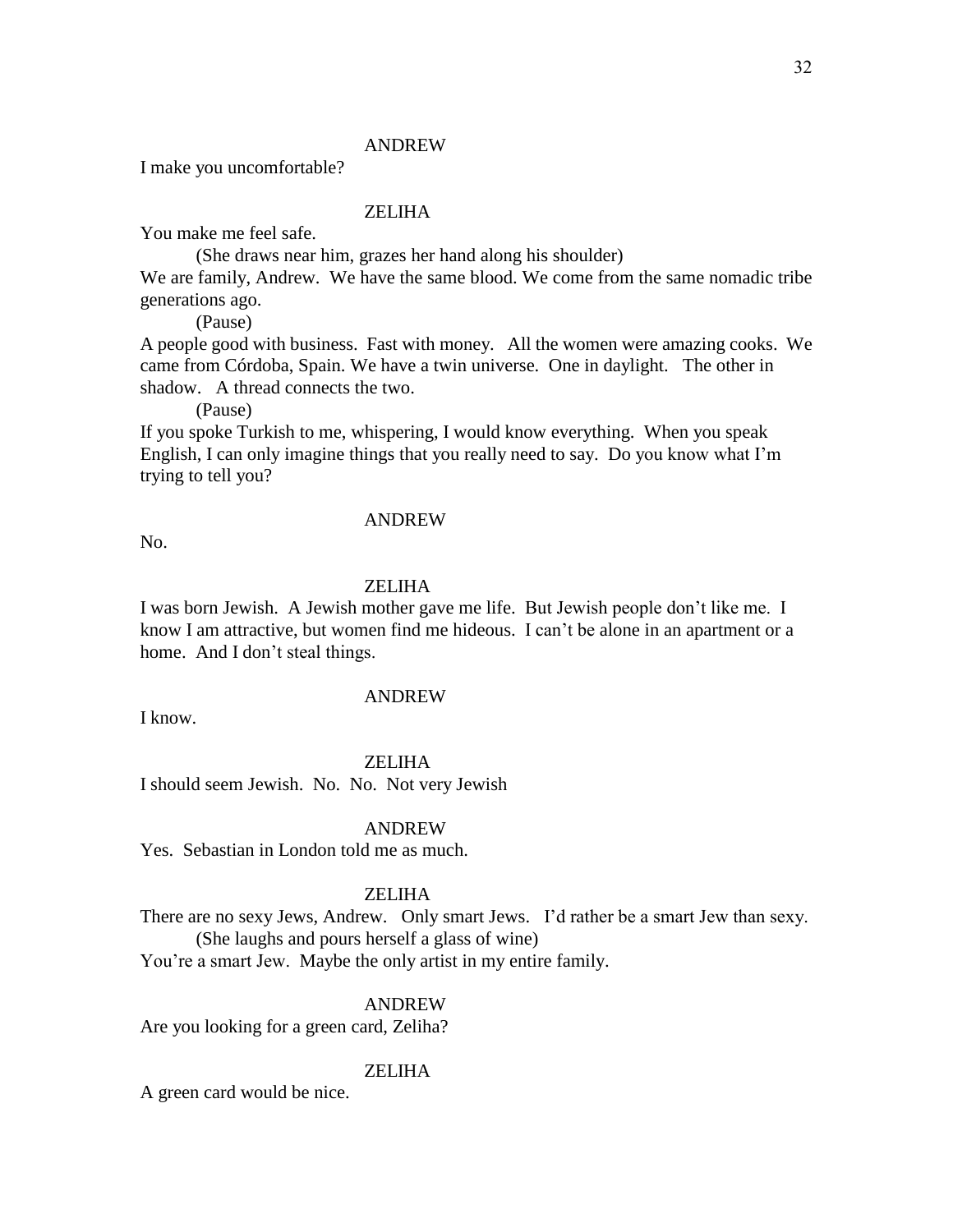ANDREW

I make you uncomfortable?

ZELIHA

You make me feel safe.

(She draws near him, grazes her hand along his shoulder)

We are family, Andrew. We have the same blood. We come from the same nomadic tribe generations ago.

(Pause)

A people good with business. Fast with money. All the women were amazing cooks. We came from Córdoba, Spain. We have a twin universe. One in daylight. The other in shadow. A thread connects the two.

(Pause)

If you spoke Turkish to me, whispering, I would know everything. When you speak English, I can only imagine things that you really need to say. Do you know what I'm trying to tell you?

ANDREW

No.

ZELIHA

I was born Jewish. A Jewish mother gave me life. But Jewish people don't like me. I know I am attractive, but women find me hideous. I can't be alone in an apartment or a home. And I don't steal things.

ANDREW

I know.

ZELIHA

I should seem Jewish. No. No. Not very Jewish

ANDREW

Yes. Sebastian in London told me as much.

ZELIHA

There are no sexy Jews, Andrew. Only smart Jews. I'd rather be a smart Jew than sexy.

(She laughs and pours herself a glass of wine)

You're a smart Jew. Maybe the only artist in my entire family.

ANDREW

Are you looking for a green card, Zeliha?

ZELIHA

A green card would be nice.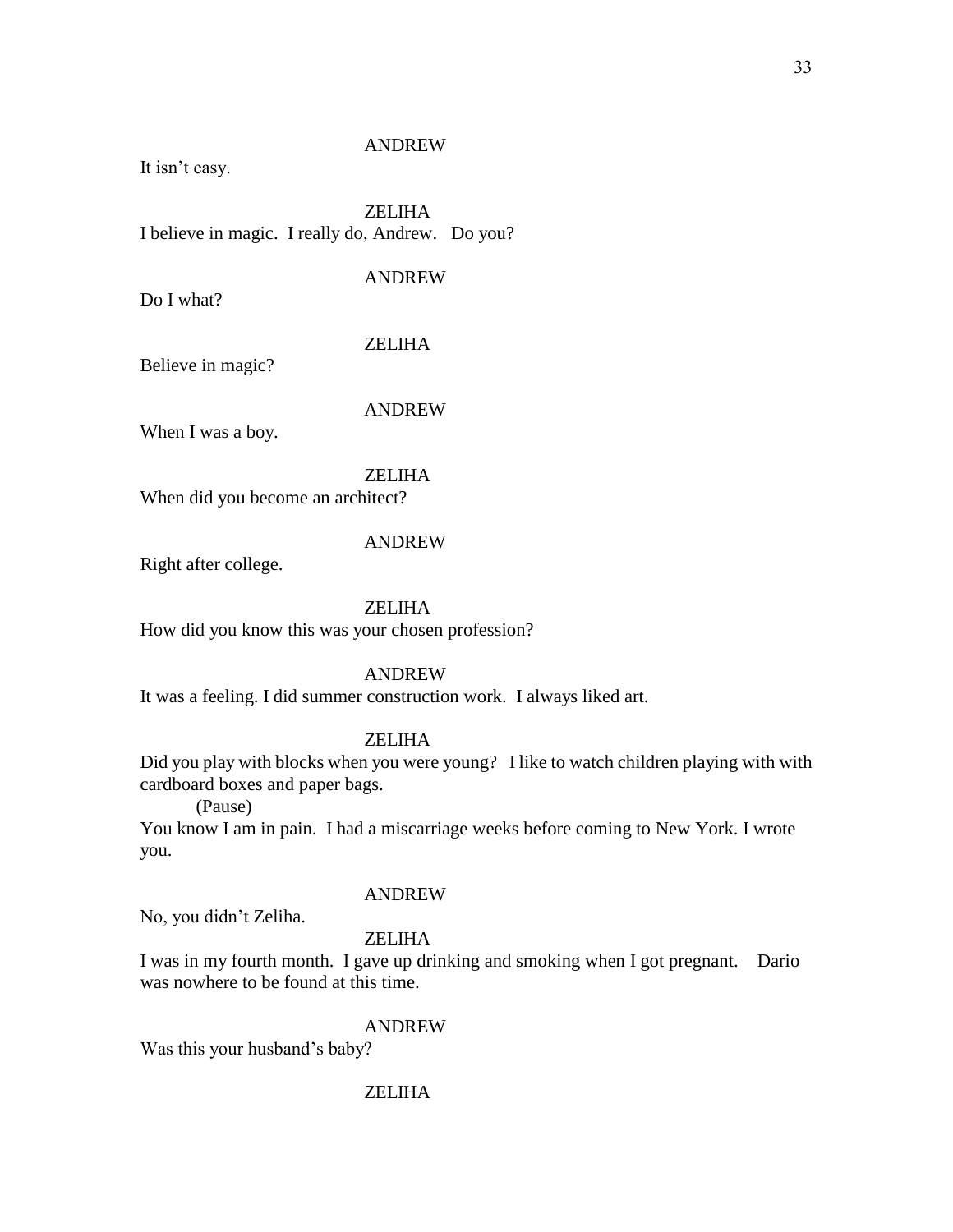ANDREW

It isn't easy.

ZELIHA

I believe in magic. I really do, Andrew. Do you?

ANDREW

Do I what?

ZELIHA

Believe in magic?

ANDREW

When I was a boy.

ZELIHA

When did you become an architect?

ANDREW

Right after college.

ZELIHA

How did you know this was your chosen profession?

ANDREW

It was a feeling. I did summer construction work. I always liked art.

ZELIHA

Did you play with blocks when you were young? I like to watch children playing with with cardboard boxes and paper bags.

(Pause)

You know I am in pain. I had a miscarriage weeks before coming to New York. I wrote you.

ANDREW

No, you didn't Zeliha.

ZELIHA

I was in my fourth month. I gave up drinking and smoking when I got pregnant. Dario was nowhere to be found at this time.

ANDREW

Was this your husband's baby?

ZELIHA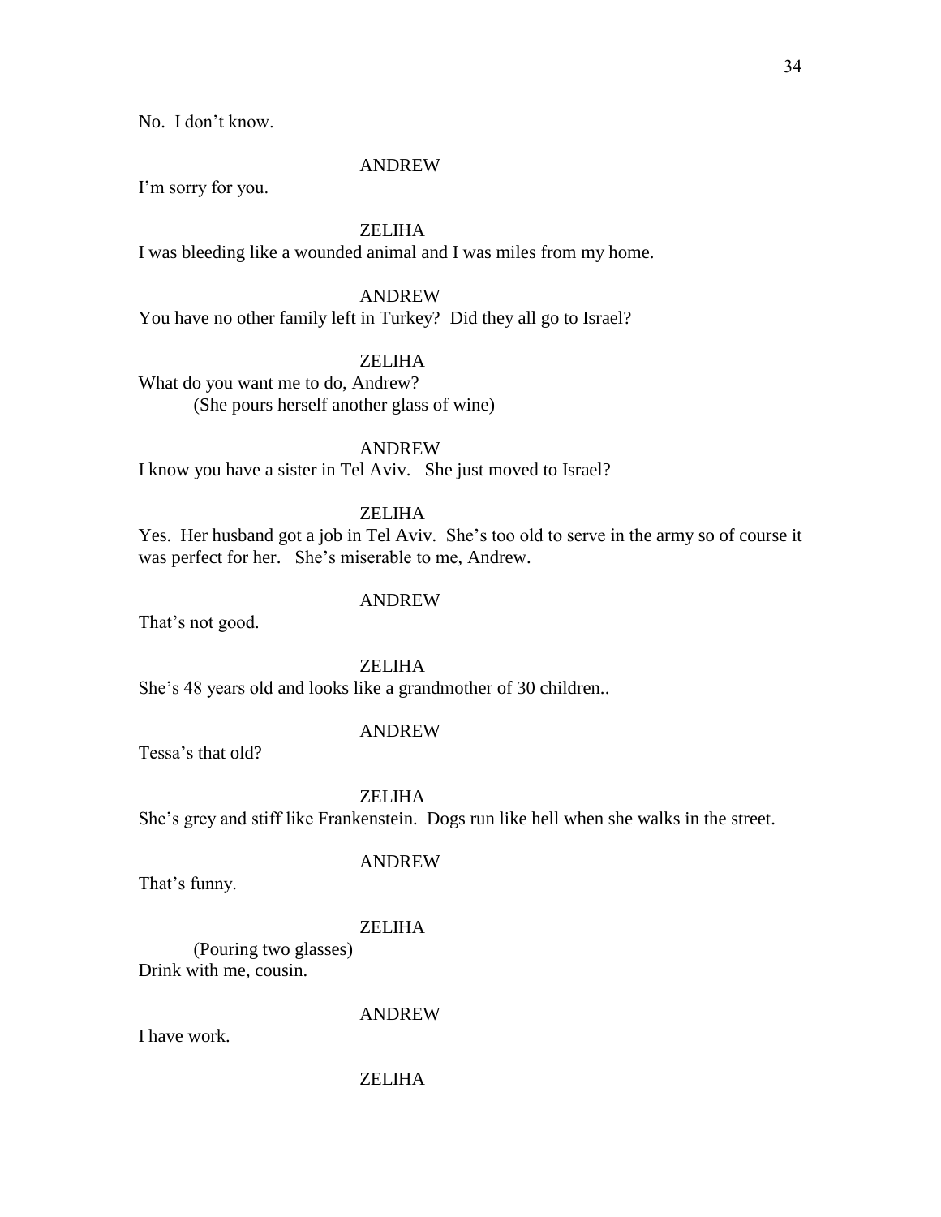No. I don't know.

ANDREW

I'm sorry for you.

ZELIHA

I was bleeding like a wounded animal and I was miles from my home.

ANDREW

You have no other family left in Turkey? Did they all go to Israel?

ZELIHA

What do you want me to do, Andrew?

(She pours herself another glass of wine)

ANDREW

I know you have a sister in Tel Aviv. She just moved to Israel?

ZELIHA

Yes. Her husband got a job in Tel Aviv. She's too old to serve in the army so of course it was perfect for her. She's miserable to me, Andrew.

ANDREW

That's not good.

ZELIHA

She's 48 years old and looks like a grandmother of 30 children..

ANDREW

Tessa's that old?

ZELIHA

She's grey and stiff like Frankenstein. Dogs run like hell when she walks in the street.

ANDREW

That's funny.

ZELIHA

(Pouring two glasses)

Drink with me, cousin.

ANDREW

I have work.

ZELIHA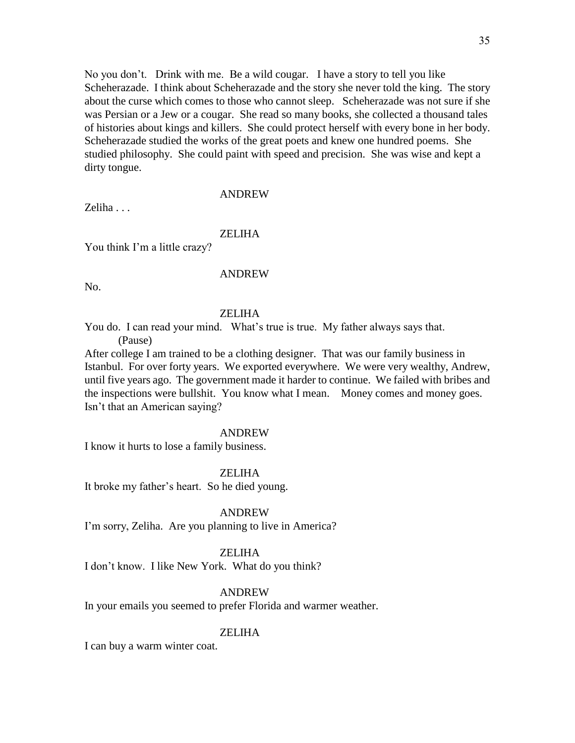No you don't.   Drink with me.  Be a wild cougar.   I have a story to tell you like Scheherazade.  I think about Scheherazade and the story she never told the king.  The story about the curse which comes to those who cannot sleep.   Scheherazade was not sure if she was Persian or a Jew or a cougar.  She read so many books, she collected a thousand tales of histories about kings and killers.  She could protect herself with every bone in her body. Scheherazade studied the works of the great poets and knew one hundred poems.  She studied philosophy.  She could paint with speed and precision.  She was wise and kept a dirty tongue.

ANDREW

Zeliha . . .

ZELIHA

You think I'm a little crazy?

ANDREW

No.

ZELIHA

You do.  I can read your mind.   What's true is true.  My father always says that.

(Pause)

After college I am trained to be a clothing designer.  That was our family business in Istanbul.  For over forty years.  We exported everywhere.  We were very wealthy, Andrew, until five years ago.  The government made it harder to continue.  We failed with bribes and the inspections were bullshit.  You know what I mean.    Money comes and money goes. Isn't that an American saying?

ANDREW

I know it hurts to lose a family business.

ZELIHA

It broke my father's heart.  So he died young.

ANDREW

I'm sorry, Zeliha.  Are you planning to live in America?

ZELIHA

I don't know.  I like New York.  What do you think?

ANDREW

In your emails you seemed to prefer Florida and warmer weather.

ZELIHA

I can buy a warm winter coat.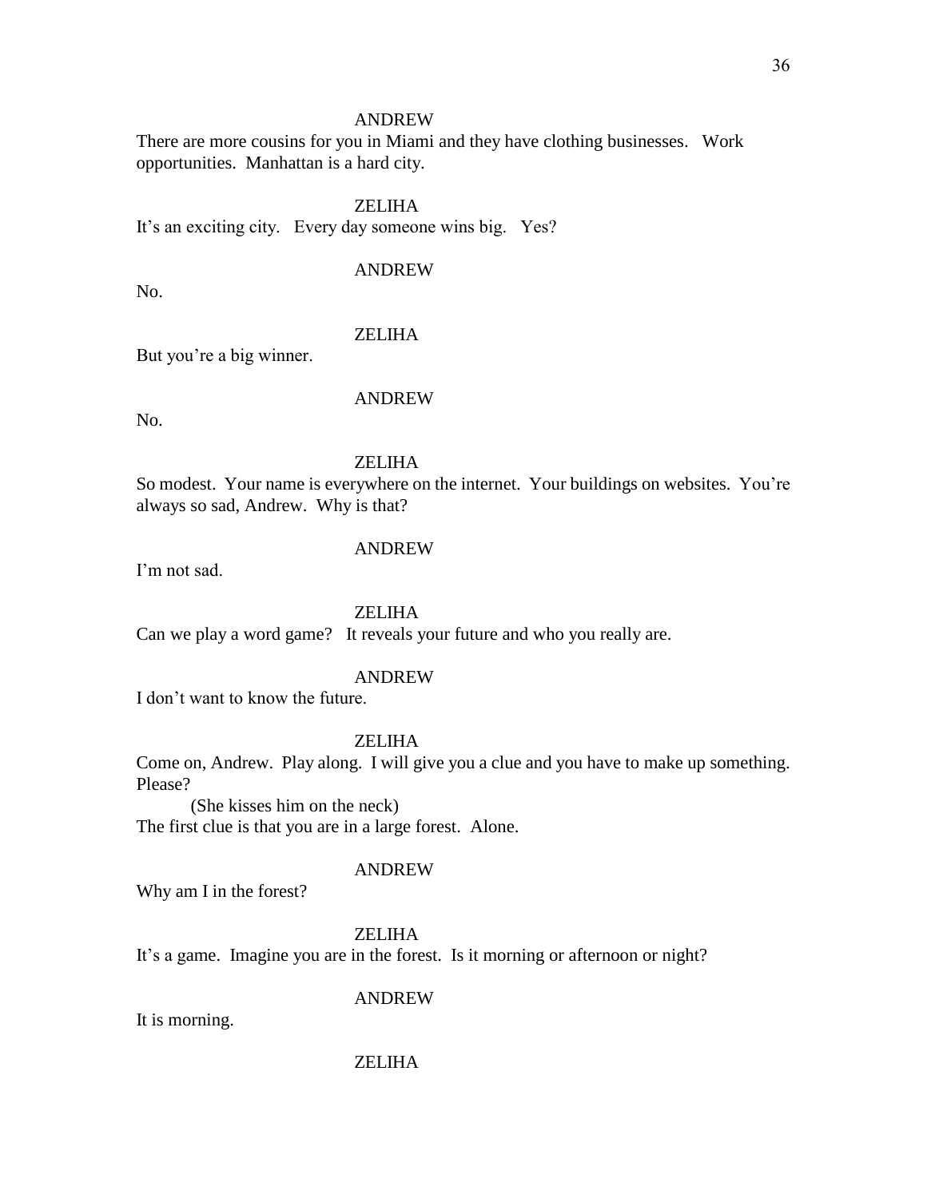ANDREW

There are more cousins for you in Miami and they have clothing businesses. Work opportunities. Manhattan is a hard city.

ZELIHA

It's an exciting city. Every day someone wins big. Yes?

ANDREW

No.

ZELIHA

But you're a big winner.

ANDREW

No.

ZELIHA

So modest. Your name is everywhere on the internet. Your buildings on websites. You're always so sad, Andrew. Why is that?

ANDREW

I'm not sad.

ZELIHA

Can we play a word game? It reveals your future and who you really are.

ANDREW

I don't want to know the future.

ZELIHA

Come on, Andrew. Play along. I will give you a clue and you have to make up something. Please?

(She kisses him on the neck)

The first clue is that you are in a large forest. Alone.

ANDREW

Why am I in the forest?

ZELIHA

It's a game. Imagine you are in the forest. Is it morning or afternoon or night?

ANDREW

It is morning.

ZELIHA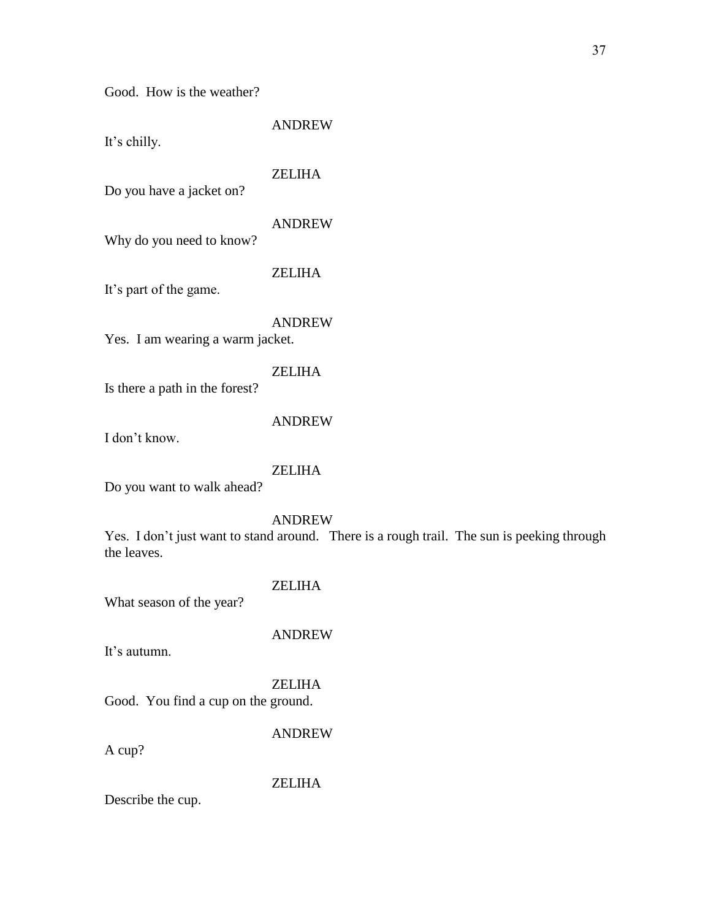Good.  How is the weather?

ANDREW

It's chilly.

ZELIHA

Do you have a jacket on?

ANDREW

Why do you need to know?

ZELIHA

It's part of the game.

ANDREW

Yes.  I am wearing a warm jacket.

ZELIHA

Is there a path in the forest?

ANDREW

I don't know.

ZELIHA

Do you want to walk ahead?

ANDREW

Yes.  I don't just want to stand around.   There is a rough trail.  The sun is peeking through the leaves.

ZELIHA

What season of the year?

ANDREW

It's autumn.

ZELIHA

Good.  You find a cup on the ground.

ANDREW

A cup?

ZELIHA

Describe the cup.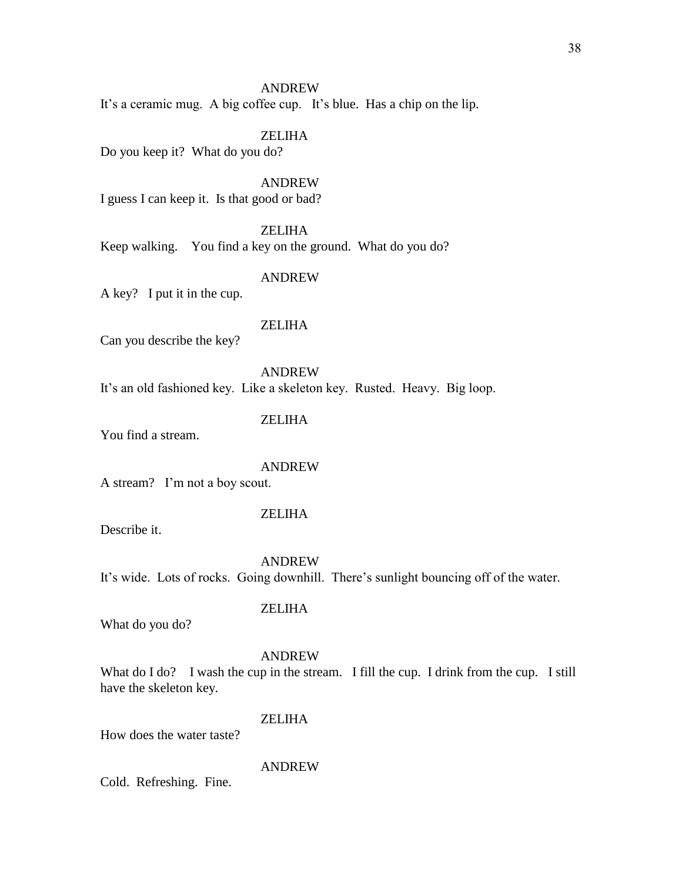ANDREW

It's a ceramic mug. A big coffee cup. It's blue. Has a chip on the lip.

ZELIHA

Do you keep it? What do you do?

ANDREW

I guess I can keep it. Is that good or bad?

ZELIHA

Keep walking. You find a key on the ground. What do you do?

ANDREW

A key? I put it in the cup.

ZELIHA

Can you describe the key?

ANDREW

It's an old fashioned key. Like a skeleton key. Rusted. Heavy. Big loop.

ZELIHA

You find a stream.

ANDREW

A stream? I'm not a boy scout.

ZELIHA

Describe it.

ANDREW

It's wide. Lots of rocks. Going downhill. There's sunlight bouncing off of the water.

ZELIHA

What do you do?

ANDREW

What do I do? I wash the cup in the stream. I fill the cup. I drink from the cup. I still have the skeleton key.

ZELIHA

How does the water taste?

ANDREW

Cold. Refreshing. Fine.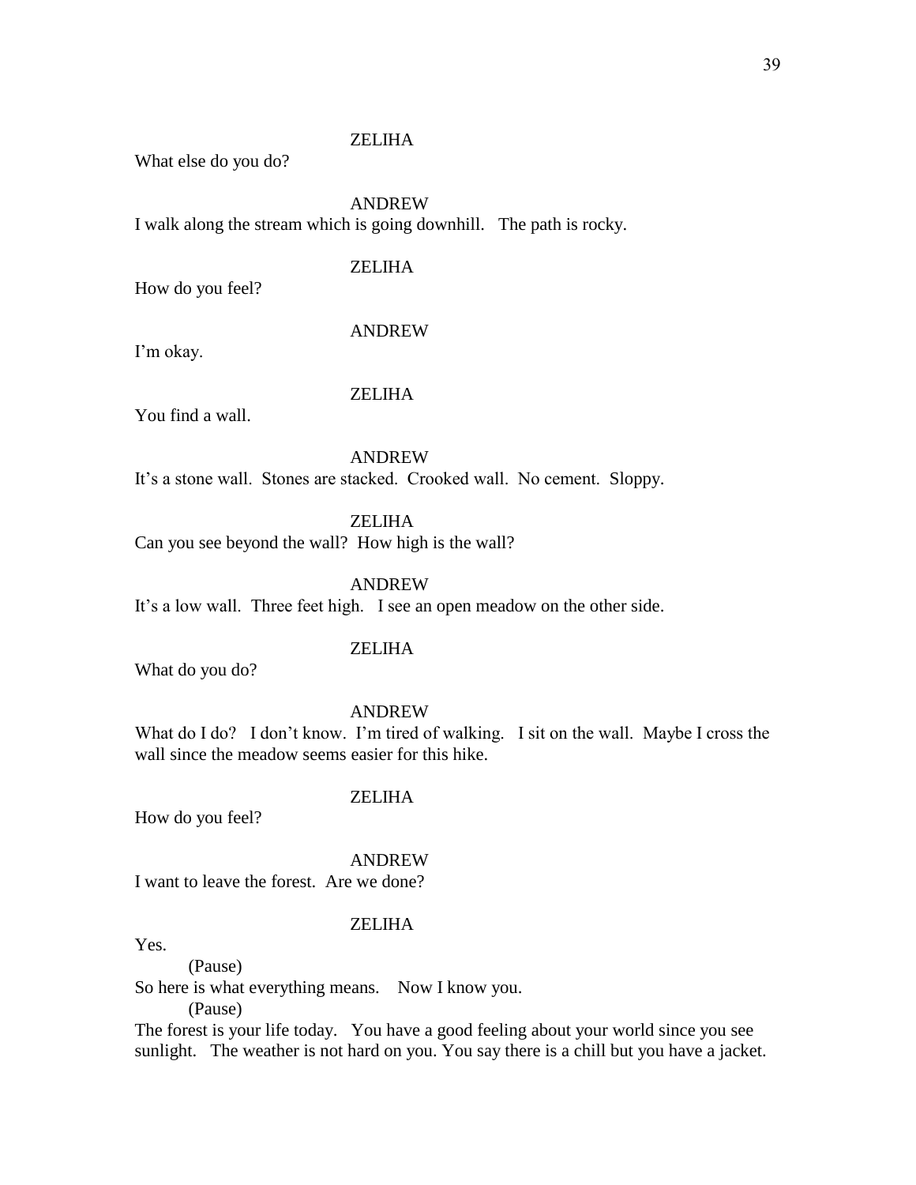ZELIHA

What else do you do?

ANDREW

I walk along the stream which is going downhill.   The path is rocky.

ZELIHA

How do you feel?

ANDREW

I'm okay.

ZELIHA

You find a wall.

ANDREW

It's a stone wall.  Stones are stacked.  Crooked wall.  No cement.  Sloppy.

ZELIHA

Can you see beyond the wall?  How high is the wall?

ANDREW

It's a low wall.  Three feet high.   I see an open meadow on the other side.

ZELIHA

What do you do?

ANDREW

What do I do?   I don't know.  I'm tired of walking.   I sit on the wall.  Maybe I cross the wall since the meadow seems easier for this hike.

ZELIHA

How do you feel?

ANDREW

I want to leave the forest.  Are we done?

ZELIHA

Yes.

(Pause)

So here is what everything means.    Now I know you.

(Pause)

The forest is your life today.   You have a good feeling about your world since you see sunlight.   The weather is not hard on you. You say there is a chill but you have a jacket.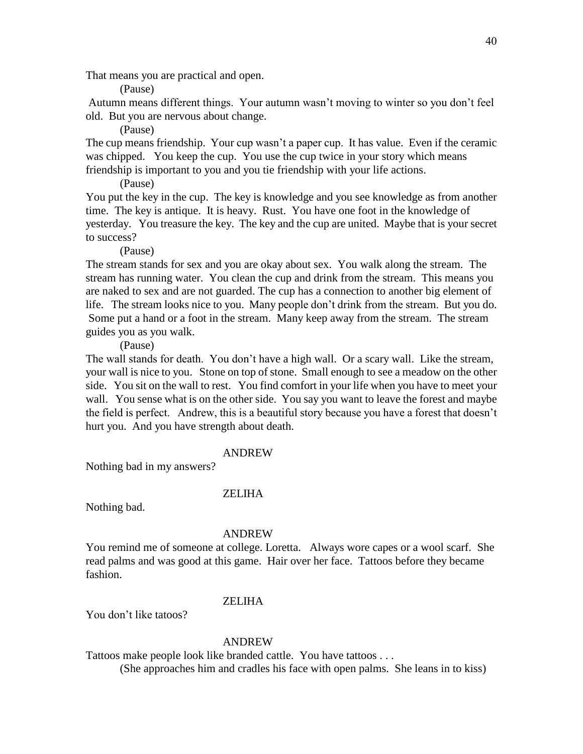That means you are practical and open.

(Pause)

Autumn means different things. Your autumn wasn't moving to winter so you don't feel old. But you are nervous about change.

(Pause)

The cup means friendship. Your cup wasn't a paper cup. It has value. Even if the ceramic was chipped. You keep the cup. You use the cup twice in your story which means friendship is important to you and you tie friendship with your life actions.

(Pause)

You put the key in the cup. The key is knowledge and you see knowledge as from another time. The key is antique. It is heavy. Rust. You have one foot in the knowledge of yesterday. You treasure the key. The key and the cup are united. Maybe that is your secret to success?

(Pause)

The stream stands for sex and you are okay about sex. You walk along the stream. The stream has running water. You clean the cup and drink from the stream. This means you are naked to sex and are not guarded. The cup has a connection to another big element of life. The stream looks nice to you. Many people don't drink from the stream. But you do. Some put a hand or a foot in the stream. Many keep away from the stream. The stream guides you as you walk.

(Pause)

The wall stands for death. You don't have a high wall. Or a scary wall. Like the stream, your wall is nice to you. Stone on top of stone. Small enough to see a meadow on the other side. You sit on the wall to rest. You find comfort in your life when you have to meet your wall. You sense what is on the other side. You say you want to leave the forest and maybe the field is perfect. Andrew, this is a beautiful story because you have a forest that doesn't hurt you. And you have strength about death.

ANDREW

Nothing bad in my answers?

ZELIHA

Nothing bad.

ANDREW

You remind me of someone at college. Loretta. Always wore capes or a wool scarf. She read palms and was good at this game. Hair over her face. Tattoos before they became fashion.

ZELIHA

You don't like tatoos?

ANDREW

Tattoos make people look like branded cattle. You have tattoos . . .

(She approaches him and cradles his face with open palms. She leans in to kiss)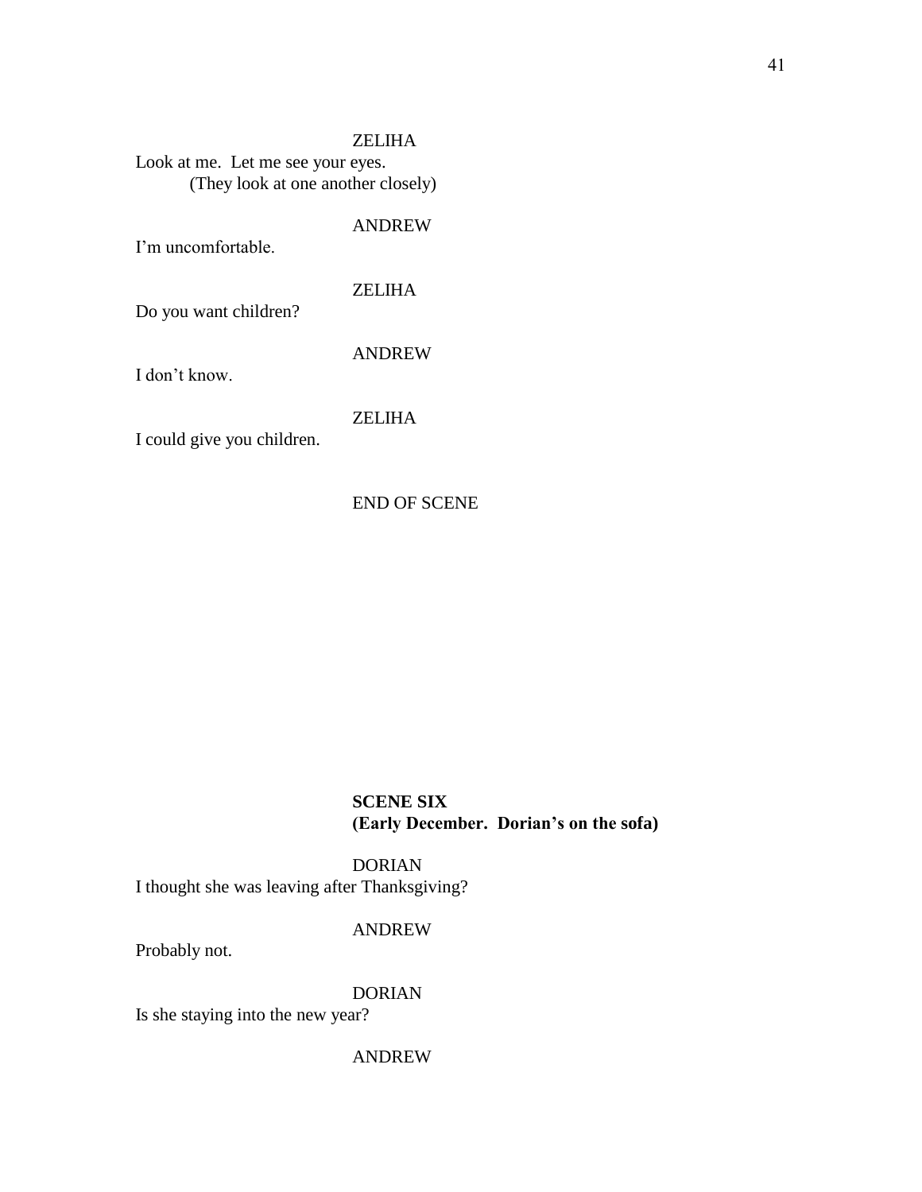ZELIHA

Look at me. Let me see your eyes.

(They look at one another closely)

ANDREW

I'm uncomfortable.

ZELIHA

Do you want children?

ANDREW

I don't know.

ZELIHA

I could give you children.

END OF SCENE

**SCENE SIX**
**(Early December. Dorian's on the sofa)**

DORIAN

I thought she was leaving after Thanksgiving?

ANDREW

Probably not.

DORIAN

Is she staying into the new year?

ANDREW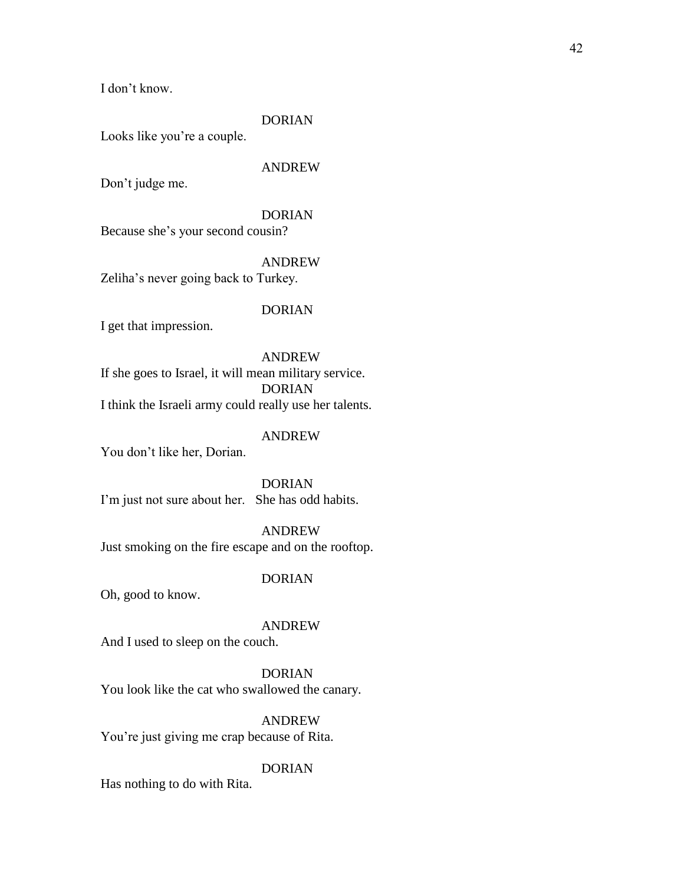I don't know.

DORIAN

Looks like you're a couple.

ANDREW

Don't judge me.

DORIAN

Because she's your second cousin?

ANDREW

Zeliha's never going back to Turkey.

DORIAN

I get that impression.

ANDREW

If she goes to Israel, it will mean military service.

DORIAN

I think the Israeli army could really use her talents.

ANDREW

You don't like her, Dorian.

DORIAN

I'm just not sure about her.   She has odd habits.

ANDREW

Just smoking on the fire escape and on the rooftop.

DORIAN

Oh, good to know.

ANDREW

And I used to sleep on the couch.

DORIAN

You look like the cat who swallowed the canary.

ANDREW

You're just giving me crap because of Rita.

DORIAN

Has nothing to do with Rita.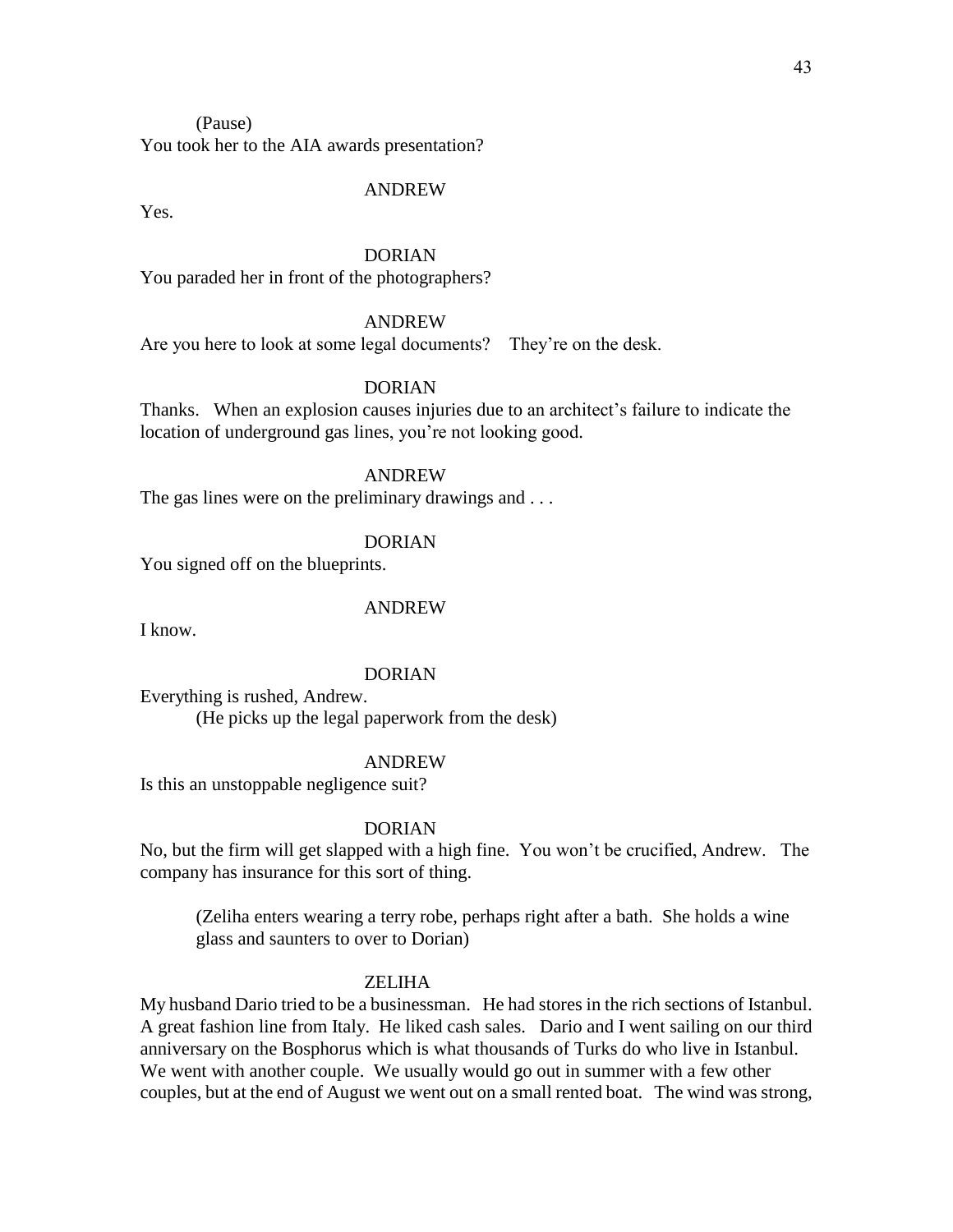(Pause)
You took her to the AIA awards presentation?

ANDREW
Yes.

DORIAN
You paraded her in front of the photographers?

ANDREW
Are you here to look at some legal documents? They're on the desk.

DORIAN
Thanks. When an explosion causes injuries due to an architect's failure to indicate the location of underground gas lines, you're not looking good.

ANDREW
The gas lines were on the preliminary drawings and . . .

DORIAN
You signed off on the blueprints.

ANDREW
I know.

DORIAN
Everything is rushed, Andrew.
(He picks up the legal paperwork from the desk)

ANDREW
Is this an unstoppable negligence suit?

DORIAN
No, but the firm will get slapped with a high fine. You won't be crucified, Andrew. The company has insurance for this sort of thing.

(Zeliha enters wearing a terry robe, perhaps right after a bath. She holds a wine glass and saunters to over to Dorian)

ZELIHA
My husband Dario tried to be a businessman. He had stores in the rich sections of Istanbul. A great fashion line from Italy. He liked cash sales. Dario and I went sailing on our third anniversary on the Bosphorus which is what thousands of Turks do who live in Istanbul. We went with another couple. We usually would go out in summer with a few other couples, but at the end of August we went out on a small rented boat. The wind was strong,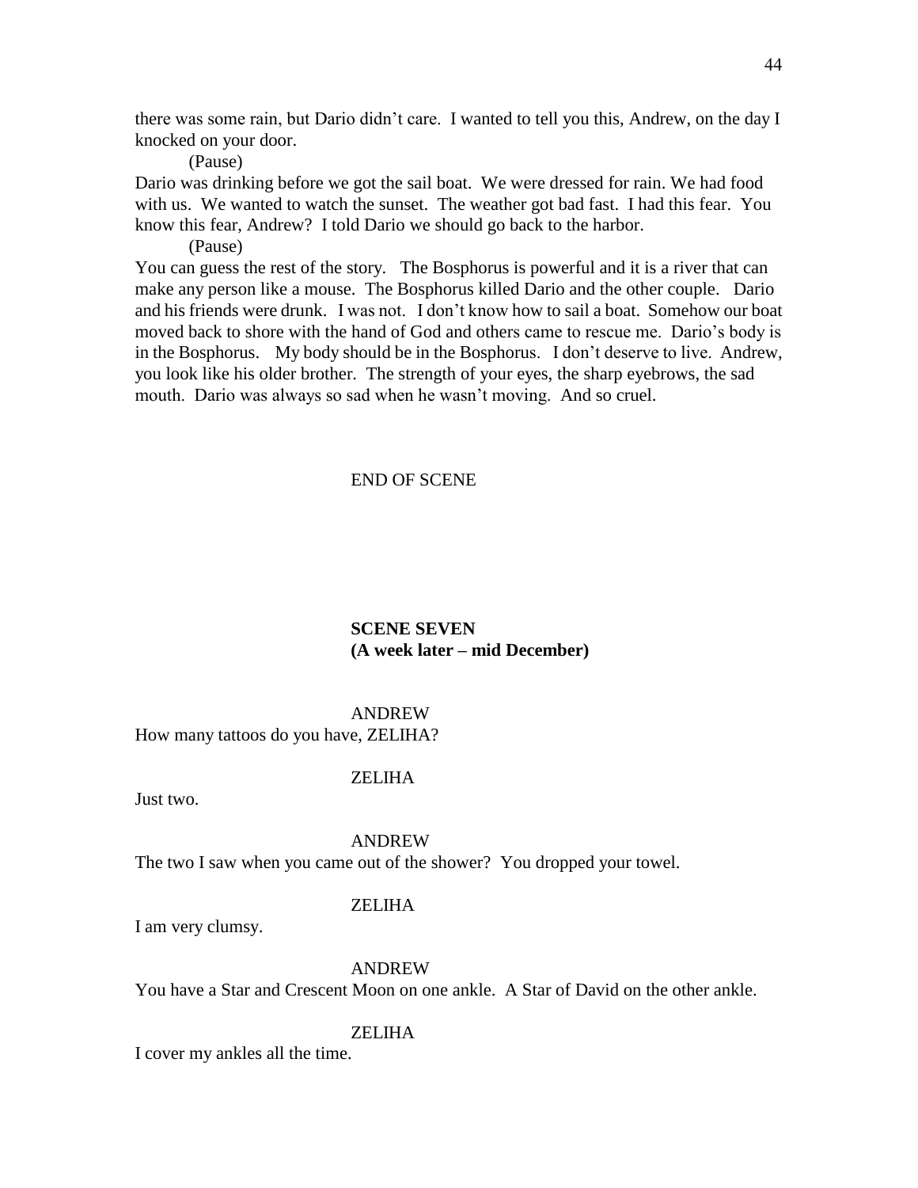there was some rain, but Dario didn't care. I wanted to tell you this, Andrew, on the day I knocked on your door.

(Pause)

Dario was drinking before we got the sail boat. We were dressed for rain. We had food with us. We wanted to watch the sunset. The weather got bad fast. I had this fear. You know this fear, Andrew? I told Dario we should go back to the harbor.

(Pause)

You can guess the rest of the story. The Bosphorus is powerful and it is a river that can make any person like a mouse. The Bosphorus killed Dario and the other couple. Dario and his friends were drunk. I was not. I don't know how to sail a boat. Somehow our boat moved back to shore with the hand of God and others came to rescue me. Dario's body is in the Bosphorus. My body should be in the Bosphorus. I don't deserve to live. Andrew, you look like his older brother. The strength of your eyes, the sharp eyebrows, the sad mouth. Dario was always so sad when he wasn't moving. And so cruel.

END OF SCENE

**SCENE SEVEN**
**(A week later – mid December)**

ANDREW

How many tattoos do you have, ZELIHA?

ZELIHA

Just two.

ANDREW

The two I saw when you came out of the shower? You dropped your towel.

ZELIHA

I am very clumsy.

ANDREW

You have a Star and Crescent Moon on one ankle. A Star of David on the other ankle.

ZELIHA

I cover my ankles all the time.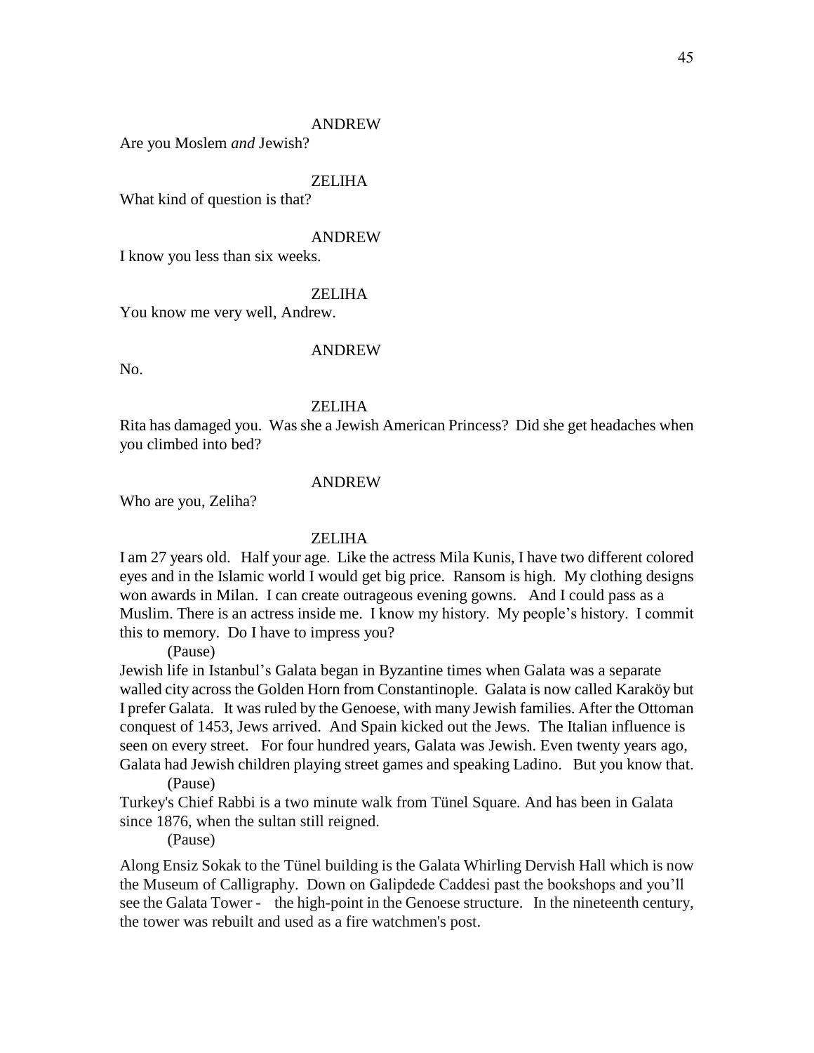ANDREW

Are you Moslem *and* Jewish?

ZELIHA

What kind of question is that?

ANDREW

I know you less than six weeks.

ZELIHA

You know me very well, Andrew.

ANDREW

No.

ZELIHA

Rita has damaged you. Was she a Jewish American Princess? Did she get headaches when you climbed into bed?

ANDREW

Who are you, Zeliha?

ZELIHA

I am 27 years old. Half your age. Like the actress Mila Kunis, I have two different colored eyes and in the Islamic world I would get big price. Ransom is high. My clothing designs won awards in Milan. I can create outrageous evening gowns. And I could pass as a Muslim. There is an actress inside me. I know my history. My people's history. I commit this to memory. Do I have to impress you?

(Pause)

Jewish life in Istanbul's Galata began in Byzantine times when Galata was a separate walled city across the Golden Horn from Constantinople. Galata is now called Karaköy but I prefer Galata. It was ruled by the Genoese, with many Jewish families. After the Ottoman conquest of 1453, Jews arrived. And Spain kicked out the Jews. The Italian influence is seen on every street. For four hundred years, Galata was Jewish. Even twenty years ago, Galata had Jewish children playing street games and speaking Ladino. But you know that.

(Pause)

Turkey's Chief Rabbi is a two minute walk from Tünel Square. And has been in Galata since 1876, when the sultan still reigned.

(Pause)

Along Ensiz Sokak to the Tünel building is the Galata Whirling Dervish Hall which is now the Museum of Calligraphy. Down on Galipdede Caddesi past the bookshops and you'll see the Galata Tower - the high-point in the Genoese structure. In the nineteenth century, the tower was rebuilt and used as a fire watchmen's post.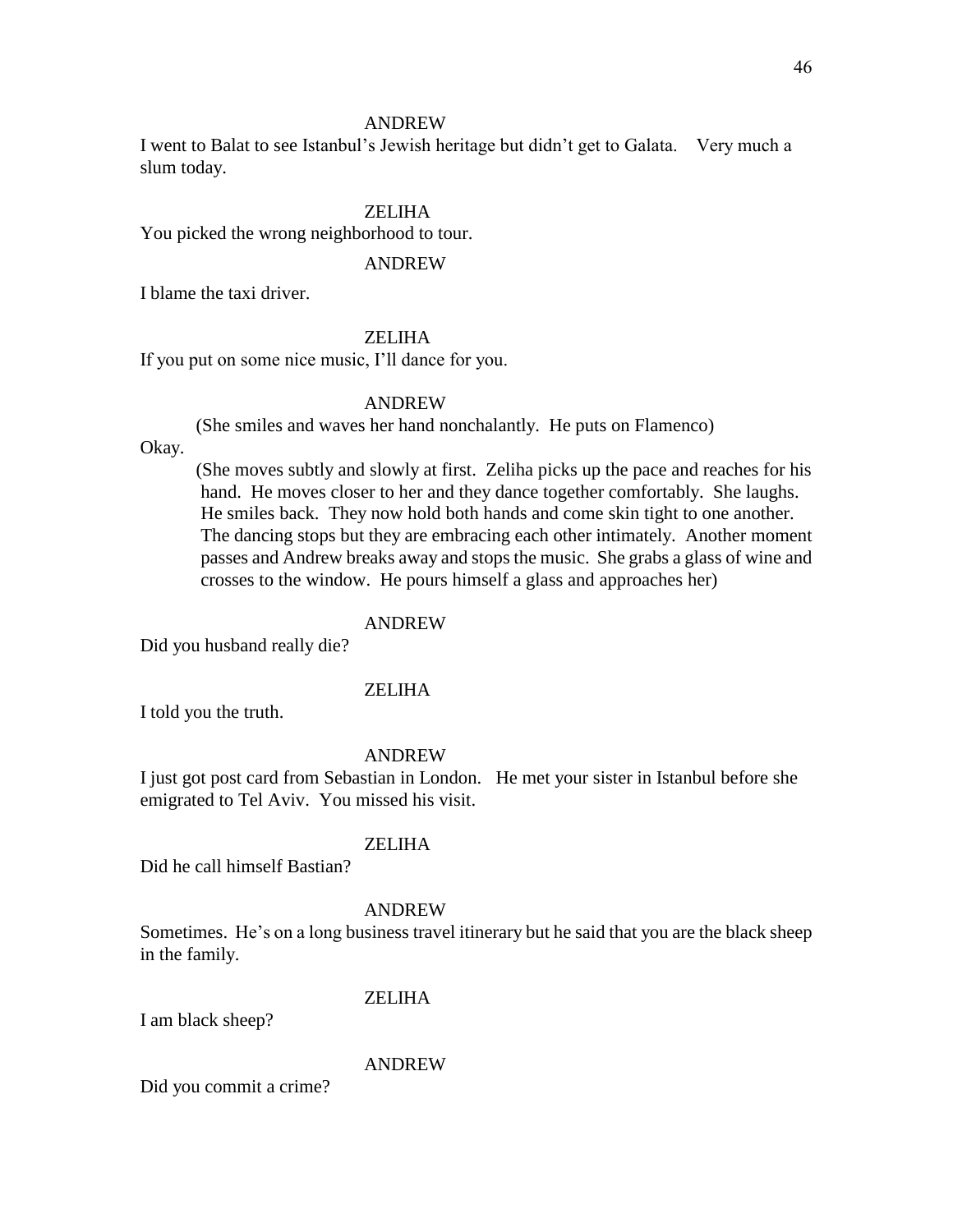ANDREW

I went to Balat to see Istanbul's Jewish heritage but didn't get to Galata. Very much a slum today.

ZELIHA

You picked the wrong neighborhood to tour.

ANDREW

I blame the taxi driver.

ZELIHA

If you put on some nice music, I'll dance for you.

ANDREW

(She smiles and waves her hand nonchalantly. He puts on Flamenco)

Okay.

(She moves subtly and slowly at first. Zeliha picks up the pace and reaches for his hand. He moves closer to her and they dance together comfortably. She laughs. He smiles back. They now hold both hands and come skin tight to one another. The dancing stops but they are embracing each other intimately. Another moment passes and Andrew breaks away and stops the music. She grabs a glass of wine and crosses to the window. He pours himself a glass and approaches her)

ANDREW

Did you husband really die?

ZELIHA

I told you the truth.

ANDREW

I just got post card from Sebastian in London. He met your sister in Istanbul before she emigrated to Tel Aviv. You missed his visit.

ZELIHA

Did he call himself Bastian?

ANDREW

Sometimes. He's on a long business travel itinerary but he said that you are the black sheep in the family.

ZELIHA

I am black sheep?

ANDREW

Did you commit a crime?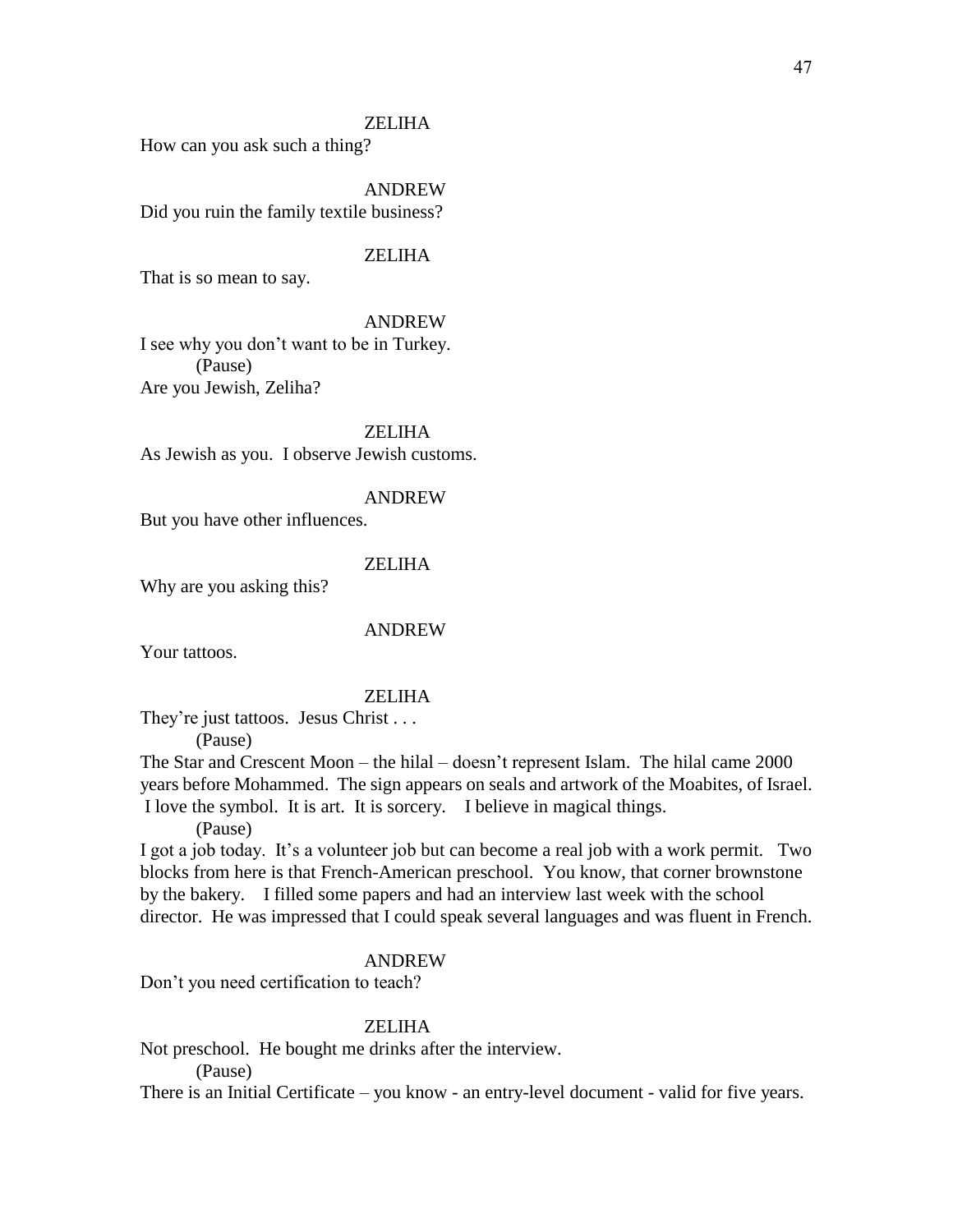ZELIHA

How can you ask such a thing?

ANDREW

Did you ruin the family textile business?

ZELIHA

That is so mean to say.

ANDREW

I see why you don't want to be in Turkey.

(Pause)

Are you Jewish, Zeliha?

ZELIHA

As Jewish as you. I observe Jewish customs.

ANDREW

But you have other influences.

ZELIHA

Why are you asking this?

ANDREW

Your tattoos.

ZELIHA

They're just tattoos. Jesus Christ . . .

(Pause)

The Star and Crescent Moon – the hilal – doesn't represent Islam. The hilal came 2000 years before Mohammed. The sign appears on seals and artwork of the Moabites, of Israel. I love the symbol. It is art. It is sorcery. I believe in magical things.

(Pause)

I got a job today. It's a volunteer job but can become a real job with a work permit. Two blocks from here is that French-American preschool. You know, that corner brownstone by the bakery. I filled some papers and had an interview last week with the school director. He was impressed that I could speak several languages and was fluent in French.

ANDREW

Don't you need certification to teach?

ZELIHA

Not preschool. He bought me drinks after the interview.

(Pause)

There is an Initial Certificate – you know - an entry-level document - valid for five years.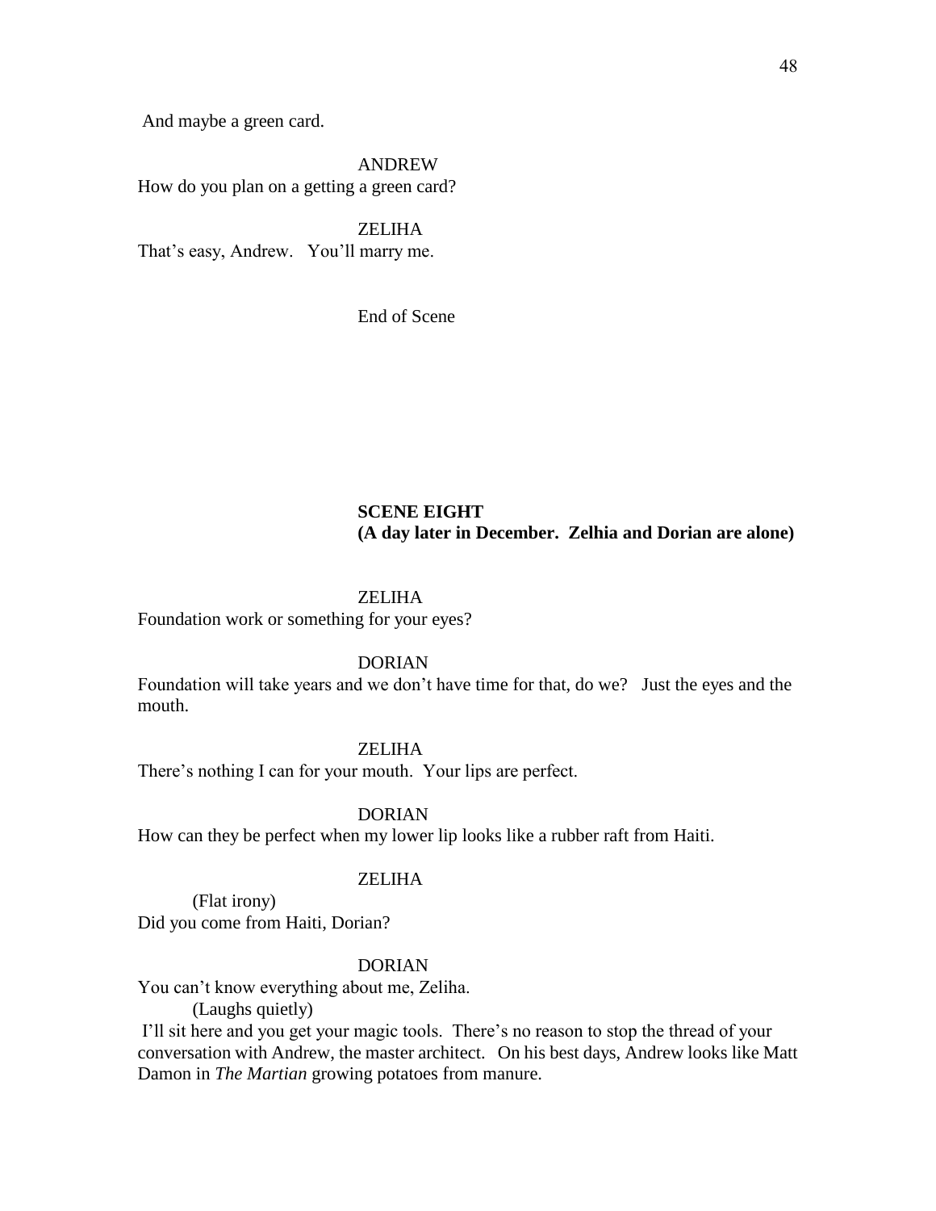And maybe a green card.

ANDREW

How do you plan on a getting a green card?

ZELIHA

That's easy, Andrew. You'll marry me.

End of Scene

**SCENE EIGHT**
**(A day later in December. Zelhia and Dorian are alone)**

ZELIHA

Foundation work or something for your eyes?

DORIAN

Foundation will take years and we don't have time for that, do we? Just the eyes and the mouth.

ZELIHA

There's nothing I can for your mouth. Your lips are perfect.

DORIAN

How can they be perfect when my lower lip looks like a rubber raft from Haiti.

ZELIHA

(Flat irony)

Did you come from Haiti, Dorian?

DORIAN

You can't know everything about me, Zeliha.

(Laughs quietly)

I'll sit here and you get your magic tools. There's no reason to stop the thread of your conversation with Andrew, the master architect. On his best days, Andrew looks like Matt Damon in *The Martian* growing potatoes from manure.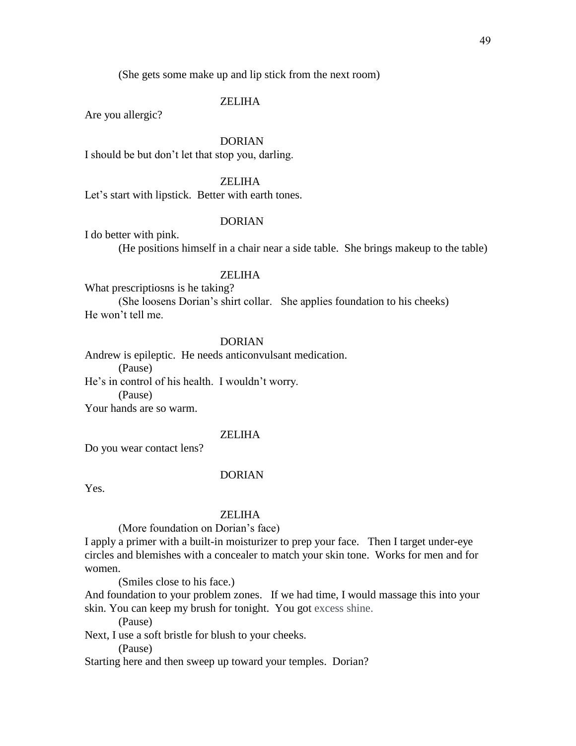(She gets some make up and lip stick from the next room)

ZELIHA

Are you allergic?

DORIAN

I should be but don't let that stop you, darling.

ZELIHA

Let's start with lipstick. Better with earth tones.

DORIAN

I do better with pink.

(He positions himself in a chair near a side table. She brings makeup to the table)

ZELIHA

What prescriptiosns is he taking?

(She loosens Dorian's shirt collar. She applies foundation to his cheeks)

He won't tell me.

DORIAN

Andrew is epileptic. He needs anticonvulsant medication.

(Pause)

He's in control of his health. I wouldn't worry.

(Pause)

Your hands are so warm.

ZELIHA

Do you wear contact lens?

DORIAN

Yes.

ZELIHA

(More foundation on Dorian's face)

I apply a primer with a built-in moisturizer to prep your face. Then I target under-eye circles and blemishes with a concealer to match your skin tone. Works for men and for women.

(Smiles close to his face.)

And foundation to your problem zones. If we had time, I would massage this into your skin. You can keep my brush for tonight. You got excess shine.

(Pause)

Next, I use a soft bristle for blush to your cheeks.

(Pause)

Starting here and then sweep up toward your temples. Dorian?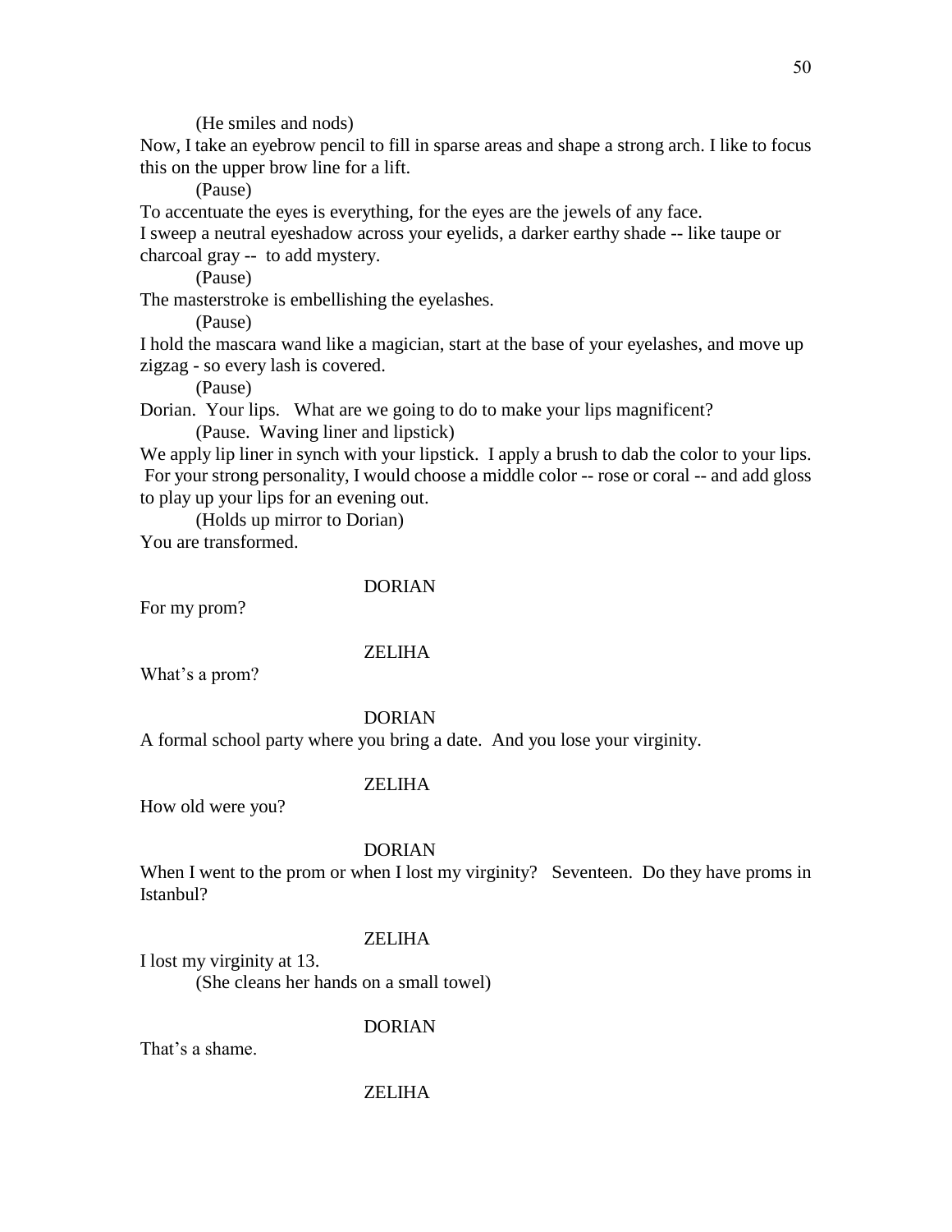(He smiles and nods)

Now, I take an eyebrow pencil to fill in sparse areas and shape a strong arch. I like to focus this on the upper brow line for a lift.

(Pause)

To accentuate the eyes is everything, for the eyes are the jewels of any face.
I sweep a neutral eyeshadow across your eyelids, a darker earthy shade -- like taupe or charcoal gray -- to add mystery.

(Pause)

The masterstroke is embellishing the eyelashes.

(Pause)

I hold the mascara wand like a magician, start at the base of your eyelashes, and move up zigzag - so every lash is covered.

(Pause)

Dorian. Your lips. What are we going to do to make your lips magnificent?

(Pause. Waving liner and lipstick)

We apply lip liner in synch with your lipstick. I apply a brush to dab the color to your lips. For your strong personality, I would choose a middle color -- rose or coral -- and add gloss to play up your lips for an evening out.

(Holds up mirror to Dorian)

You are transformed.

DORIAN

For my prom?

ZELIHA

What's a prom?

DORIAN

A formal school party where you bring a date. And you lose your virginity.

ZELIHA

How old were you?

DORIAN

When I went to the prom or when I lost my virginity? Seventeen. Do they have proms in Istanbul?

ZELIHA

I lost my virginity at 13.

(She cleans her hands on a small towel)

DORIAN

That's a shame.

ZELIHA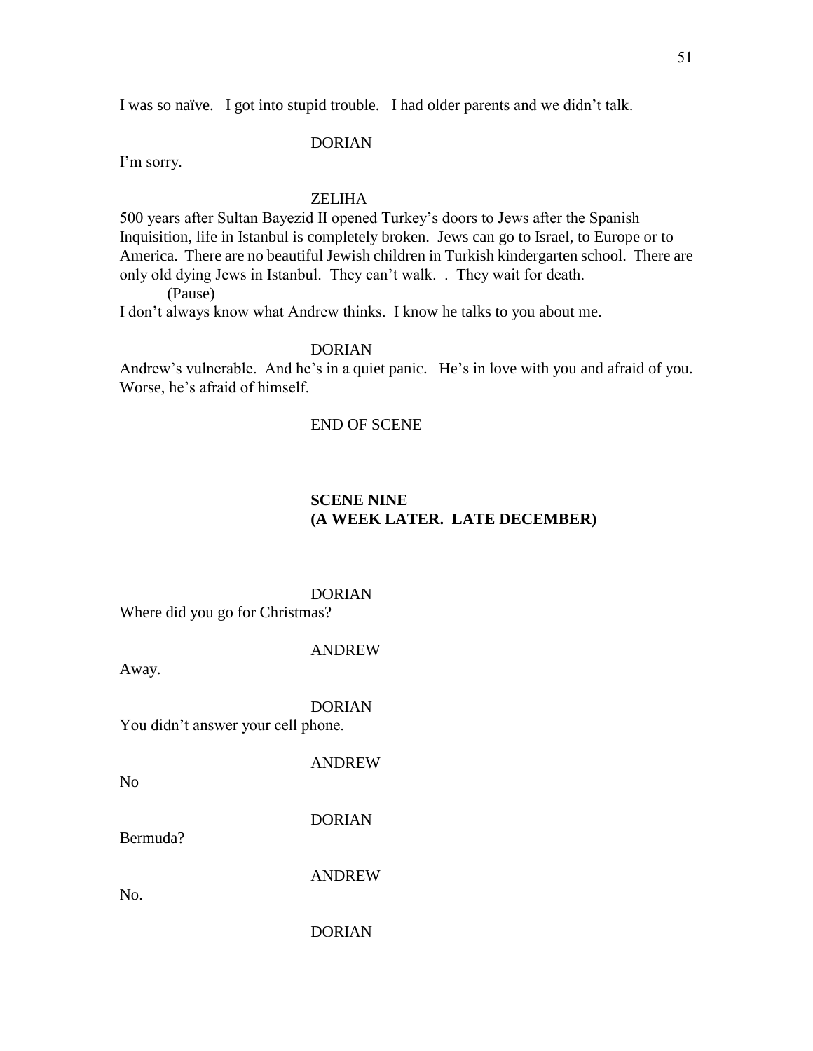I was so naïve. I got into stupid trouble. I had older parents and we didn't talk.

DORIAN

I'm sorry.

ZELIHA

500 years after Sultan Bayezid II opened Turkey's doors to Jews after the Spanish Inquisition, life in Istanbul is completely broken. Jews can go to Israel, to Europe or to America. There are no beautiful Jewish children in Turkish kindergarten school. There are only old dying Jews in Istanbul. They can't walk. . They wait for death.

(Pause)

I don't always know what Andrew thinks. I know he talks to you about me.

DORIAN

Andrew's vulnerable. And he's in a quiet panic. He's in love with you and afraid of you. Worse, he's afraid of himself.

END OF SCENE

**SCENE NINE**
**(A WEEK LATER. LATE DECEMBER)**

DORIAN

Where did you go for Christmas?

ANDREW

Away.

DORIAN

You didn't answer your cell phone.

ANDREW

No

DORIAN

Bermuda?

ANDREW

No.

DORIAN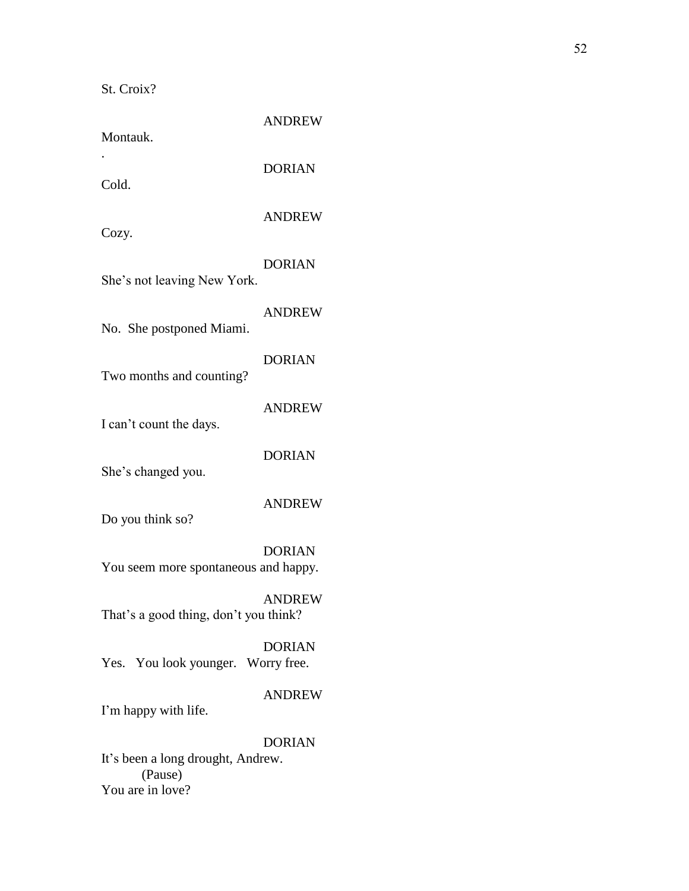St. Croix?

ANDREW

Montauk.

.

DORIAN

Cold.

ANDREW

Cozy.

DORIAN

She's not leaving New York.

ANDREW

No. She postponed Miami.

DORIAN

Two months and counting?

ANDREW

I can't count the days.

DORIAN

She's changed you.

ANDREW

Do you think so?

DORIAN

You seem more spontaneous and happy.

ANDREW

That's a good thing, don't you think?

DORIAN

Yes. You look younger. Worry free.

ANDREW

I'm happy with life.

DORIAN

It's been a long drought, Andrew.
(Pause)
You are in love?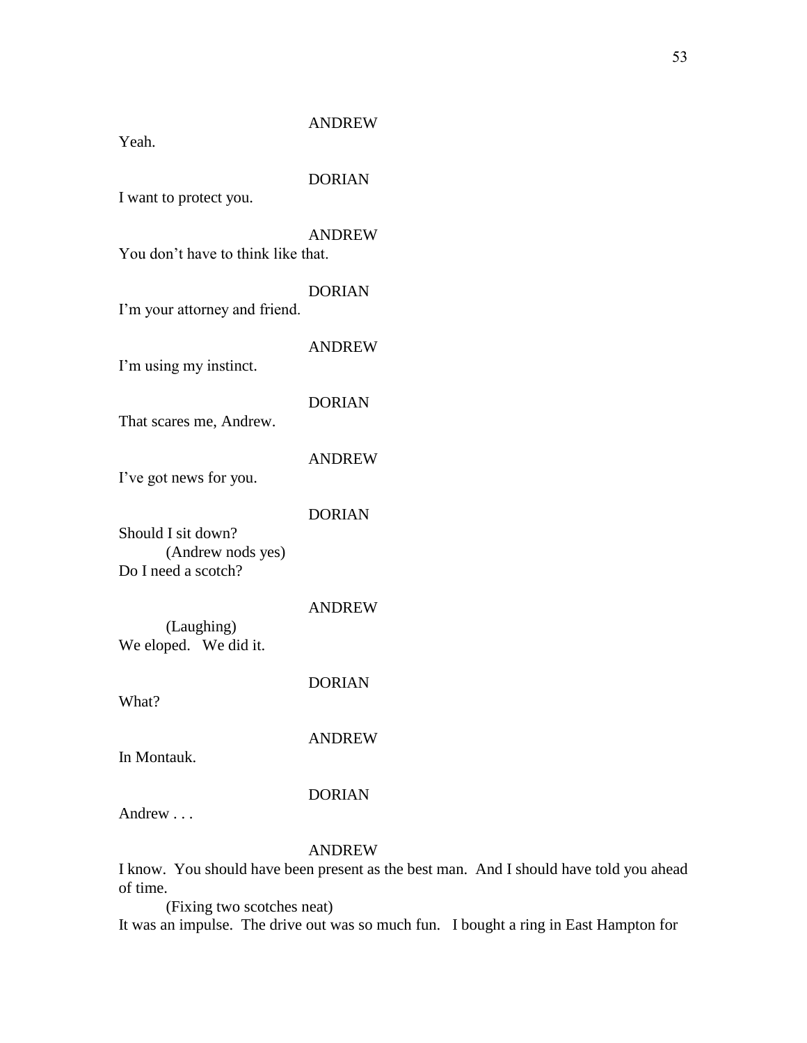ANDREW

Yeah.

DORIAN

I want to protect you.

ANDREW

You don't have to think like that.

DORIAN

I'm your attorney and friend.

ANDREW

I'm using my instinct.

DORIAN

That scares me, Andrew.

ANDREW

I've got news for you.

DORIAN

Should I sit down?

(Andrew nods yes)

Do I need a scotch?

ANDREW

(Laughing)

We eloped. We did it.

DORIAN

What?

ANDREW

In Montauk.

DORIAN

Andrew . . .

ANDREW

I know. You should have been present as the best man. And I should have told you ahead of time.

(Fixing two scotches neat)

It was an impulse. The drive out was so much fun. I bought a ring in East Hampton for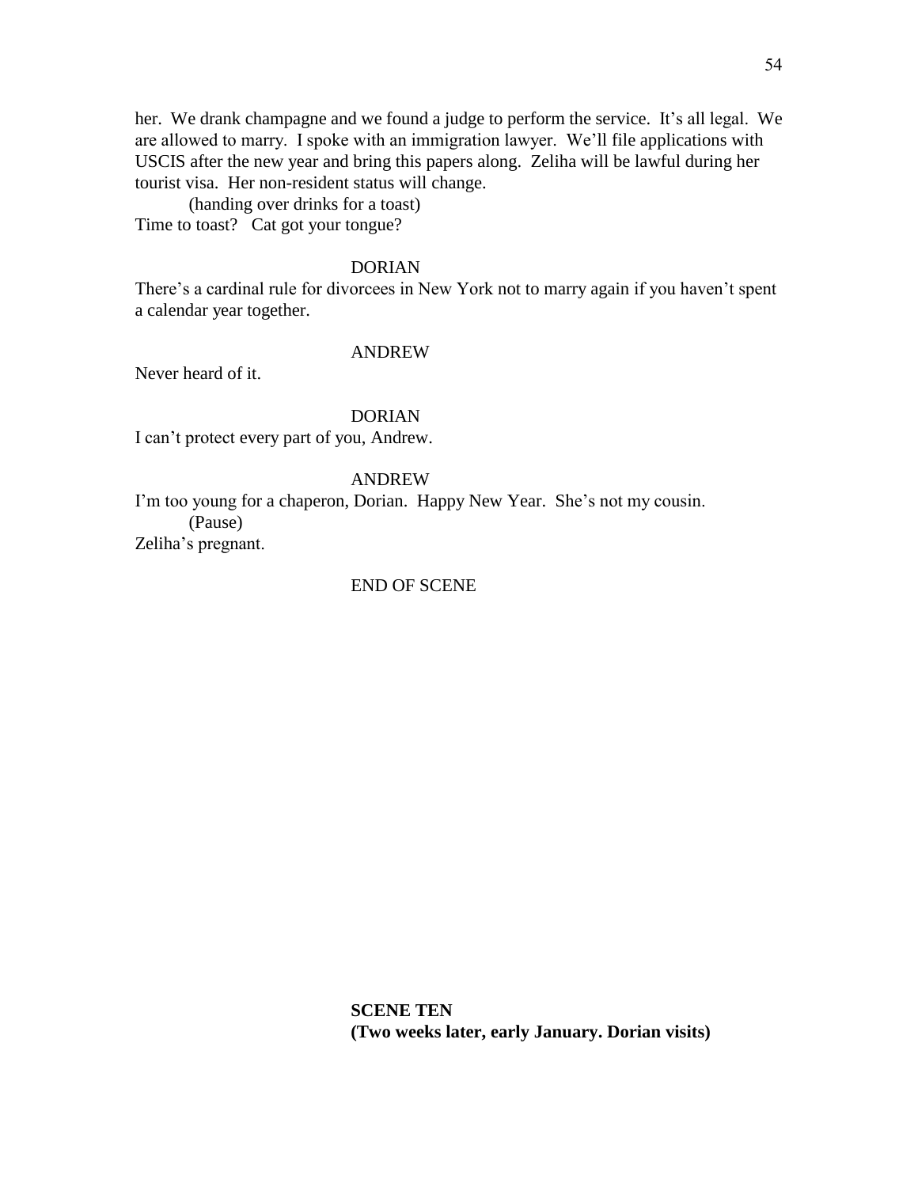her. We drank champagne and we found a judge to perform the service. It's all legal. We are allowed to marry. I spoke with an immigration lawyer. We'll file applications with USCIS after the new year and bring this papers along. Zeliha will be lawful during her tourist visa. Her non-resident status will change.

(handing over drinks for a toast)

Time to toast? Cat got your tongue?

DORIAN

There's a cardinal rule for divorcees in New York not to marry again if you haven't spent a calendar year together.

ANDREW

Never heard of it.

DORIAN

I can't protect every part of you, Andrew.

ANDREW

I'm too young for a chaperon, Dorian. Happy New Year. She's not my cousin.

(Pause)

Zeliha's pregnant.

END OF SCENE

**SCENE TEN**
**(Two weeks later, early January. Dorian visits)**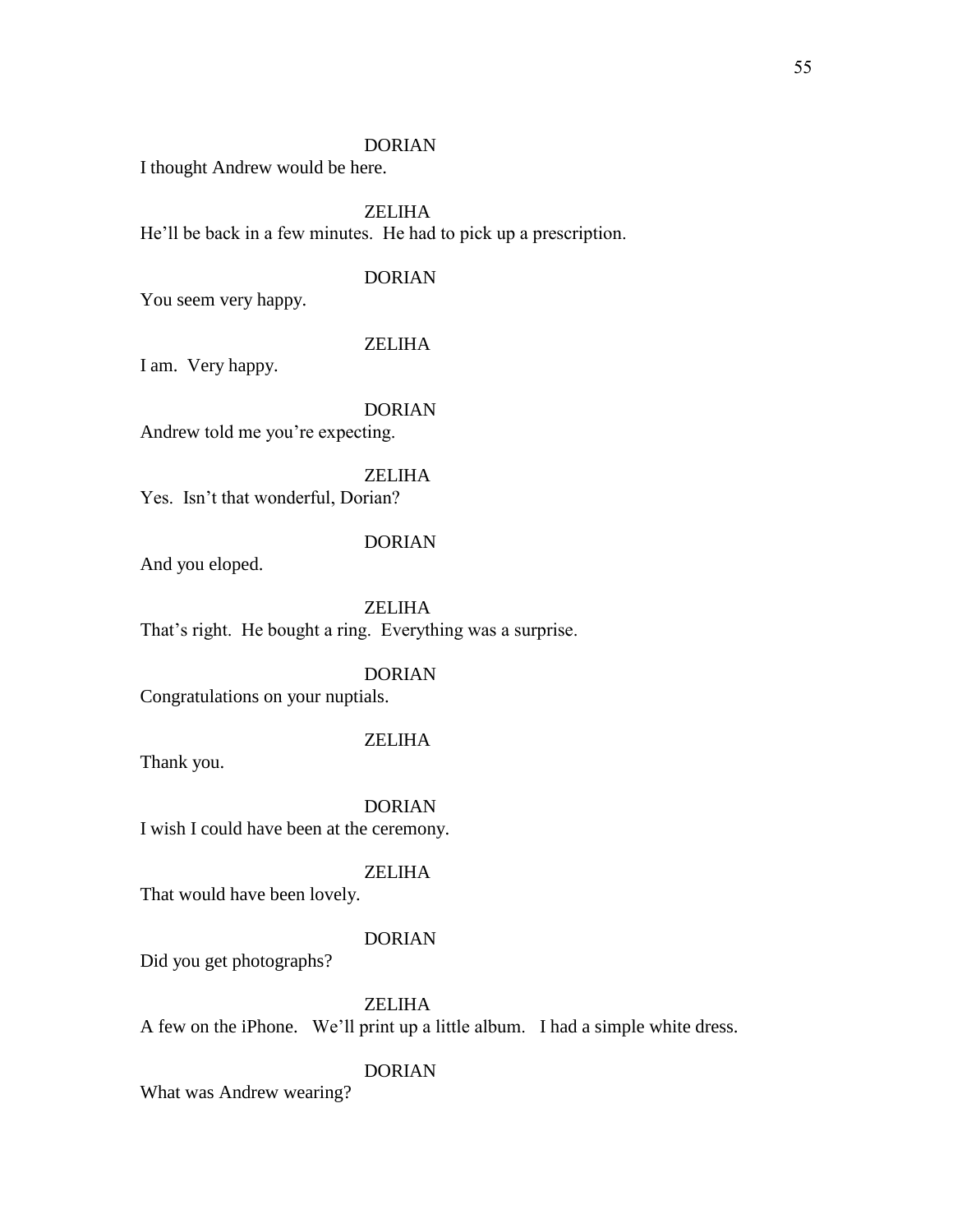DORIAN

I thought Andrew would be here.

ZELIHA

He'll be back in a few minutes. He had to pick up a prescription.

DORIAN

You seem very happy.

ZELIHA

I am. Very happy.

DORIAN

Andrew told me you're expecting.

ZELIHA

Yes. Isn't that wonderful, Dorian?

DORIAN

And you eloped.

ZELIHA

That's right. He bought a ring. Everything was a surprise.

DORIAN

Congratulations on your nuptials.

ZELIHA

Thank you.

DORIAN

I wish I could have been at the ceremony.

ZELIHA

That would have been lovely.

DORIAN

Did you get photographs?

ZELIHA

A few on the iPhone. We'll print up a little album. I had a simple white dress.

DORIAN

What was Andrew wearing?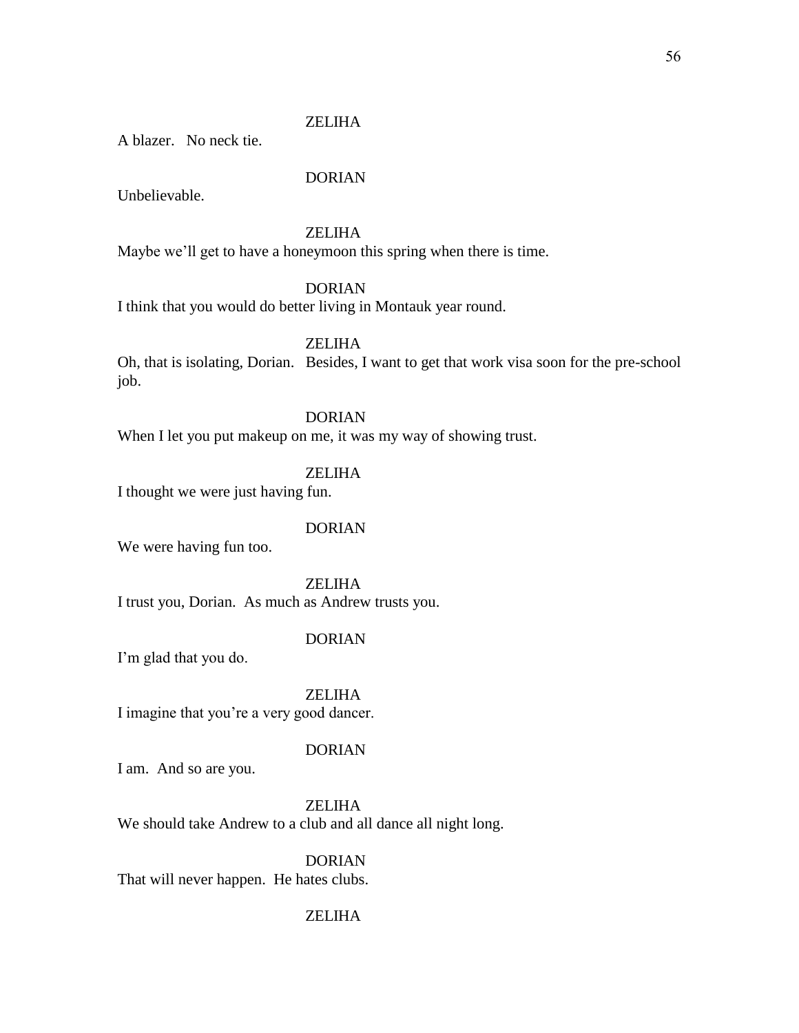ZELIHA

A blazer. No neck tie.

DORIAN

Unbelievable.

ZELIHA

Maybe we'll get to have a honeymoon this spring when there is time.

DORIAN

I think that you would do better living in Montauk year round.

ZELIHA

Oh, that is isolating, Dorian. Besides, I want to get that work visa soon for the pre-school job.

DORIAN

When I let you put makeup on me, it was my way of showing trust.

ZELIHA

I thought we were just having fun.

DORIAN

We were having fun too.

ZELIHA

I trust you, Dorian. As much as Andrew trusts you.

DORIAN

I'm glad that you do.

ZELIHA

I imagine that you're a very good dancer.

DORIAN

I am. And so are you.

ZELIHA

We should take Andrew to a club and all dance all night long.

DORIAN

That will never happen. He hates clubs.

ZELIHA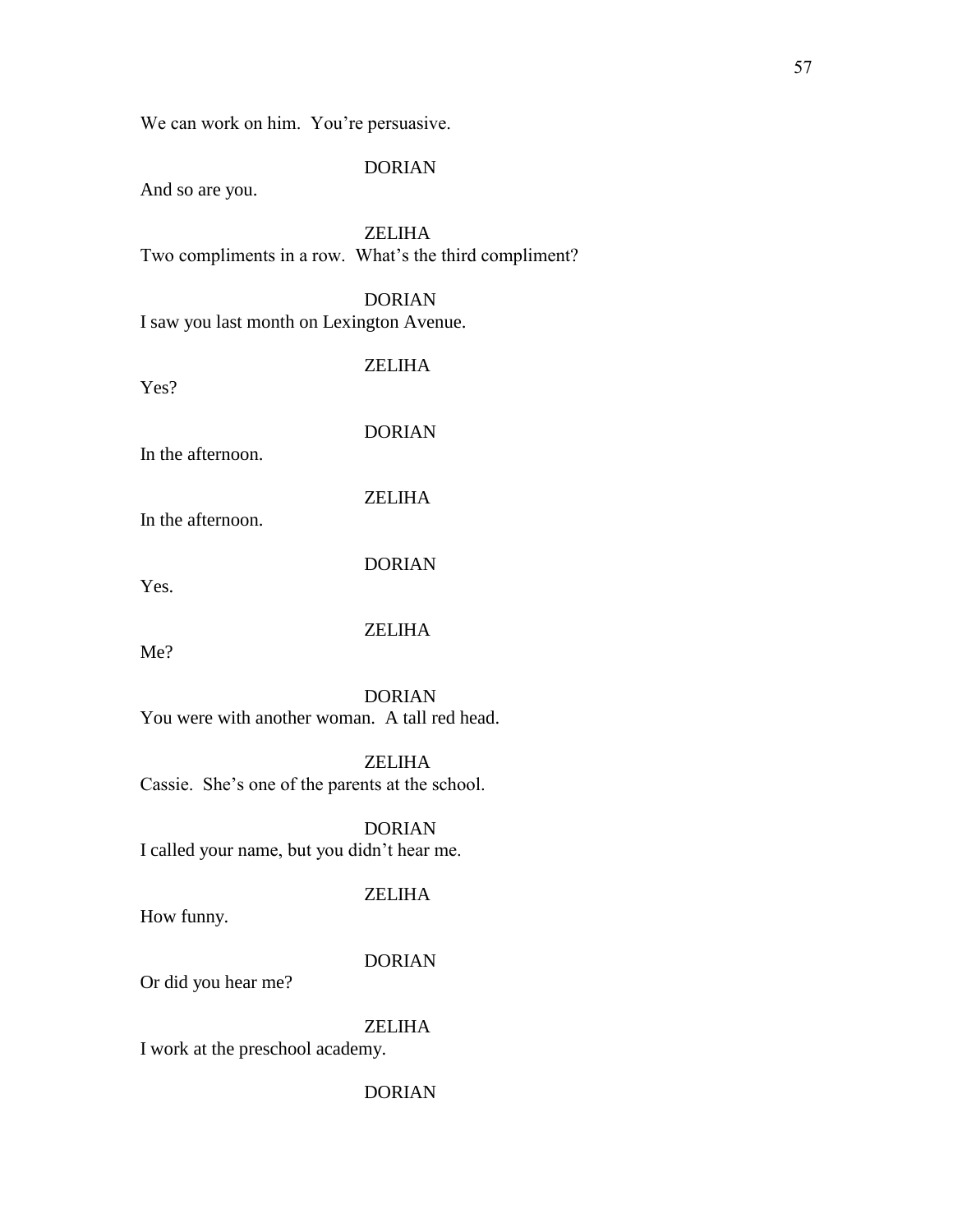We can work on him. You're persuasive.

DORIAN

And so are you.

ZELIHA

Two compliments in a row. What's the third compliment?

DORIAN

I saw you last month on Lexington Avenue.

ZELIHA

Yes?

DORIAN

In the afternoon.

ZELIHA

In the afternoon.

DORIAN

Yes.

ZELIHA

Me?

DORIAN

You were with another woman. A tall red head.

ZELIHA

Cassie. She's one of the parents at the school.

DORIAN

I called your name, but you didn't hear me.

ZELIHA

How funny.

DORIAN

Or did you hear me?

ZELIHA

I work at the preschool academy.

DORIAN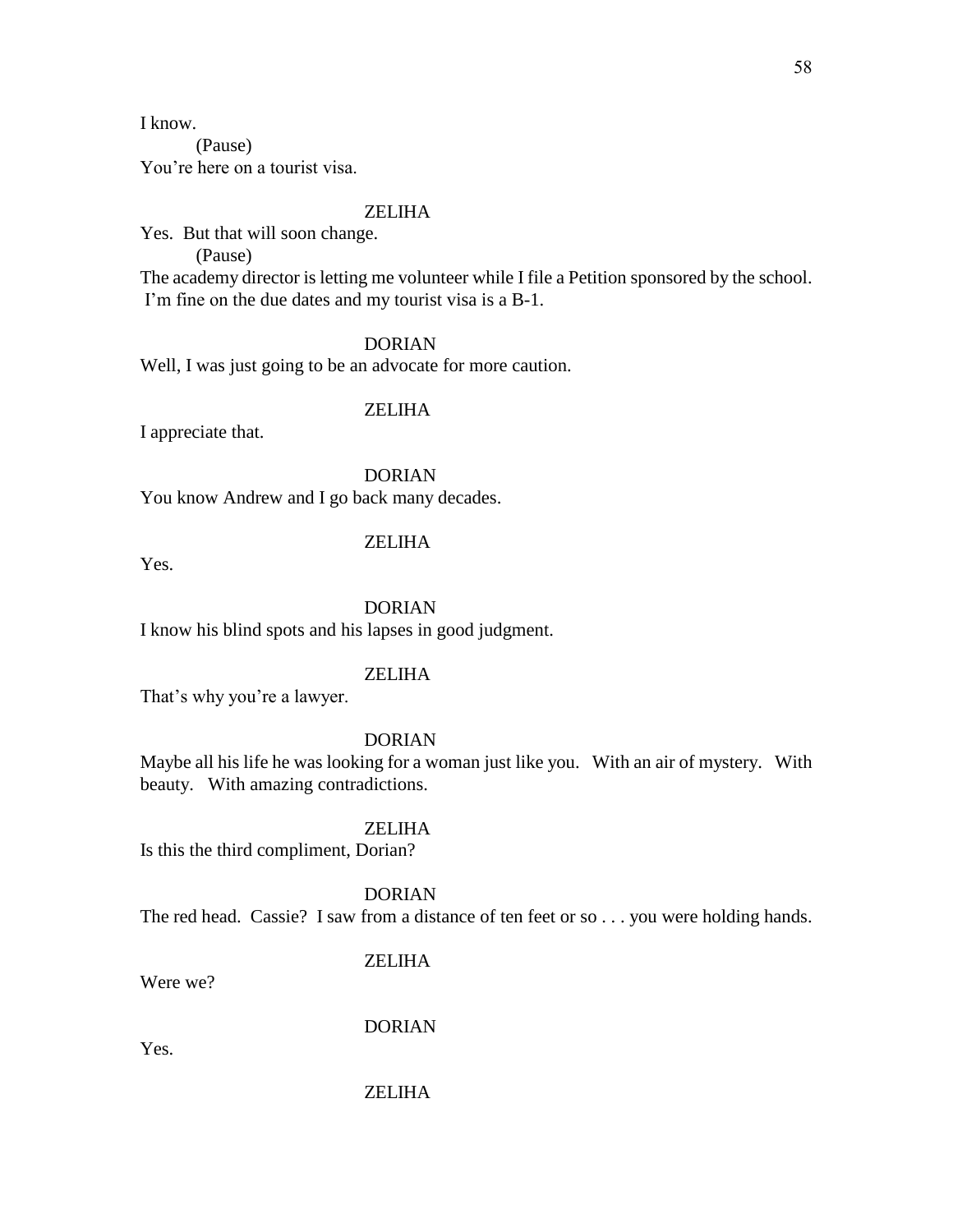I know.

(Pause)

You're here on a tourist visa.

ZELIHA

Yes. But that will soon change.

(Pause)

The academy director is letting me volunteer while I file a Petition sponsored by the school. I'm fine on the due dates and my tourist visa is a B-1.

DORIAN

Well, I was just going to be an advocate for more caution.

ZELIHA

I appreciate that.

DORIAN

You know Andrew and I go back many decades.

ZELIHA

Yes.

DORIAN

I know his blind spots and his lapses in good judgment.

ZELIHA

That's why you're a lawyer.

DORIAN

Maybe all his life he was looking for a woman just like you. With an air of mystery. With beauty. With amazing contradictions.

ZELIHA

Is this the third compliment, Dorian?

DORIAN

The red head. Cassie? I saw from a distance of ten feet or so . . . you were holding hands.

ZELIHA

Were we?

DORIAN

Yes.

ZELIHA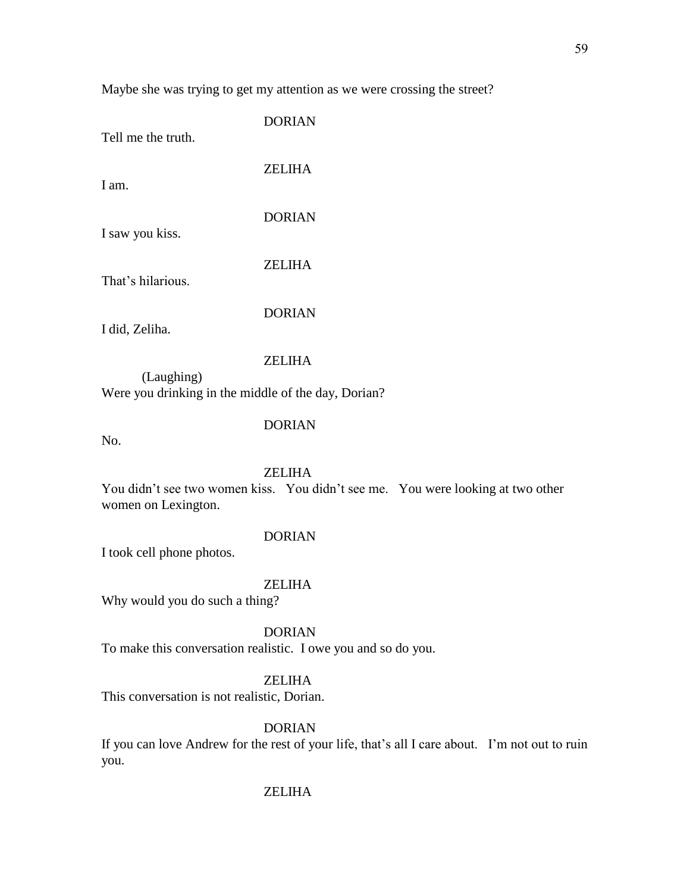Maybe she was trying to get my attention as we were crossing the street?

DORIAN

Tell me the truth.

ZELIHA

I am.

DORIAN

I saw you kiss.

ZELIHA

That's hilarious.

DORIAN

I did, Zeliha.

ZELIHA

(Laughing)

Were you drinking in the middle of the day, Dorian?

DORIAN

No.

ZELIHA

You didn't see two women kiss.   You didn't see me.   You were looking at two other women on Lexington.

DORIAN

I took cell phone photos.

ZELIHA

Why would you do such a thing?

DORIAN

To make this conversation realistic.  I owe you and so do you.

ZELIHA

This conversation is not realistic, Dorian.

DORIAN

If you can love Andrew for the rest of your life, that's all I care about.   I'm not out to ruin you.

ZELIHA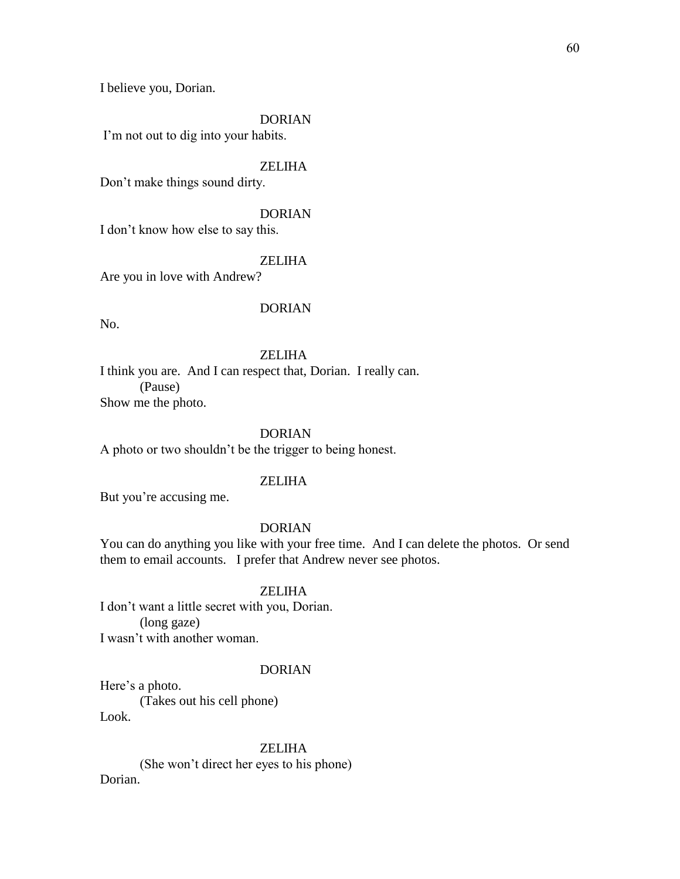I believe you, Dorian.

DORIAN

I'm not out to dig into your habits.

ZELIHA

Don't make things sound dirty.

DORIAN

I don't know how else to say this.

ZELIHA

Are you in love with Andrew?

DORIAN

No.

ZELIHA

I think you are.  And I can respect that, Dorian.  I really can.

(Pause)

Show me the photo.

DORIAN

A photo or two shouldn't be the trigger to being honest.

ZELIHA

But you're accusing me.

DORIAN

You can do anything you like with your free time.  And I can delete the photos.  Or send them to email accounts.   I prefer that Andrew never see photos.

ZELIHA

I don't want a little secret with you, Dorian.

(long gaze)

I wasn't with another woman.

DORIAN

Here's a photo.

(Takes out his cell phone)

Look.

ZELIHA

(She won't direct her eyes to his phone)

Dorian.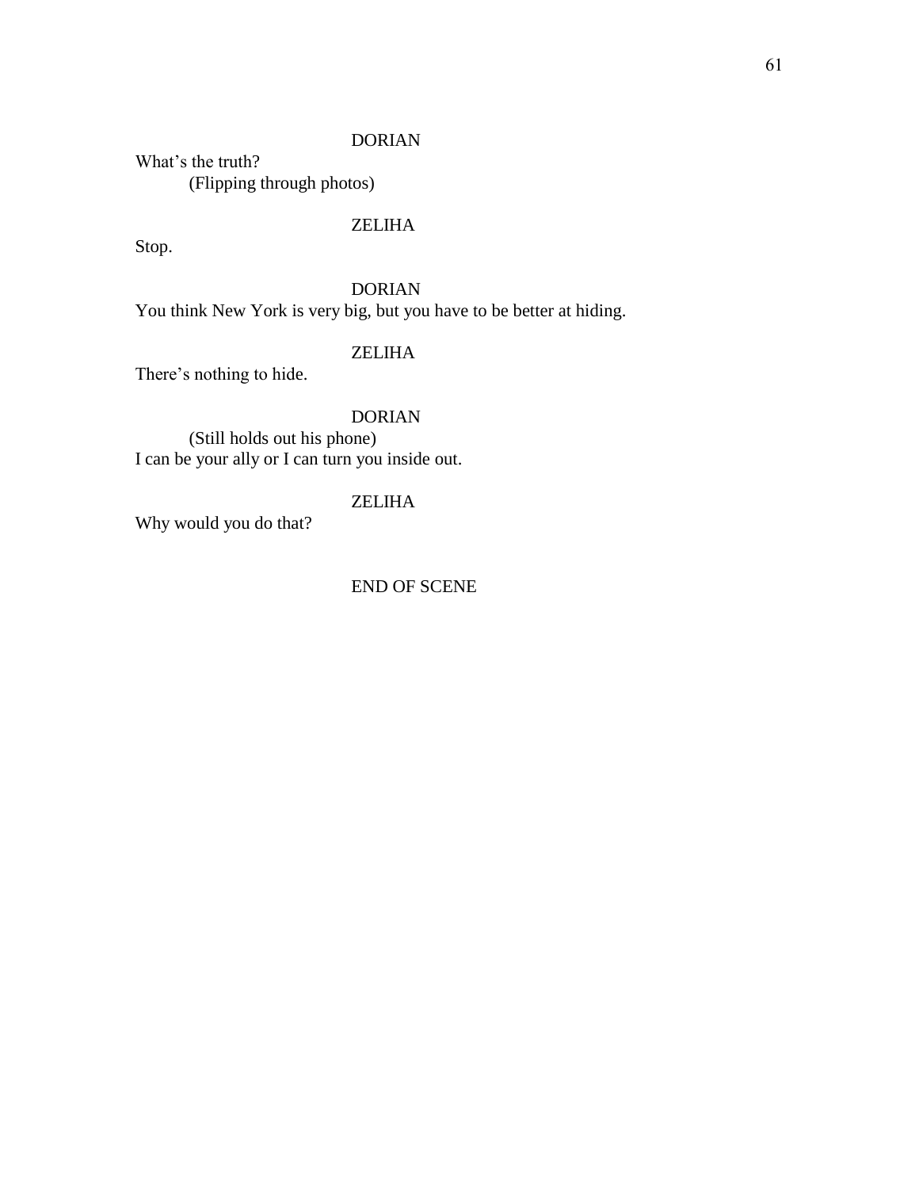DORIAN

What's the truth?

(Flipping through photos)

ZELIHA

Stop.

DORIAN

You think New York is very big, but you have to be better at hiding.

ZELIHA

There's nothing to hide.

DORIAN

(Still holds out his phone)

I can be your ally or I can turn you inside out.

ZELIHA

Why would you do that?

END OF SCENE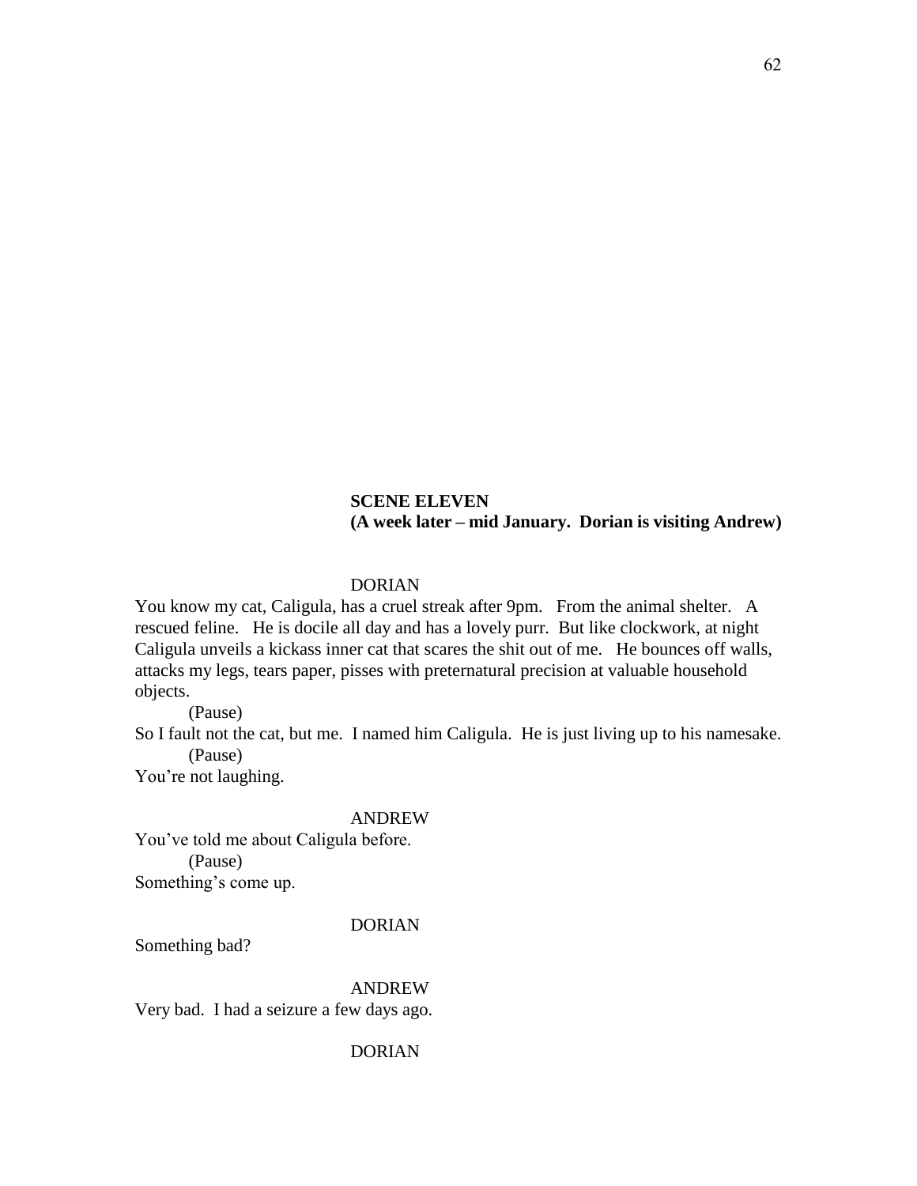**SCENE ELEVEN**
**(A week later – mid January. Dorian is visiting Andrew)**

DORIAN

You know my cat, Caligula, has a cruel streak after 9pm. From the animal shelter. A rescued feline. He is docile all day and has a lovely purr. But like clockwork, at night Caligula unveils a kickass inner cat that scares the shit out of me. He bounces off walls, attacks my legs, tears paper, pisses with preternatural precision at valuable household objects.

(Pause)

So I fault not the cat, but me. I named him Caligula. He is just living up to his namesake.

(Pause)

You're not laughing.

ANDREW

You've told me about Caligula before.

(Pause)

Something's come up.

DORIAN

Something bad?

ANDREW

Very bad. I had a seizure a few days ago.

DORIAN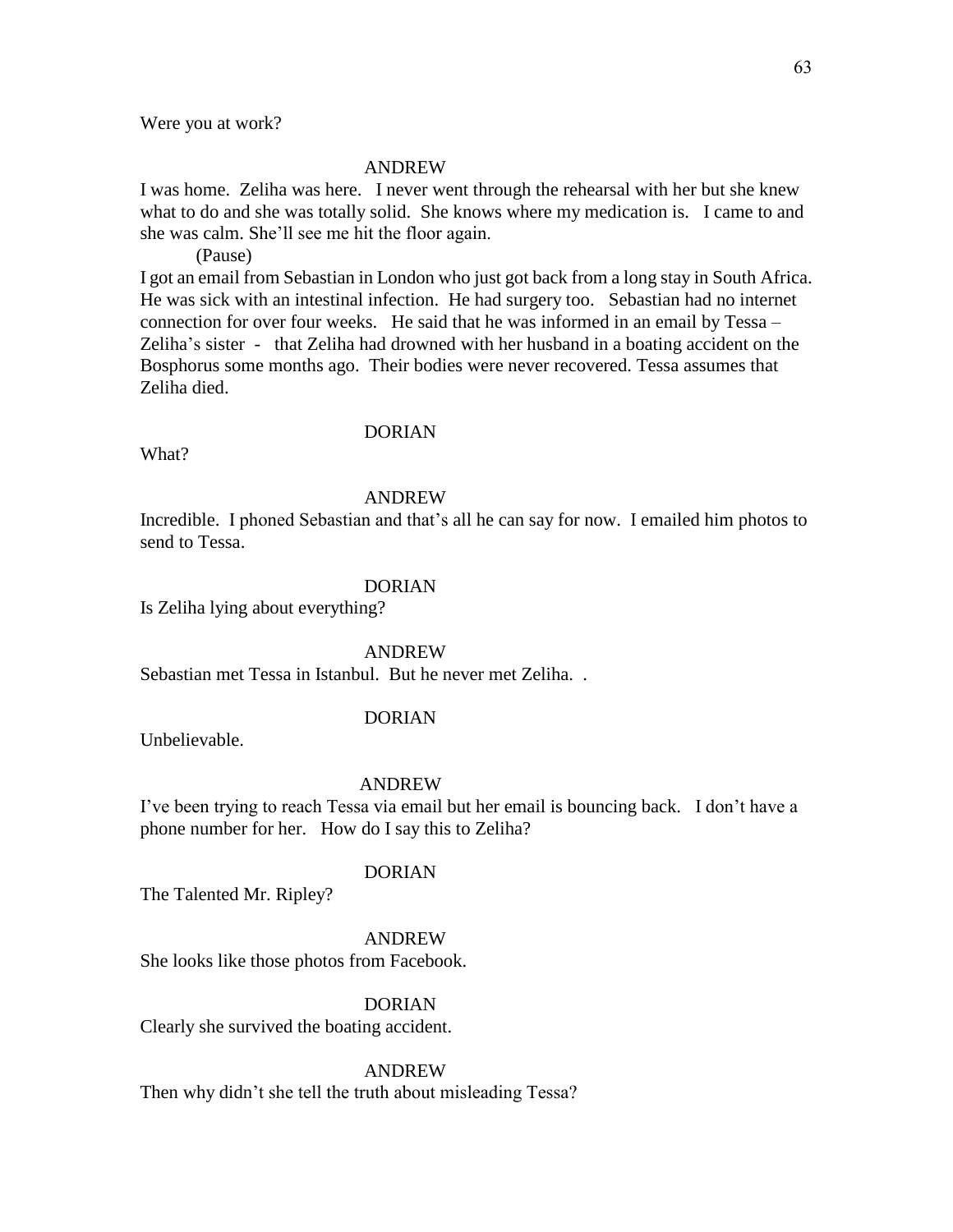Were you at work?

ANDREW

I was home. Zeliha was here. I never went through the rehearsal with her but she knew what to do and she was totally solid. She knows where my medication is. I came to and she was calm. She'll see me hit the floor again.

(Pause)

I got an email from Sebastian in London who just got back from a long stay in South Africa. He was sick with an intestinal infection. He had surgery too. Sebastian had no internet connection for over four weeks. He said that he was informed in an email by Tessa – Zeliha's sister - that Zeliha had drowned with her husband in a boating accident on the Bosphorus some months ago. Their bodies were never recovered. Tessa assumes that Zeliha died.

DORIAN

What?

ANDREW

Incredible. I phoned Sebastian and that's all he can say for now. I emailed him photos to send to Tessa.

DORIAN

Is Zeliha lying about everything?

ANDREW

Sebastian met Tessa in Istanbul. But he never met Zeliha. .

DORIAN

Unbelievable.

ANDREW

I've been trying to reach Tessa via email but her email is bouncing back. I don't have a phone number for her. How do I say this to Zeliha?

DORIAN

The Talented Mr. Ripley?

ANDREW

She looks like those photos from Facebook.

DORIAN

Clearly she survived the boating accident.

ANDREW

Then why didn't she tell the truth about misleading Tessa?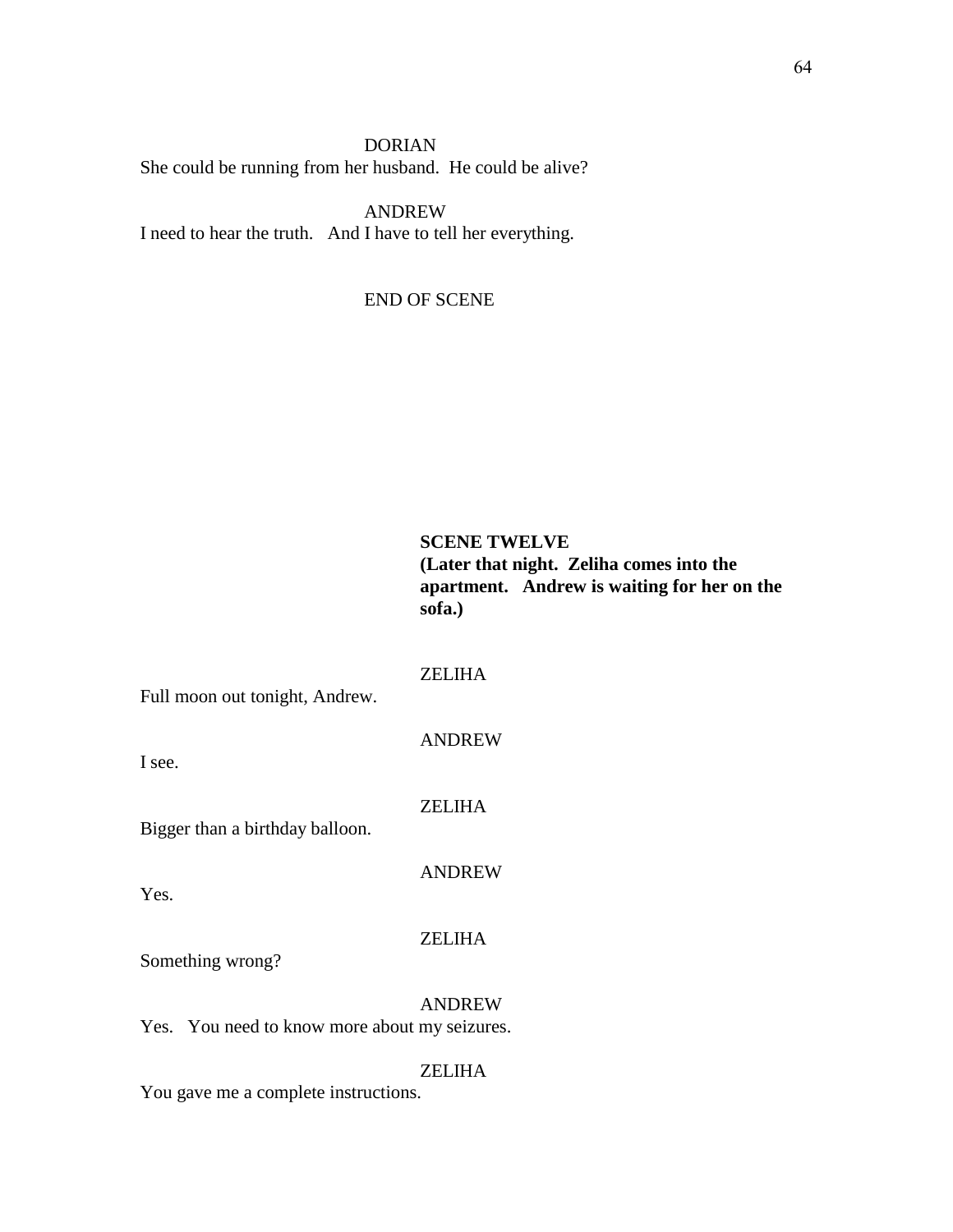DORIAN
She could be running from her husband.  He could be alive?

ANDREW
I need to hear the truth.   And I have to tell her everything.

END OF SCENE

**SCENE TWELVE**
**(Later that night.  Zeliha comes into the apartment.   Andrew is waiting for her on the sofa.)**

ZELIHA
Full moon out tonight, Andrew.

ANDREW
I see.

ZELIHA
Bigger than a birthday balloon.

ANDREW
Yes.

ZELIHA
Something wrong?

ANDREW
Yes.   You need to know more about my seizures.

ZELIHA
You gave me a complete instructions.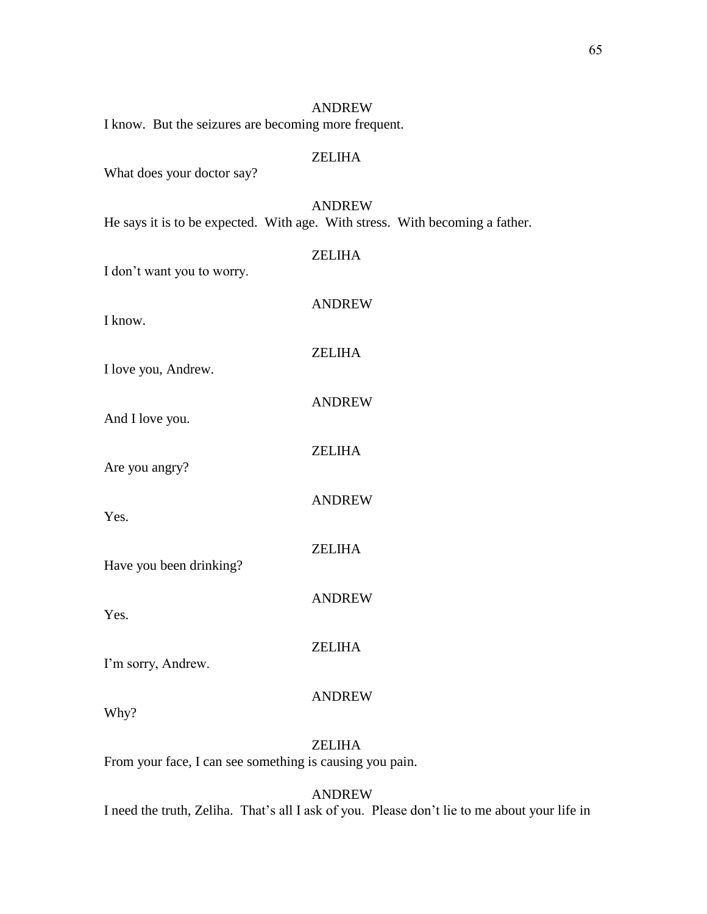ANDREW

I know. But the seizures are becoming more frequent.

ZELIHA

What does your doctor say?

ANDREW

He says it is to be expected. With age. With stress. With becoming a father.

ZELIHA

I don't want you to worry.

ANDREW

I know.

ZELIHA

I love you, Andrew.

ANDREW

And I love you.

ZELIHA

Are you angry?

ANDREW

Yes.

ZELIHA

Have you been drinking?

ANDREW

Yes.

ZELIHA

I'm sorry, Andrew.

ANDREW

Why?

ZELIHA

From your face, I can see something is causing you pain.

ANDREW

I need the truth, Zeliha. That's all I ask of you. Please don't lie to me about your life in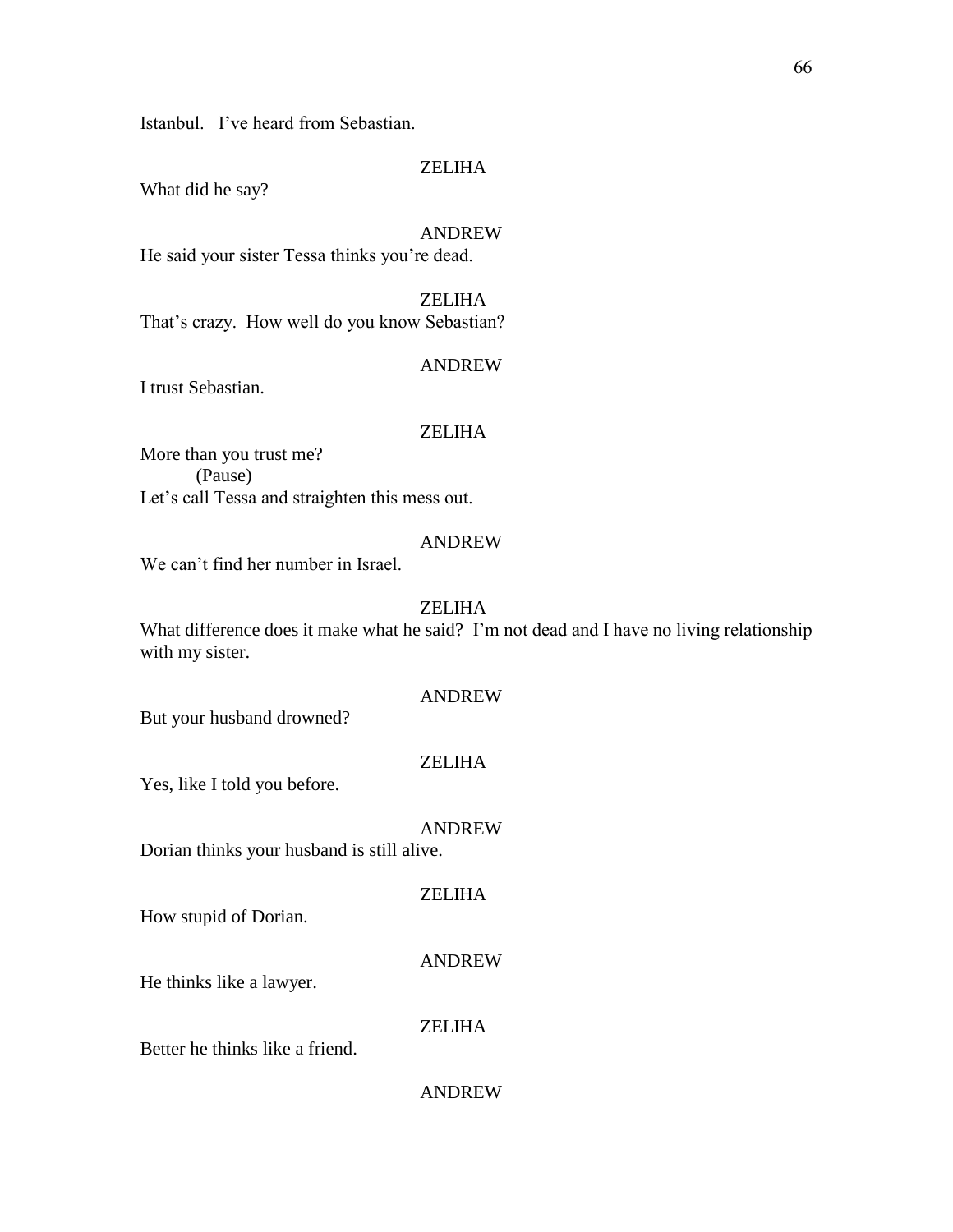Istanbul.   I've heard from Sebastian.

ZELIHA

What did he say?

ANDREW

He said your sister Tessa thinks you're dead.

ZELIHA

That's crazy.  How well do you know Sebastian?

ANDREW

I trust Sebastian.

ZELIHA

More than you trust me?
	(Pause)
Let's call Tessa and straighten this mess out.

ANDREW

We can't find her number in Israel.

ZELIHA

What difference does it make what he said?  I'm not dead and I have no living relationship with my sister.

ANDREW

But your husband drowned?

ZELIHA

Yes, like I told you before.

ANDREW

Dorian thinks your husband is still alive.

ZELIHA

How stupid of Dorian.

ANDREW

He thinks like a lawyer.

ZELIHA

Better he thinks like a friend.

ANDREW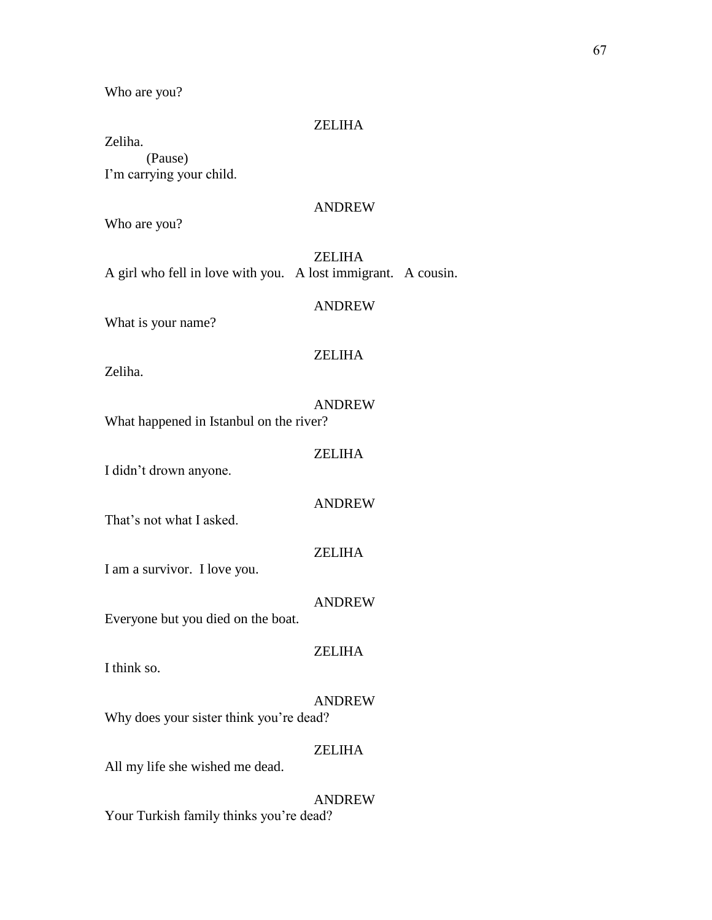Who are you?

ZELIHA

Zeliha.

(Pause)

I'm carrying your child.

ANDREW

Who are you?

ZELIHA

A girl who fell in love with you.   A lost immigrant.   A cousin.

ANDREW

What is your name?

ZELIHA

Zeliha.

ANDREW

What happened in Istanbul on the river?

ZELIHA

I didn't drown anyone.

ANDREW

That's not what I asked.

ZELIHA

I am a survivor.  I love you.

ANDREW

Everyone but you died on the boat.

ZELIHA

I think so.

ANDREW

Why does your sister think you're dead?

ZELIHA

All my life she wished me dead.

ANDREW

Your Turkish family thinks you're dead?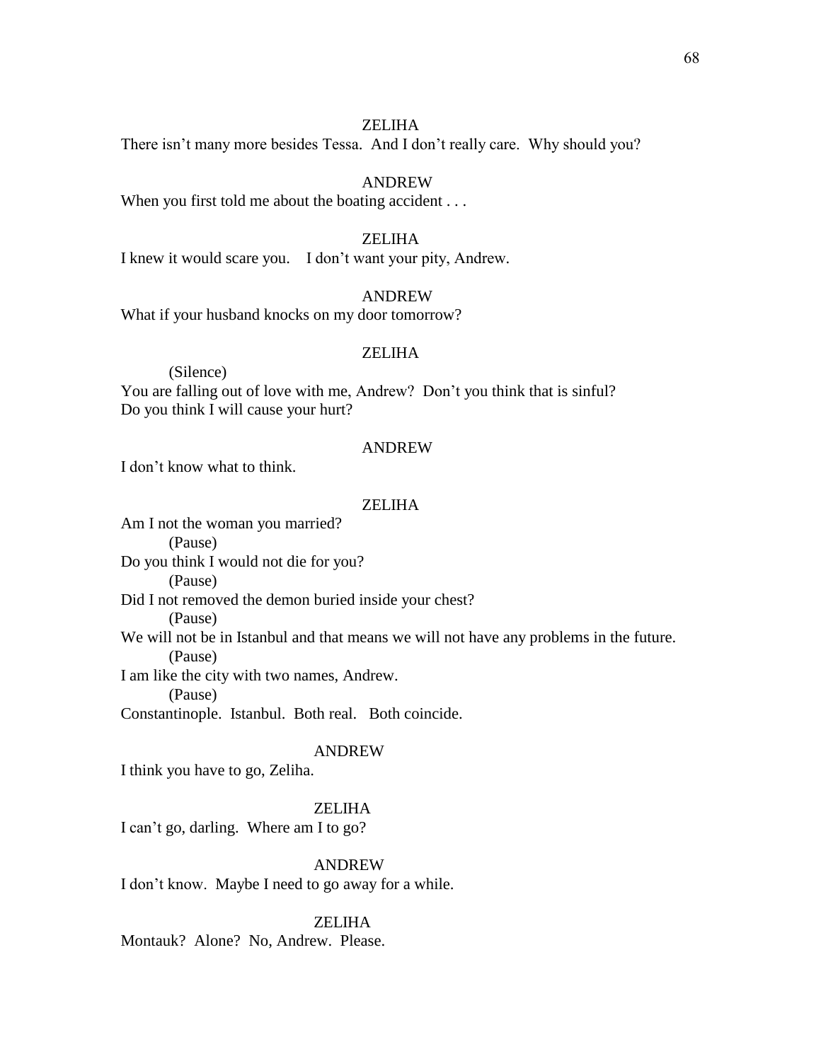ZELIHA

There isn't many more besides Tessa. And I don't really care. Why should you?

ANDREW

When you first told me about the boating accident . . .

ZELIHA

I knew it would scare you. I don't want your pity, Andrew.

ANDREW

What if your husband knocks on my door tomorrow?

ZELIHA

(Silence)

You are falling out of love with me, Andrew? Don't you think that is sinful? Do you think I will cause your hurt?

ANDREW

I don't know what to think.

ZELIHA

Am I not the woman you married?

(Pause)

Do you think I would not die for you?

(Pause)

Did I not removed the demon buried inside your chest?

(Pause)

We will not be in Istanbul and that means we will not have any problems in the future.

(Pause)

I am like the city with two names, Andrew.

(Pause)

Constantinople. Istanbul. Both real. Both coincide.

ANDREW

I think you have to go, Zeliha.

ZELIHA

I can't go, darling. Where am I to go?

ANDREW

I don't know. Maybe I need to go away for a while.

ZELIHA

Montauk? Alone? No, Andrew. Please.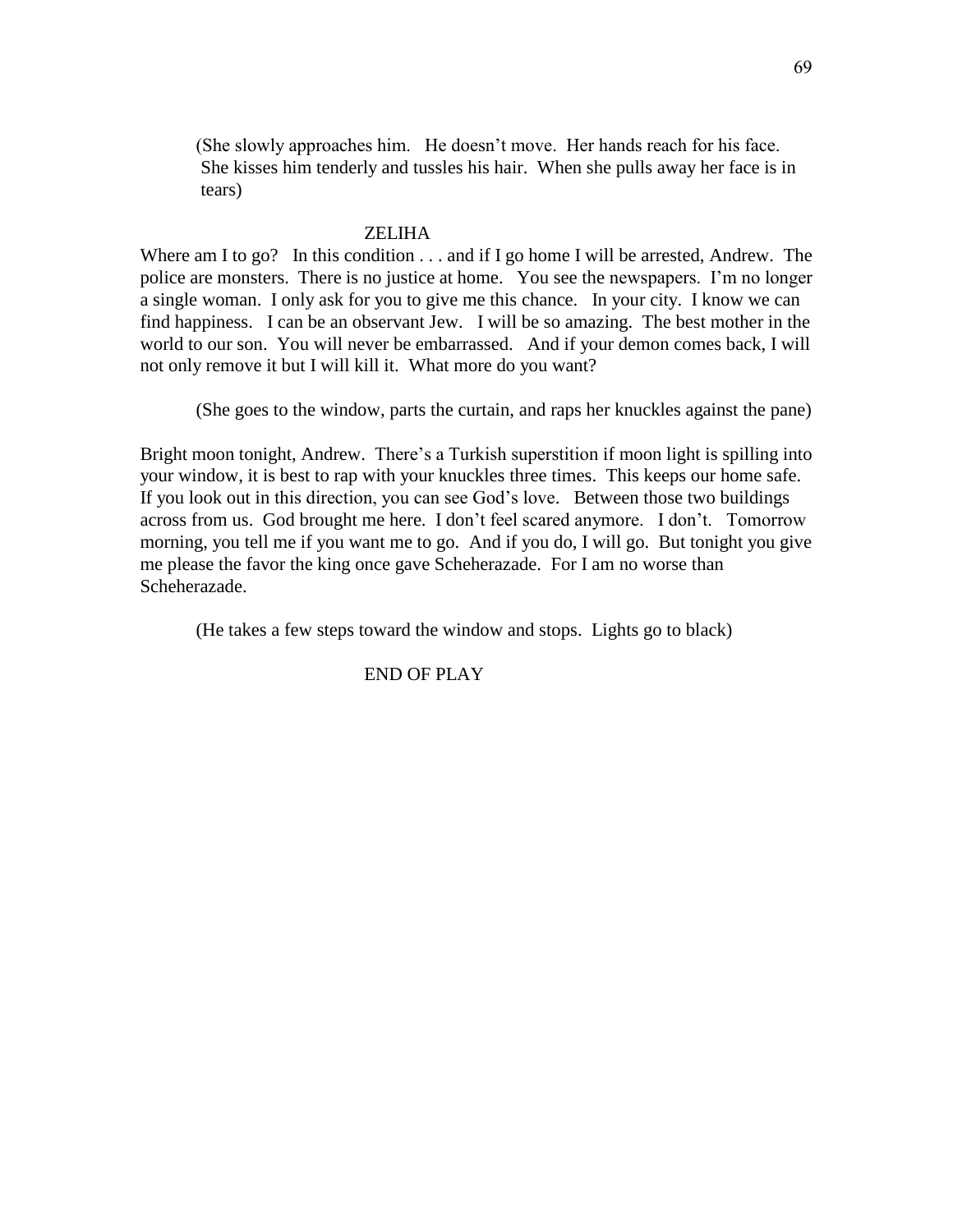(She slowly approaches him. He doesn't move. Her hands reach for his face. She kisses him tenderly and tussles his hair. When she pulls away her face is in tears)

ZELIHA

Where am I to go? In this condition . . . and if I go home I will be arrested, Andrew. The police are monsters. There is no justice at home. You see the newspapers. I'm no longer a single woman. I only ask for you to give me this chance. In your city. I know we can find happiness. I can be an observant Jew. I will be so amazing. The best mother in the world to our son. You will never be embarrassed. And if your demon comes back, I will not only remove it but I will kill it. What more do you want?

(She goes to the window, parts the curtain, and raps her knuckles against the pane)

Bright moon tonight, Andrew. There's a Turkish superstition if moon light is spilling into your window, it is best to rap with your knuckles three times. This keeps our home safe. If you look out in this direction, you can see God's love. Between those two buildings across from us. God brought me here. I don't feel scared anymore. I don't. Tomorrow morning, you tell me if you want me to go. And if you do, I will go. But tonight you give me please the favor the king once gave Scheherazade. For I am no worse than Scheherazade.

(He takes a few steps toward the window and stops. Lights go to black)

END OF PLAY